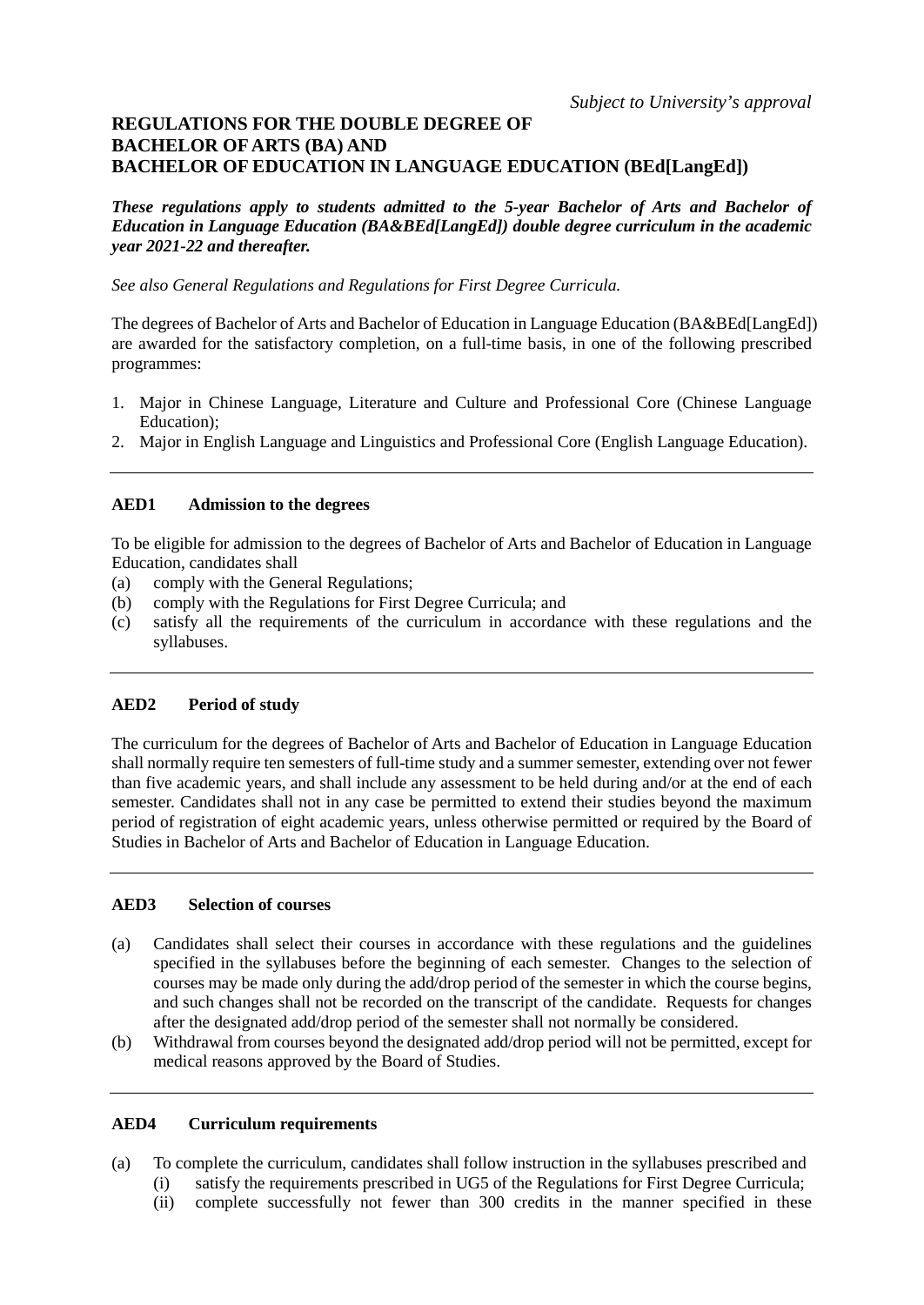*Subject to University's approval*

**REGULATIONS FOR THE DOUBLE DEGREE OF**
**BACHELOR OF ARTS (BA) AND**
**BACHELOR OF EDUCATION IN LANGUAGE EDUCATION (BEd[LangEd])**

***These regulations apply to students admitted to the 5-year Bachelor of Arts and Bachelor of Education in Language Education (BA&BEd[LangEd]) double degree curriculum in the academic year 2021-22 and thereafter.***

*See also General Regulations and Regulations for First Degree Curricula.*

The degrees of Bachelor of Arts and Bachelor of Education in Language Education (BA&BEd[LangEd]) are awarded for the satisfactory completion, on a full-time basis, in one of the following prescribed programmes:

1. Major in Chinese Language, Literature and Culture and Professional Core (Chinese Language Education);
2. Major in English Language and Linguistics and Professional Core (English Language Education).

---

**AED1 Admission to the degrees**

To be eligible for admission to the degrees of Bachelor of Arts and Bachelor of Education in Language Education, candidates shall

(a) comply with the General Regulations;
(b) comply with the Regulations for First Degree Curricula; and
(c) satisfy all the requirements of the curriculum in accordance with these regulations and the syllabuses.

---

**AED2 Period of study**

The curriculum for the degrees of Bachelor of Arts and Bachelor of Education in Language Education shall normally require ten semesters of full-time study and a summer semester, extending over not fewer than five academic years, and shall include any assessment to be held during and/or at the end of each semester. Candidates shall not in any case be permitted to extend their studies beyond the maximum period of registration of eight academic years, unless otherwise permitted or required by the Board of Studies in Bachelor of Arts and Bachelor of Education in Language Education.

---

**AED3 Selection of courses**

(a) Candidates shall select their courses in accordance with these regulations and the guidelines specified in the syllabuses before the beginning of each semester. Changes to the selection of courses may be made only during the add/drop period of the semester in which the course begins, and such changes shall not be recorded on the transcript of the candidate. Requests for changes after the designated add/drop period of the semester shall not normally be considered.
(b) Withdrawal from courses beyond the designated add/drop period will not be permitted, except for medical reasons approved by the Board of Studies.

---

**AED4 Curriculum requirements**

(a) To complete the curriculum, candidates shall follow instruction in the syllabuses prescribed and
 (i) satisfy the requirements prescribed in UG5 of the Regulations for First Degree Curricula;
 (ii) complete successfully not fewer than 300 credits in the manner specified in these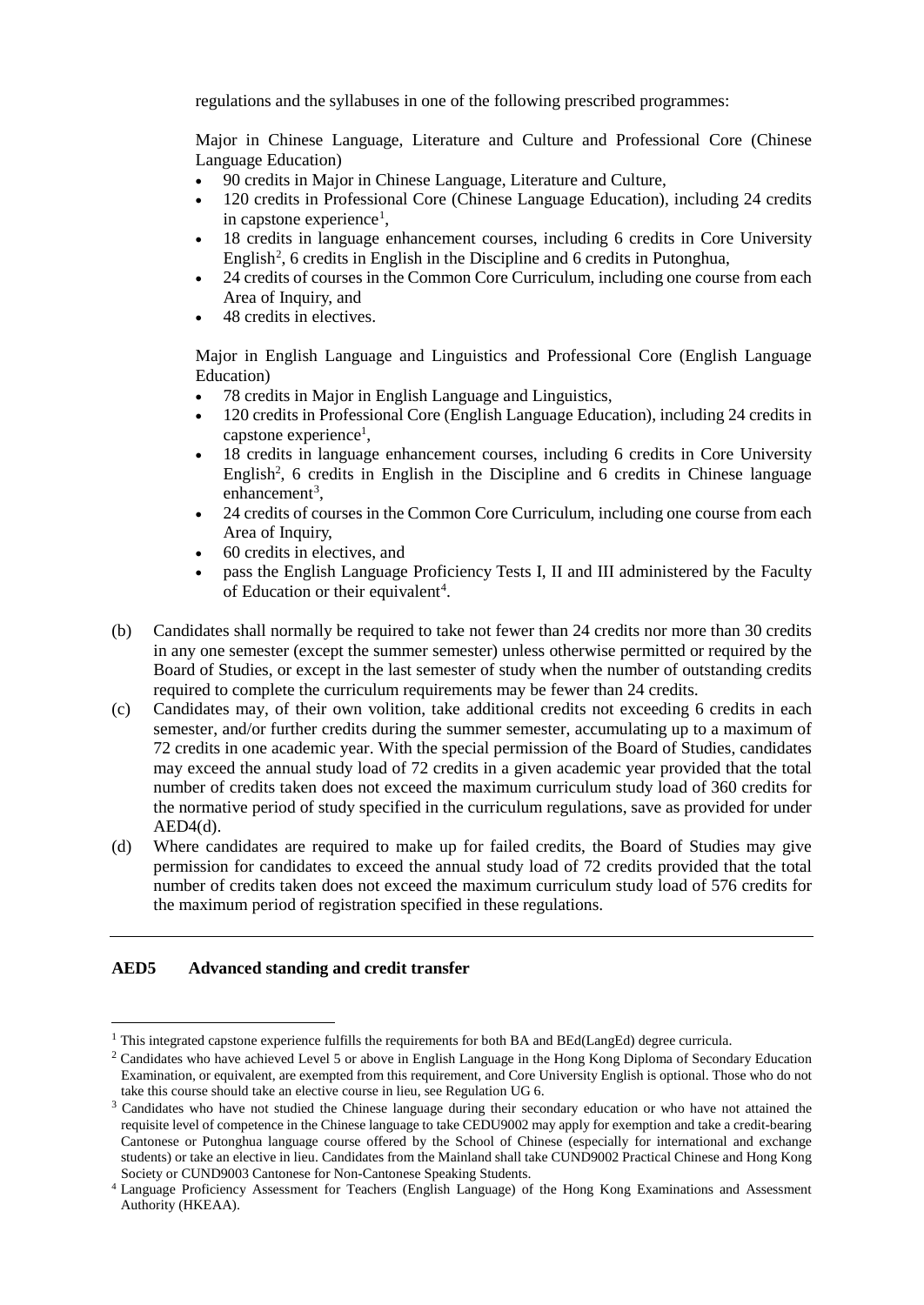regulations and the syllabuses in one of the following prescribed programmes:

Major in Chinese Language, Literature and Culture and Professional Core (Chinese Language Education)

- 90 credits in Major in Chinese Language, Literature and Culture,
- 120 credits in Professional Core (Chinese Language Education), including 24 credits in capstone experience[1],
- 18 credits in language enhancement courses, including 6 credits in Core University English[2], 6 credits in English in the Discipline and 6 credits in Putonghua,
- 24 credits of courses in the Common Core Curriculum, including one course from each Area of Inquiry, and
- 48 credits in electives.

Major in English Language and Linguistics and Professional Core (English Language Education)

- 78 credits in Major in English Language and Linguistics,
- 120 credits in Professional Core (English Language Education), including 24 credits in capstone experience[1],
- 18 credits in language enhancement courses, including 6 credits in Core University English[2], 6 credits in English in the Discipline and 6 credits in Chinese language enhancement[3],
- 24 credits of courses in the Common Core Curriculum, including one course from each Area of Inquiry,
- 60 credits in electives, and
- pass the English Language Proficiency Tests I, II and III administered by the Faculty of Education or their equivalent[4].

(b) Candidates shall normally be required to take not fewer than 24 credits nor more than 30 credits in any one semester (except the summer semester) unless otherwise permitted or required by the Board of Studies, or except in the last semester of study when the number of outstanding credits required to complete the curriculum requirements may be fewer than 24 credits.

(c) Candidates may, of their own volition, take additional credits not exceeding 6 credits in each semester, and/or further credits during the summer semester, accumulating up to a maximum of 72 credits in one academic year. With the special permission of the Board of Studies, candidates may exceed the annual study load of 72 credits in a given academic year provided that the total number of credits taken does not exceed the maximum curriculum study load of 360 credits for the normative period of study specified in the curriculum regulations, save as provided for under AED4(d).

(d) Where candidates are required to make up for failed credits, the Board of Studies may give permission for candidates to exceed the annual study load of 72 credits provided that the total number of credits taken does not exceed the maximum curriculum study load of 576 credits for the maximum period of registration specified in these regulations.

---

**AED5 Advanced standing and credit transfer**

---

[1] This integrated capstone experience fulfills the requirements for both BA and BEd(LangEd) degree curricula.

[2] Candidates who have achieved Level 5 or above in English Language in the Hong Kong Diploma of Secondary Education Examination, or equivalent, are exempted from this requirement, and Core University English is optional. Those who do not take this course should take an elective course in lieu, see Regulation UG 6.

[3] Candidates who have not studied the Chinese language during their secondary education or who have not attained the requisite level of competence in the Chinese language to take CEDU9002 may apply for exemption and take a credit-bearing Cantonese or Putonghua language course offered by the School of Chinese (especially for international and exchange students) or take an elective in lieu. Candidates from the Mainland shall take CUND9002 Practical Chinese and Hong Kong Society or CUND9003 Cantonese for Non-Cantonese Speaking Students.

[4] Language Proficiency Assessment for Teachers (English Language) of the Hong Kong Examinations and Assessment Authority (HKEAA).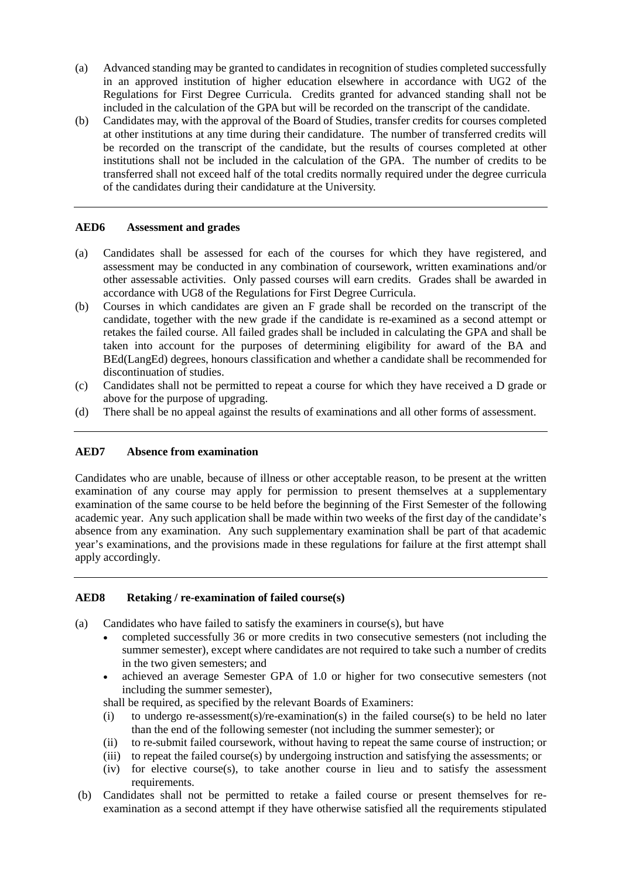(a) Advanced standing may be granted to candidates in recognition of studies completed successfully in an approved institution of higher education elsewhere in accordance with UG2 of the Regulations for First Degree Curricula. Credits granted for advanced standing shall not be included in the calculation of the GPA but will be recorded on the transcript of the candidate.

(b) Candidates may, with the approval of the Board of Studies, transfer credits for courses completed at other institutions at any time during their candidature. The number of transferred credits will be recorded on the transcript of the candidate, but the results of courses completed at other institutions shall not be included in the calculation of the GPA. The number of credits to be transferred shall not exceed half of the total credits normally required under the degree curricula of the candidates during their candidature at the University.

---

**AED6 Assessment and grades**

(a) Candidates shall be assessed for each of the courses for which they have registered, and assessment may be conducted in any combination of coursework, written examinations and/or other assessable activities. Only passed courses will earn credits. Grades shall be awarded in accordance with UG8 of the Regulations for First Degree Curricula.

(b) Courses in which candidates are given an F grade shall be recorded on the transcript of the candidate, together with the new grade if the candidate is re-examined as a second attempt or retakes the failed course. All failed grades shall be included in calculating the GPA and shall be taken into account for the purposes of determining eligibility for award of the BA and BEd(LangEd) degrees, honours classification and whether a candidate shall be recommended for discontinuation of studies.

(c) Candidates shall not be permitted to repeat a course for which they have received a D grade or above for the purpose of upgrading.

(d) There shall be no appeal against the results of examinations and all other forms of assessment.

---

**AED7 Absence from examination**

Candidates who are unable, because of illness or other acceptable reason, to be present at the written examination of any course may apply for permission to present themselves at a supplementary examination of the same course to be held before the beginning of the First Semester of the following academic year. Any such application shall be made within two weeks of the first day of the candidate's absence from any examination. Any such supplementary examination shall be part of that academic year's examinations, and the provisions made in these regulations for failure at the first attempt shall apply accordingly.

---

**AED8 Retaking / re-examination of failed course(s)**

(a) Candidates who have failed to satisfy the examiners in course(s), but have

- completed successfully 36 or more credits in two consecutive semesters (not including the summer semester), except where candidates are not required to take such a number of credits in the two given semesters; and
- achieved an average Semester GPA of 1.0 or higher for two consecutive semesters (not including the summer semester),

shall be required, as specified by the relevant Boards of Examiners:

(i) to undergo re-assessment(s)/re-examination(s) in the failed course(s) to be held no later than the end of the following semester (not including the summer semester); or

(ii) to re-submit failed coursework, without having to repeat the same course of instruction; or

(iii) to repeat the failed course(s) by undergoing instruction and satisfying the assessments; or

(iv) for elective course(s), to take another course in lieu and to satisfy the assessment requirements.

(b) Candidates shall not be permitted to retake a failed course or present themselves for re-examination as a second attempt if they have otherwise satisfied all the requirements stipulated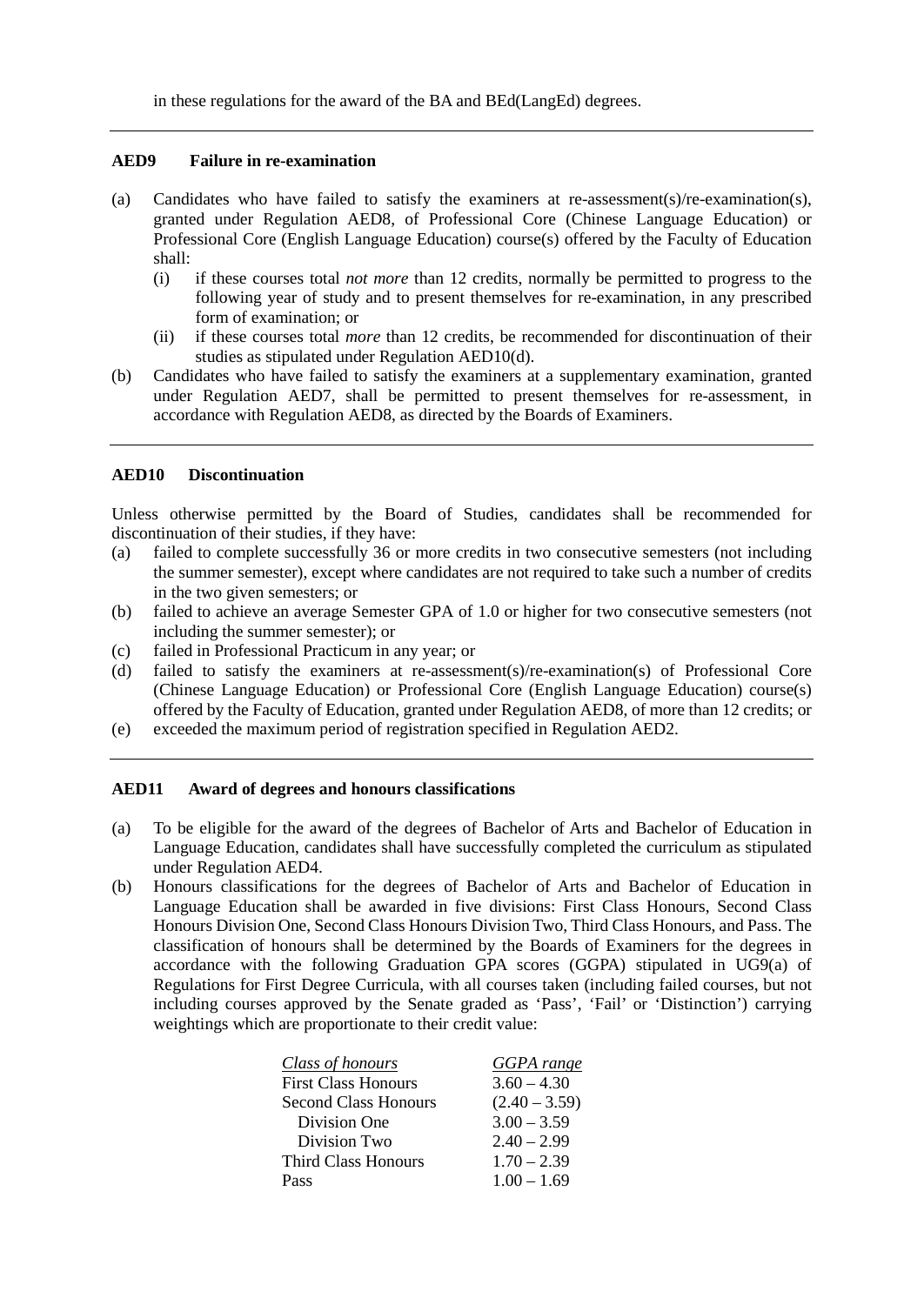in these regulations for the award of the BA and BEd(LangEd) degrees.

---

## AED9 Failure in re-examination

(a) Candidates who have failed to satisfy the examiners at re-assessment(s)/re-examination(s), granted under Regulation AED8, of Professional Core (Chinese Language Education) or Professional Core (English Language Education) course(s) offered by the Faculty of Education shall:
   - (i) if these courses total *not more* than 12 credits, normally be permitted to progress to the following year of study and to present themselves for re-examination, in any prescribed form of examination; or
   - (ii) if these courses total *more* than 12 credits, be recommended for discontinuation of their studies as stipulated under Regulation AED10(d).

(b) Candidates who have failed to satisfy the examiners at a supplementary examination, granted under Regulation AED7, shall be permitted to present themselves for re-assessment, in accordance with Regulation AED8, as directed by the Boards of Examiners.

---

## AED10 Discontinuation

Unless otherwise permitted by the Board of Studies, candidates shall be recommended for discontinuation of their studies, if they have:

(a) failed to complete successfully 36 or more credits in two consecutive semesters (not including the summer semester), except where candidates are not required to take such a number of credits in the two given semesters; or

(b) failed to achieve an average Semester GPA of 1.0 or higher for two consecutive semesters (not including the summer semester); or

(c) failed in Professional Practicum in any year; or

(d) failed to satisfy the examiners at re-assessment(s)/re-examination(s) of Professional Core (Chinese Language Education) or Professional Core (English Language Education) course(s) offered by the Faculty of Education, granted under Regulation AED8, of more than 12 credits; or

(e) exceeded the maximum period of registration specified in Regulation AED2.

---

## AED11 Award of degrees and honours classifications

(a) To be eligible for the award of the degrees of Bachelor of Arts and Bachelor of Education in Language Education, candidates shall have successfully completed the curriculum as stipulated under Regulation AED4.

(b) Honours classifications for the degrees of Bachelor of Arts and Bachelor of Education in Language Education shall be awarded in five divisions: First Class Honours, Second Class Honours Division One, Second Class Honours Division Two, Third Class Honours, and Pass. The classification of honours shall be determined by the Boards of Examiners for the degrees in accordance with the following Graduation GPA scores (GGPA) stipulated in UG9(a) of Regulations for First Degree Curricula, with all courses taken (including failed courses, but not including courses approved by the Senate graded as 'Pass', 'Fail' or 'Distinction') carrying weightings which are proportionate to their credit value:

| *Class of honours* | *GGPA range* |
|---|---|
| First Class Honours | 3.60 – 4.30 |
| Second Class Honours | (2.40 – 3.59) |
| Division One | 3.00 – 3.59 |
| Division Two | 2.40 – 2.99 |
| Third Class Honours | 1.70 – 2.39 |
| Pass | 1.00 – 1.69 |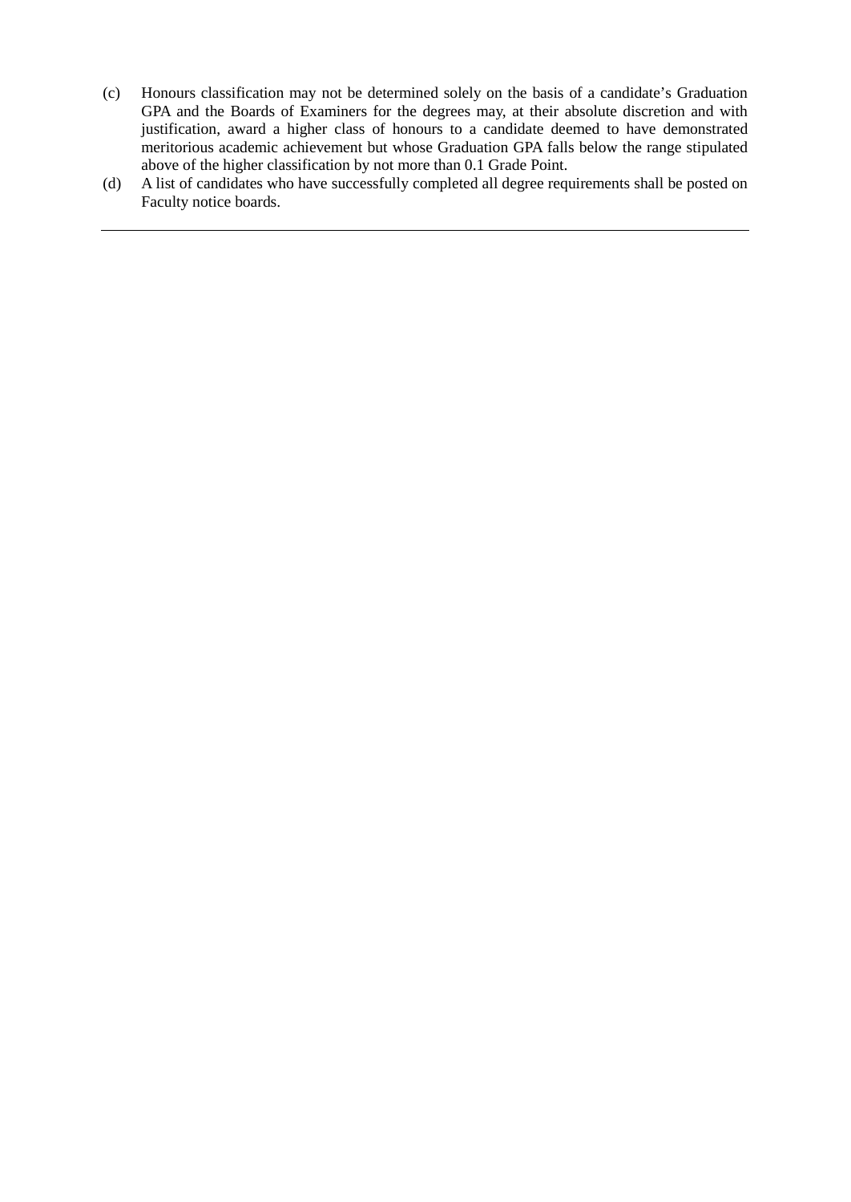(c) Honours classification may not be determined solely on the basis of a candidate's Graduation GPA and the Boards of Examiners for the degrees may, at their absolute discretion and with justification, award a higher class of honours to a candidate deemed to have demonstrated meritorious academic achievement but whose Graduation GPA falls below the range stipulated above of the higher classification by not more than 0.1 Grade Point.

(d) A list of candidates who have successfully completed all degree requirements shall be posted on Faculty notice boards.

---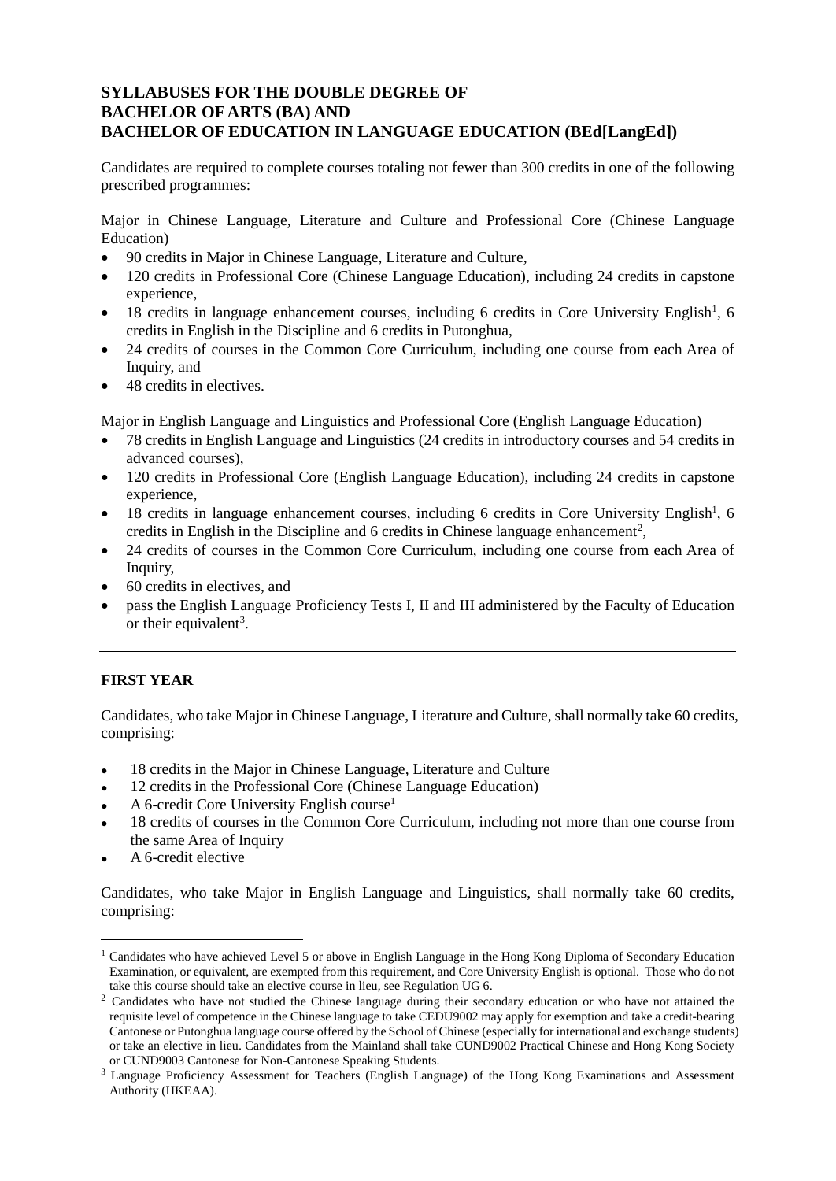**SYLLABUSES FOR THE DOUBLE DEGREE OF**
**BACHELOR OF ARTS (BA) AND**
**BACHELOR OF EDUCATION IN LANGUAGE EDUCATION (BEd[LangEd])**

Candidates are required to complete courses totaling not fewer than 300 credits in one of the following prescribed programmes:

Major in Chinese Language, Literature and Culture and Professional Core (Chinese Language Education)

- 90 credits in Major in Chinese Language, Literature and Culture,
- 120 credits in Professional Core (Chinese Language Education), including 24 credits in capstone experience,
- 18 credits in language enhancement courses, including 6 credits in Core University English[1], 6 credits in English in the Discipline and 6 credits in Putonghua,
- 24 credits of courses in the Common Core Curriculum, including one course from each Area of Inquiry, and
- 48 credits in electives.

Major in English Language and Linguistics and Professional Core (English Language Education)

- 78 credits in English Language and Linguistics (24 credits in introductory courses and 54 credits in advanced courses),
- 120 credits in Professional Core (English Language Education), including 24 credits in capstone experience,
- 18 credits in language enhancement courses, including 6 credits in Core University English[1], 6 credits in English in the Discipline and 6 credits in Chinese language enhancement[2],
- 24 credits of courses in the Common Core Curriculum, including one course from each Area of Inquiry,
- 60 credits in electives, and
- pass the English Language Proficiency Tests I, II and III administered by the Faculty of Education or their equivalent[3].

---

**FIRST YEAR**

Candidates, who take Major in Chinese Language, Literature and Culture, shall normally take 60 credits, comprising:

- 18 credits in the Major in Chinese Language, Literature and Culture
- 12 credits in the Professional Core (Chinese Language Education)
- A 6-credit Core University English course[1]
- 18 credits of courses in the Common Core Curriculum, including not more than one course from the same Area of Inquiry
- A 6-credit elective

Candidates, who take Major in English Language and Linguistics, shall normally take 60 credits, comprising:

---

[1] Candidates who have achieved Level 5 or above in English Language in the Hong Kong Diploma of Secondary Education Examination, or equivalent, are exempted from this requirement, and Core University English is optional. Those who do not take this course should take an elective course in lieu, see Regulation UG 6.

[2] Candidates who have not studied the Chinese language during their secondary education or who have not attained the requisite level of competence in the Chinese language to take CEDU9002 may apply for exemption and take a credit-bearing Cantonese or Putonghua language course offered by the School of Chinese (especially for international and exchange students) or take an elective in lieu. Candidates from the Mainland shall take CUND9002 Practical Chinese and Hong Kong Society or CUND9003 Cantonese for Non-Cantonese Speaking Students.

[3] Language Proficiency Assessment for Teachers (English Language) of the Hong Kong Examinations and Assessment Authority (HKEAA).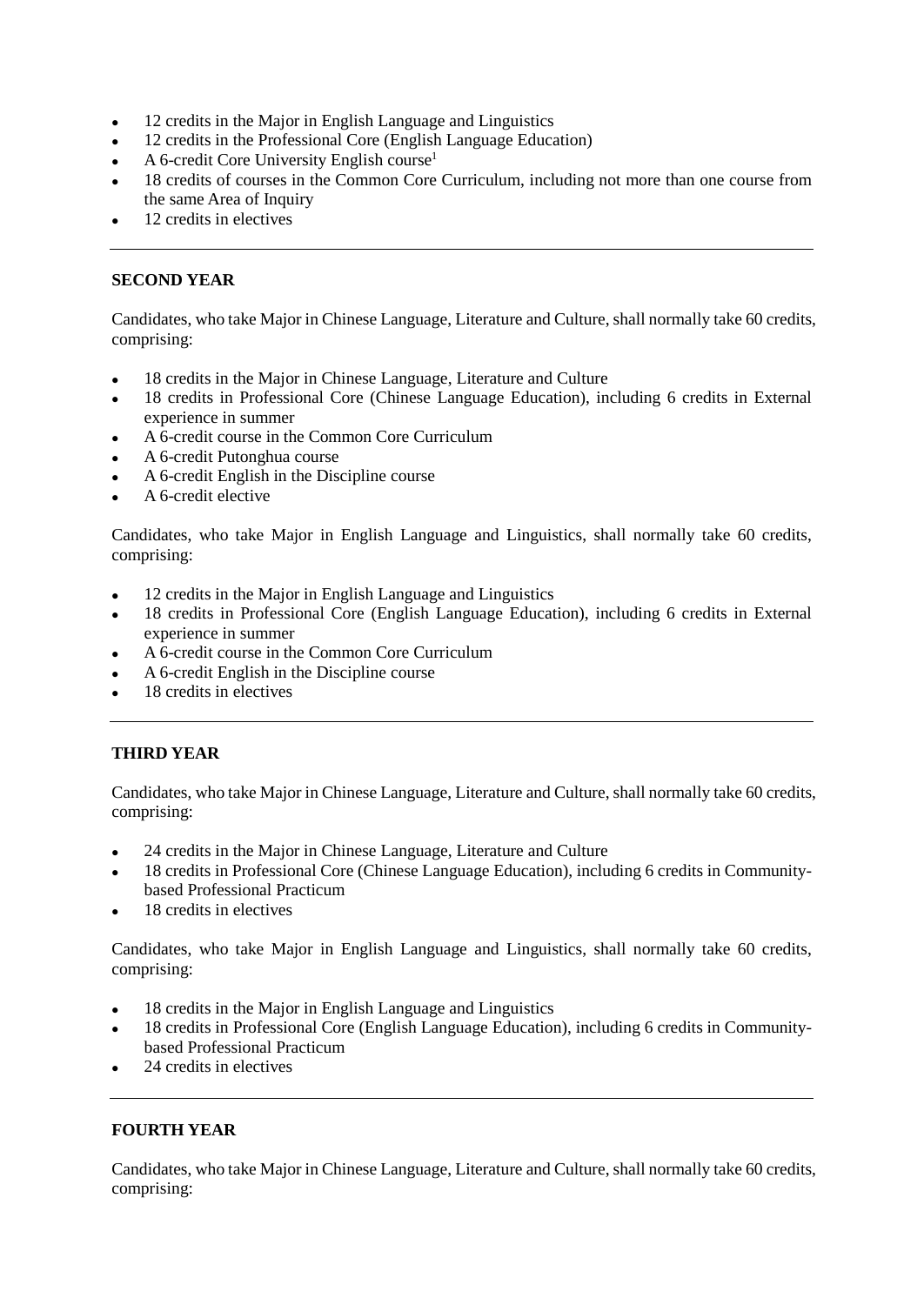- 12 credits in the Major in English Language and Linguistics
- 12 credits in the Professional Core (English Language Education)
- A 6-credit Core University English course[1]
- 18 credits of courses in the Common Core Curriculum, including not more than one course from the same Area of Inquiry
- 12 credits in electives

---

### SECOND YEAR

Candidates, who take Major in Chinese Language, Literature and Culture, shall normally take 60 credits, comprising:

- 18 credits in the Major in Chinese Language, Literature and Culture
- 18 credits in Professional Core (Chinese Language Education), including 6 credits in External experience in summer
- A 6-credit course in the Common Core Curriculum
- A 6-credit Putonghua course
- A 6-credit English in the Discipline course
- A 6-credit elective

Candidates, who take Major in English Language and Linguistics, shall normally take 60 credits, comprising:

- 12 credits in the Major in English Language and Linguistics
- 18 credits in Professional Core (English Language Education), including 6 credits in External experience in summer
- A 6-credit course in the Common Core Curriculum
- A 6-credit English in the Discipline course
- 18 credits in electives

---

### THIRD YEAR

Candidates, who take Major in Chinese Language, Literature and Culture, shall normally take 60 credits, comprising:

- 24 credits in the Major in Chinese Language, Literature and Culture
- 18 credits in Professional Core (Chinese Language Education), including 6 credits in Community-based Professional Practicum
- 18 credits in electives

Candidates, who take Major in English Language and Linguistics, shall normally take 60 credits, comprising:

- 18 credits in the Major in English Language and Linguistics
- 18 credits in Professional Core (English Language Education), including 6 credits in Community-based Professional Practicum
- 24 credits in electives

---

### FOURTH YEAR

Candidates, who take Major in Chinese Language, Literature and Culture, shall normally take 60 credits, comprising: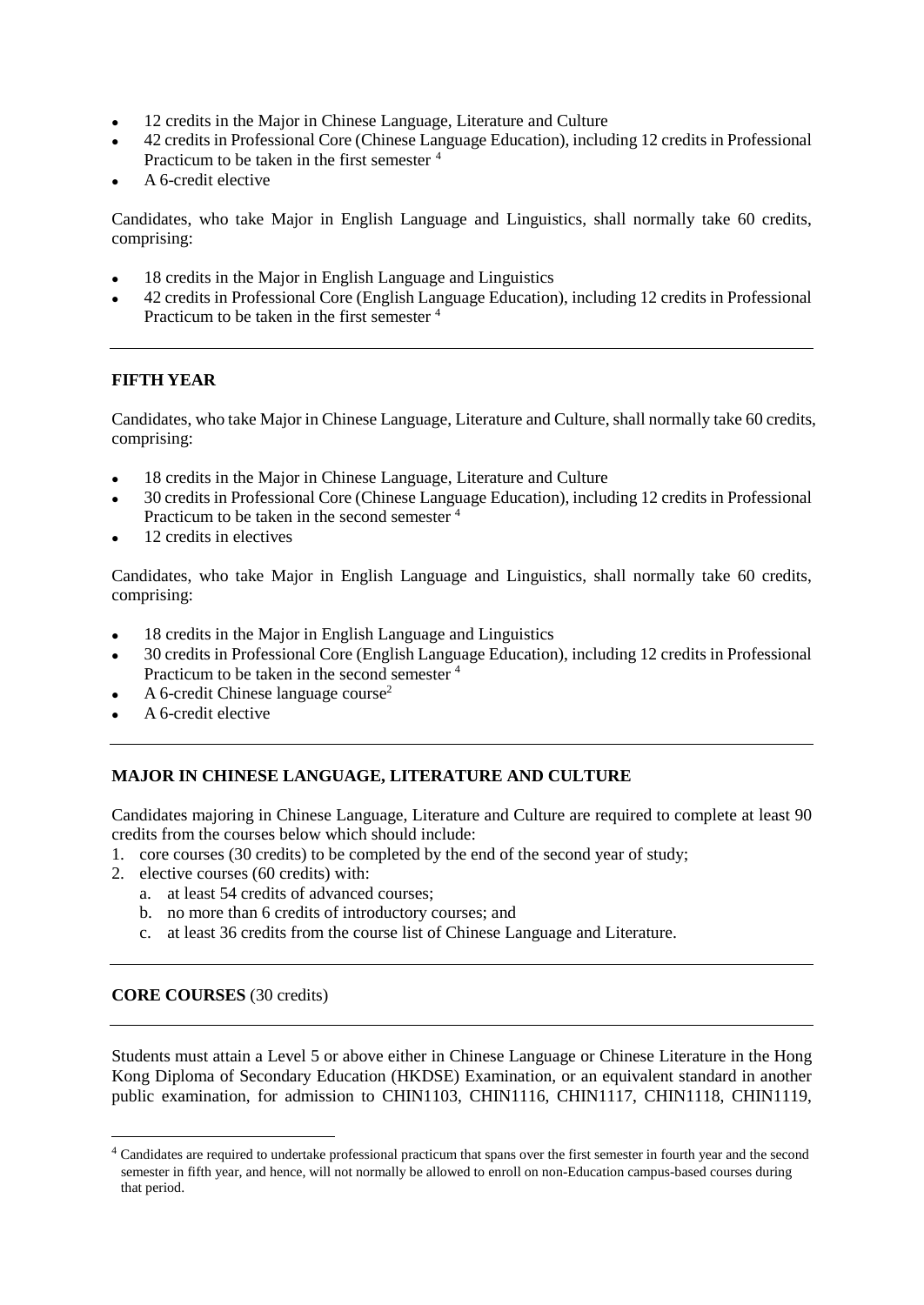- 12 credits in the Major in Chinese Language, Literature and Culture
- 42 credits in Professional Core (Chinese Language Education), including 12 credits in Professional Practicum to be taken in the first semester [4]
- A 6-credit elective

Candidates, who take Major in English Language and Linguistics, shall normally take 60 credits, comprising:

- 18 credits in the Major in English Language and Linguistics
- 42 credits in Professional Core (English Language Education), including 12 credits in Professional Practicum to be taken in the first semester [4]

---

**FIFTH YEAR**

Candidates, who take Major in Chinese Language, Literature and Culture, shall normally take 60 credits, comprising:

- 18 credits in the Major in Chinese Language, Literature and Culture
- 30 credits in Professional Core (Chinese Language Education), including 12 credits in Professional Practicum to be taken in the second semester [4]
- 12 credits in electives

Candidates, who take Major in English Language and Linguistics, shall normally take 60 credits, comprising:

- 18 credits in the Major in English Language and Linguistics
- 30 credits in Professional Core (English Language Education), including 12 credits in Professional Practicum to be taken in the second semester [4]
- A 6-credit Chinese language course[2]
- A 6-credit elective

---

**MAJOR IN CHINESE LANGUAGE, LITERATURE AND CULTURE**

Candidates majoring in Chinese Language, Literature and Culture are required to complete at least 90 credits from the courses below which should include:

1. core courses (30 credits) to be completed by the end of the second year of study;
2. elective courses (60 credits) with:
   a. at least 54 credits of advanced courses;
   b. no more than 6 credits of introductory courses; and
   c. at least 36 credits from the course list of Chinese Language and Literature.

---

**CORE COURSES** (30 credits)

---

Students must attain a Level 5 or above either in Chinese Language or Chinese Literature in the Hong Kong Diploma of Secondary Education (HKDSE) Examination, or an equivalent standard in another public examination, for admission to CHIN1103, CHIN1116, CHIN1117, CHIN1118, CHIN1119,

---

[4] Candidates are required to undertake professional practicum that spans over the first semester in fourth year and the second semester in fifth year, and hence, will not normally be allowed to enroll on non-Education campus-based courses during that period.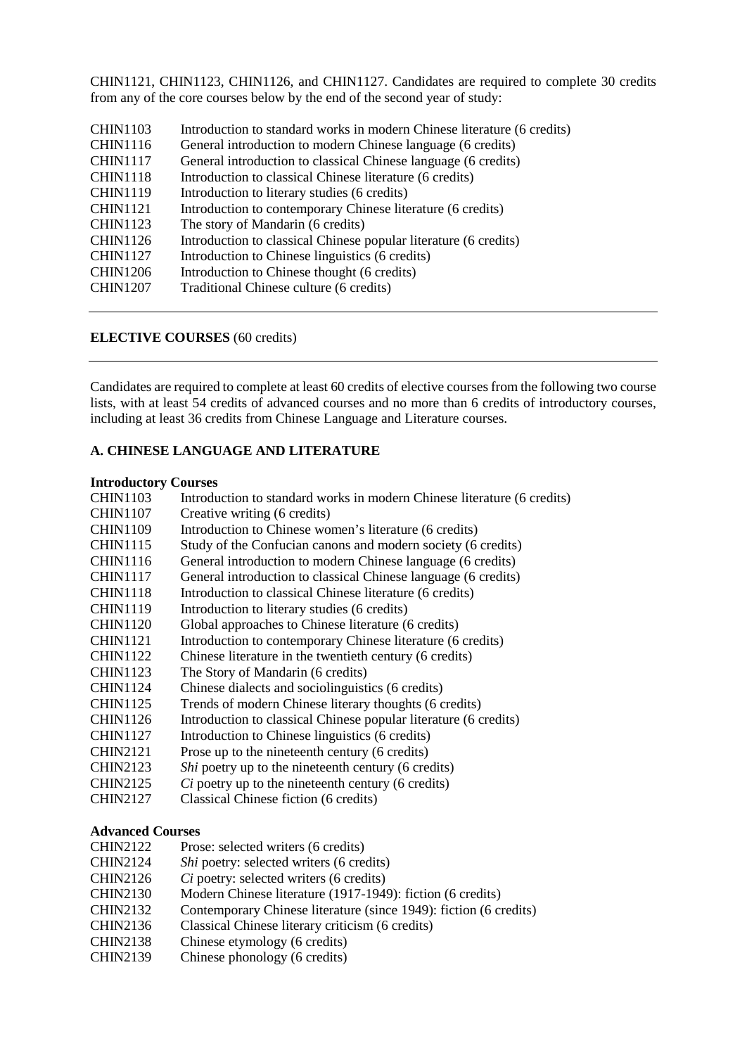CHIN1121, CHIN1123, CHIN1126, and CHIN1127. Candidates are required to complete 30 credits from any of the core courses below by the end of the second year of study:

CHIN1103 Introduction to standard works in modern Chinese literature (6 credits)
CHIN1116 General introduction to modern Chinese language (6 credits)
CHIN1117 General introduction to classical Chinese language (6 credits)
CHIN1118 Introduction to classical Chinese literature (6 credits)
CHIN1119 Introduction to literary studies (6 credits)
CHIN1121 Introduction to contemporary Chinese literature (6 credits)
CHIN1123 The story of Mandarin (6 credits)
CHIN1126 Introduction to classical Chinese popular literature (6 credits)
CHIN1127 Introduction to Chinese linguistics (6 credits)
CHIN1206 Introduction to Chinese thought (6 credits)
CHIN1207 Traditional Chinese culture (6 credits)

---

**ELECTIVE COURSES** (60 credits)

---

Candidates are required to complete at least 60 credits of elective courses from the following two course lists, with at least 54 credits of advanced courses and no more than 6 credits of introductory courses, including at least 36 credits from Chinese Language and Literature courses.

**A. CHINESE LANGUAGE AND LITERATURE**

**Introductory Courses**

CHIN1103 Introduction to standard works in modern Chinese literature (6 credits)
CHIN1107 Creative writing (6 credits)
CHIN1109 Introduction to Chinese women's literature (6 credits)
CHIN1115 Study of the Confucian canons and modern society (6 credits)
CHIN1116 General introduction to modern Chinese language (6 credits)
CHIN1117 General introduction to classical Chinese language (6 credits)
CHIN1118 Introduction to classical Chinese literature (6 credits)
CHIN1119 Introduction to literary studies (6 credits)
CHIN1120 Global approaches to Chinese literature (6 credits)
CHIN1121 Introduction to contemporary Chinese literature (6 credits)
CHIN1122 Chinese literature in the twentieth century (6 credits)
CHIN1123 The Story of Mandarin (6 credits)
CHIN1124 Chinese dialects and sociolinguistics (6 credits)
CHIN1125 Trends of modern Chinese literary thoughts (6 credits)
CHIN1126 Introduction to classical Chinese popular literature (6 credits)
CHIN1127 Introduction to Chinese linguistics (6 credits)
CHIN2121 Prose up to the nineteenth century (6 credits)
CHIN2123 *Shi* poetry up to the nineteenth century (6 credits)
CHIN2125 *Ci* poetry up to the nineteenth century (6 credits)
CHIN2127 Classical Chinese fiction (6 credits)

**Advanced Courses**

CHIN2122 Prose: selected writers (6 credits)
CHIN2124 *Shi* poetry: selected writers (6 credits)
CHIN2126 *Ci* poetry: selected writers (6 credits)
CHIN2130 Modern Chinese literature (1917-1949): fiction (6 credits)
CHIN2132 Contemporary Chinese literature (since 1949): fiction (6 credits)
CHIN2136 Classical Chinese literary criticism (6 credits)
CHIN2138 Chinese etymology (6 credits)
CHIN2139 Chinese phonology (6 credits)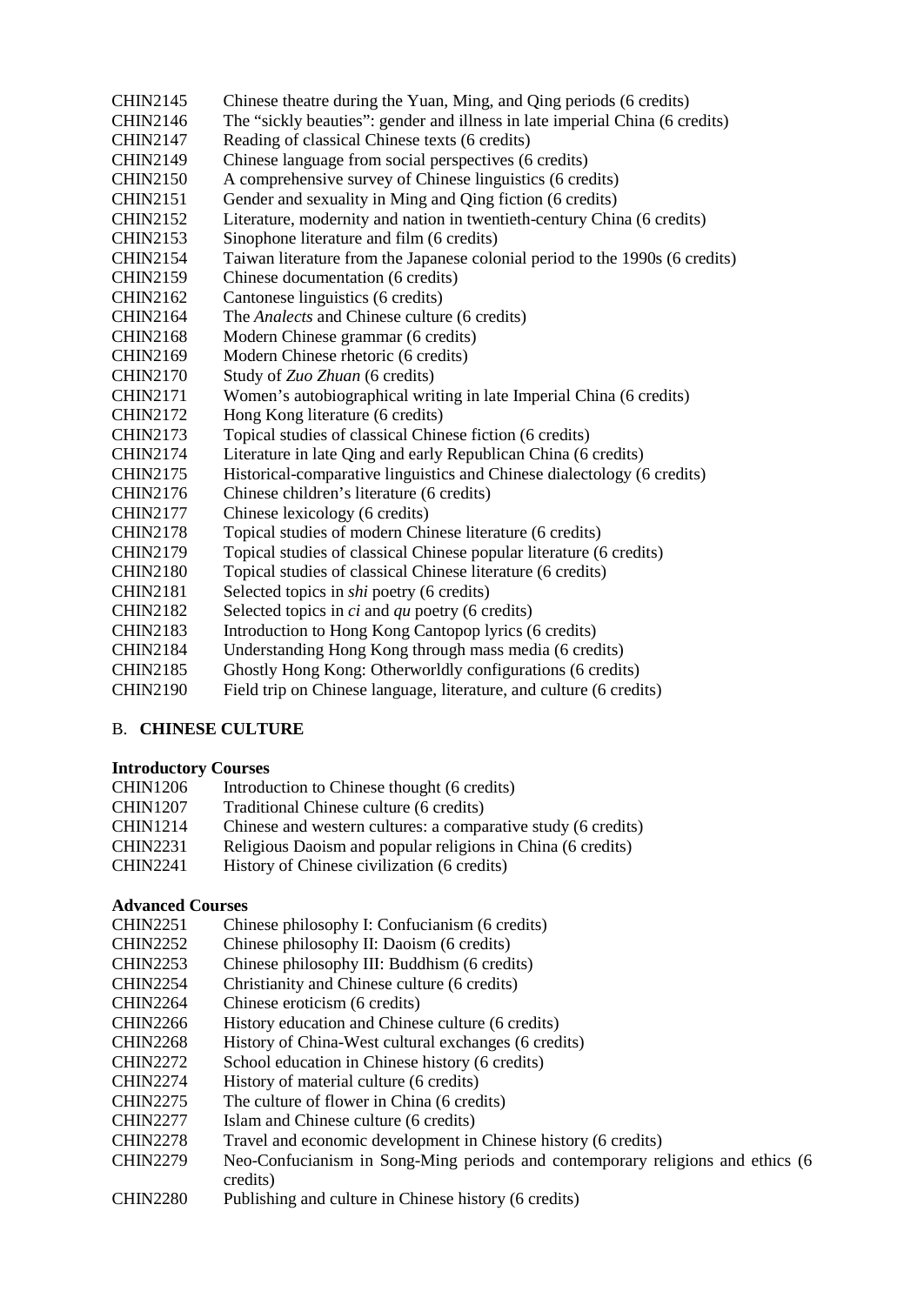CHIN2145 Chinese theatre during the Yuan, Ming, and Qing periods (6 credits)
CHIN2146 The "sickly beauties": gender and illness in late imperial China (6 credits)
CHIN2147 Reading of classical Chinese texts (6 credits)
CHIN2149 Chinese language from social perspectives (6 credits)
CHIN2150 A comprehensive survey of Chinese linguistics (6 credits)
CHIN2151 Gender and sexuality in Ming and Qing fiction (6 credits)
CHIN2152 Literature, modernity and nation in twentieth-century China (6 credits)
CHIN2153 Sinophone literature and film (6 credits)
CHIN2154 Taiwan literature from the Japanese colonial period to the 1990s (6 credits)
CHIN2159 Chinese documentation (6 credits)
CHIN2162 Cantonese linguistics (6 credits)
CHIN2164 The *Analects* and Chinese culture (6 credits)
CHIN2168 Modern Chinese grammar (6 credits)
CHIN2169 Modern Chinese rhetoric (6 credits)
CHIN2170 Study of *Zuo Zhuan* (6 credits)
CHIN2171 Women's autobiographical writing in late Imperial China (6 credits)
CHIN2172 Hong Kong literature (6 credits)
CHIN2173 Topical studies of classical Chinese fiction (6 credits)
CHIN2174 Literature in late Qing and early Republican China (6 credits)
CHIN2175 Historical-comparative linguistics and Chinese dialectology (6 credits)
CHIN2176 Chinese children's literature (6 credits)
CHIN2177 Chinese lexicology (6 credits)
CHIN2178 Topical studies of modern Chinese literature (6 credits)
CHIN2179 Topical studies of classical Chinese popular literature (6 credits)
CHIN2180 Topical studies of classical Chinese literature (6 credits)
CHIN2181 Selected topics in *shi* poetry (6 credits)
CHIN2182 Selected topics in *ci* and *qu* poetry (6 credits)
CHIN2183 Introduction to Hong Kong Cantopop lyrics (6 credits)
CHIN2184 Understanding Hong Kong through mass media (6 credits)
CHIN2185 Ghostly Hong Kong: Otherworldly configurations (6 credits)
CHIN2190 Field trip on Chinese language, literature, and culture (6 credits)

## B. **CHINESE CULTURE**

**Introductory Courses**

CHIN1206 Introduction to Chinese thought (6 credits)
CHIN1207 Traditional Chinese culture (6 credits)
CHIN1214 Chinese and western cultures: a comparative study (6 credits)
CHIN2231 Religious Daoism and popular religions in China (6 credits)
CHIN2241 History of Chinese civilization (6 credits)

**Advanced Courses**

CHIN2251 Chinese philosophy I: Confucianism (6 credits)
CHIN2252 Chinese philosophy II: Daoism (6 credits)
CHIN2253 Chinese philosophy III: Buddhism (6 credits)
CHIN2254 Christianity and Chinese culture (6 credits)
CHIN2264 Chinese eroticism (6 credits)
CHIN2266 History education and Chinese culture (6 credits)
CHIN2268 History of China-West cultural exchanges (6 credits)
CHIN2272 School education in Chinese history (6 credits)
CHIN2274 History of material culture (6 credits)
CHIN2275 The culture of flower in China (6 credits)
CHIN2277 Islam and Chinese culture (6 credits)
CHIN2278 Travel and economic development in Chinese history (6 credits)
CHIN2279 Neo-Confucianism in Song-Ming periods and contemporary religions and ethics (6 credits)
CHIN2280 Publishing and culture in Chinese history (6 credits)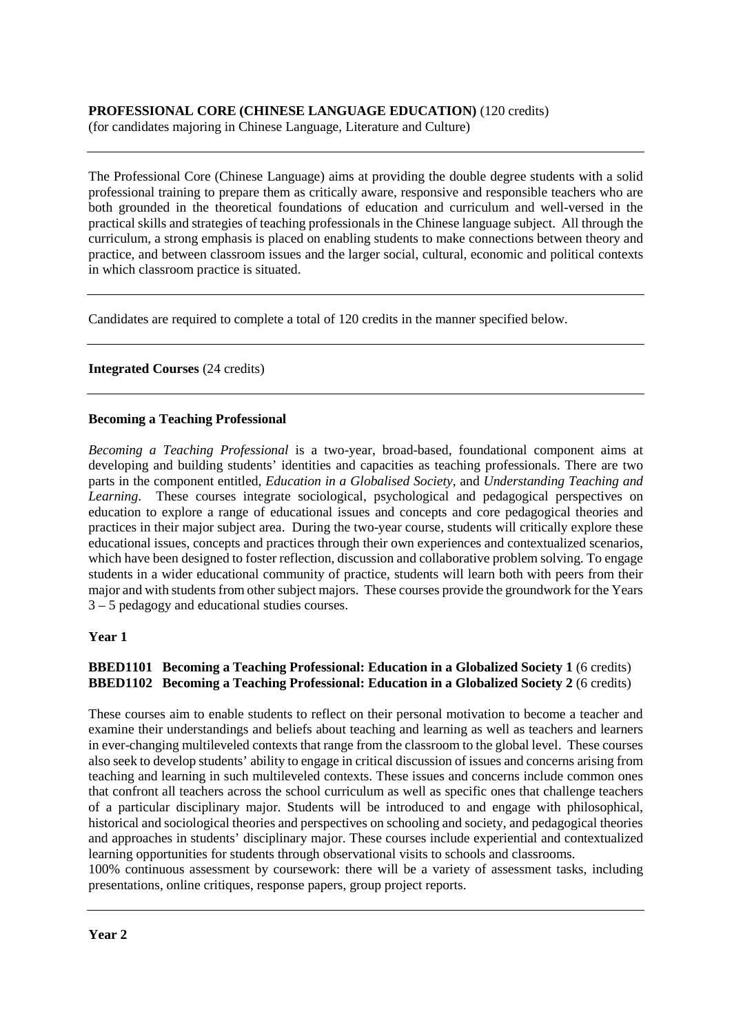**PROFESSIONAL CORE (CHINESE LANGUAGE EDUCATION)** (120 credits)
(for candidates majoring in Chinese Language, Literature and Culture)

---

The Professional Core (Chinese Language) aims at providing the double degree students with a solid professional training to prepare them as critically aware, responsive and responsible teachers who are both grounded in the theoretical foundations of education and curriculum and well-versed in the practical skills and strategies of teaching professionals in the Chinese language subject. All through the curriculum, a strong emphasis is placed on enabling students to make connections between theory and practice, and between classroom issues and the larger social, cultural, economic and political contexts in which classroom practice is situated.

---

Candidates are required to complete a total of 120 credits in the manner specified below.

---

**Integrated Courses** (24 credits)

---

**Becoming a Teaching Professional**

*Becoming a Teaching Professional* is a two-year, broad-based, foundational component aims at developing and building students' identities and capacities as teaching professionals. There are two parts in the component entitled, *Education in a Globalised Society*, and *Understanding Teaching and Learning*. These courses integrate sociological, psychological and pedagogical perspectives on education to explore a range of educational issues and concepts and core pedagogical theories and practices in their major subject area. During the two-year course, students will critically explore these educational issues, concepts and practices through their own experiences and contextualized scenarios, which have been designed to foster reflection, discussion and collaborative problem solving. To engage students in a wider educational community of practice, students will learn both with peers from their major and with students from other subject majors. These courses provide the groundwork for the Years 3 – 5 pedagogy and educational studies courses.

**Year 1**

**BBED1101 Becoming a Teaching Professional: Education in a Globalized Society 1** (6 credits)
**BBED1102 Becoming a Teaching Professional: Education in a Globalized Society 2** (6 credits)

These courses aim to enable students to reflect on their personal motivation to become a teacher and examine their understandings and beliefs about teaching and learning as well as teachers and learners in ever-changing multileveled contexts that range from the classroom to the global level. These courses also seek to develop students' ability to engage in critical discussion of issues and concerns arising from teaching and learning in such multileveled contexts. These issues and concerns include common ones that confront all teachers across the school curriculum as well as specific ones that challenge teachers of a particular disciplinary major. Students will be introduced to and engage with philosophical, historical and sociological theories and perspectives on schooling and society, and pedagogical theories and approaches in students' disciplinary major. These courses include experiential and contextualized learning opportunities for students through observational visits to schools and classrooms.
100% continuous assessment by coursework: there will be a variety of assessment tasks, including presentations, online critiques, response papers, group project reports.

---

**Year 2**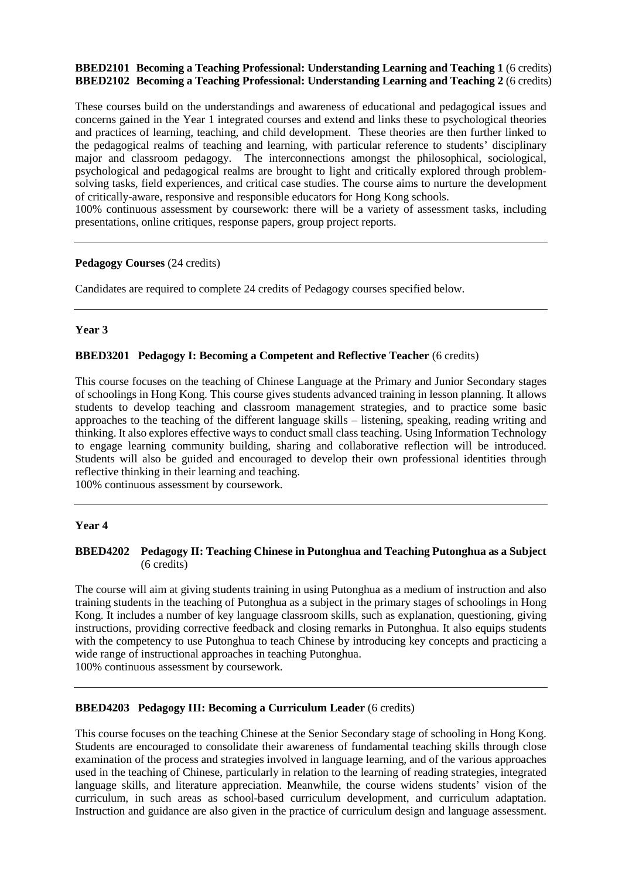**BBED2101 Becoming a Teaching Professional: Understanding Learning and Teaching 1** (6 credits)
**BBED2102 Becoming a Teaching Professional: Understanding Learning and Teaching 2** (6 credits)

These courses build on the understandings and awareness of educational and pedagogical issues and concerns gained in the Year 1 integrated courses and extend and links these to psychological theories and practices of learning, teaching, and child development. These theories are then further linked to the pedagogical realms of teaching and learning, with particular reference to students' disciplinary major and classroom pedagogy. The interconnections amongst the philosophical, sociological, psychological and pedagogical realms are brought to light and critically explored through problem-solving tasks, field experiences, and critical case studies. The course aims to nurture the development of critically-aware, responsive and responsible educators for Hong Kong schools.
100% continuous assessment by coursework: there will be a variety of assessment tasks, including presentations, online critiques, response papers, group project reports.

---

**Pedagogy Courses** (24 credits)

Candidates are required to complete 24 credits of Pedagogy courses specified below.

---

**Year 3**

**BBED3201 Pedagogy I: Becoming a Competent and Reflective Teacher** (6 credits)

This course focuses on the teaching of Chinese Language at the Primary and Junior Secondary stages of schoolings in Hong Kong. This course gives students advanced training in lesson planning. It allows students to develop teaching and classroom management strategies, and to practice some basic approaches to the teaching of the different language skills – listening, speaking, reading writing and thinking. It also explores effective ways to conduct small class teaching. Using Information Technology to engage learning community building, sharing and collaborative reflection will be introduced. Students will also be guided and encouraged to develop their own professional identities through reflective thinking in their learning and teaching.
100% continuous assessment by coursework.

---

**Year 4**

**BBED4202 Pedagogy II: Teaching Chinese in Putonghua and Teaching Putonghua as a Subject** (6 credits)

The course will aim at giving students training in using Putonghua as a medium of instruction and also training students in the teaching of Putonghua as a subject in the primary stages of schoolings in Hong Kong. It includes a number of key language classroom skills, such as explanation, questioning, giving instructions, providing corrective feedback and closing remarks in Putonghua. It also equips students with the competency to use Putonghua to teach Chinese by introducing key concepts and practicing a wide range of instructional approaches in teaching Putonghua.
100% continuous assessment by coursework.

---

**BBED4203 Pedagogy III: Becoming a Curriculum Leader** (6 credits)

This course focuses on the teaching Chinese at the Senior Secondary stage of schooling in Hong Kong. Students are encouraged to consolidate their awareness of fundamental teaching skills through close examination of the process and strategies involved in language learning, and of the various approaches used in the teaching of Chinese, particularly in relation to the learning of reading strategies, integrated language skills, and literature appreciation. Meanwhile, the course widens students' vision of the curriculum, in such areas as school-based curriculum development, and curriculum adaptation. Instruction and guidance are also given in the practice of curriculum design and language assessment.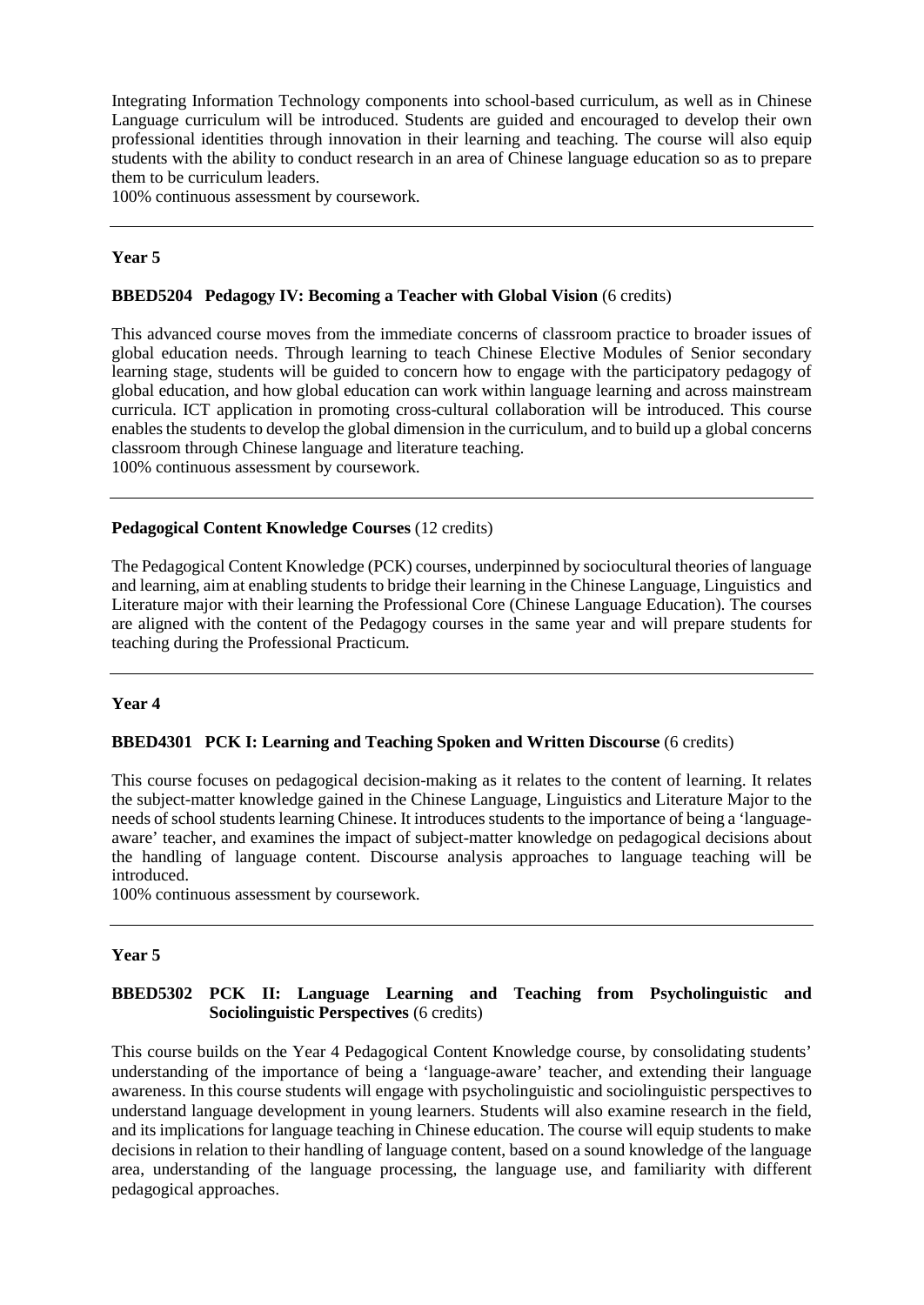Integrating Information Technology components into school-based curriculum, as well as in Chinese Language curriculum will be introduced. Students are guided and encouraged to develop their own professional identities through innovation in their learning and teaching. The course will also equip students with the ability to conduct research in an area of Chinese language education so as to prepare them to be curriculum leaders.
100% continuous assessment by coursework.

---

**Year 5**

**BBED5204 Pedagogy IV: Becoming a Teacher with Global Vision** (6 credits)

This advanced course moves from the immediate concerns of classroom practice to broader issues of global education needs. Through learning to teach Chinese Elective Modules of Senior secondary learning stage, students will be guided to concern how to engage with the participatory pedagogy of global education, and how global education can work within language learning and across mainstream curricula. ICT application in promoting cross-cultural collaboration will be introduced. This course enables the students to develop the global dimension in the curriculum, and to build up a global concerns classroom through Chinese language and literature teaching.
100% continuous assessment by coursework.

---

**Pedagogical Content Knowledge Courses** (12 credits)

The Pedagogical Content Knowledge (PCK) courses, underpinned by sociocultural theories of language and learning, aim at enabling students to bridge their learning in the Chinese Language, Linguistics and Literature major with their learning the Professional Core (Chinese Language Education). The courses are aligned with the content of the Pedagogy courses in the same year and will prepare students for teaching during the Professional Practicum.

---

**Year 4**

**BBED4301 PCK I: Learning and Teaching Spoken and Written Discourse** (6 credits)

This course focuses on pedagogical decision-making as it relates to the content of learning. It relates the subject-matter knowledge gained in the Chinese Language, Linguistics and Literature Major to the needs of school students learning Chinese. It introduces students to the importance of being a 'language-aware' teacher, and examines the impact of subject-matter knowledge on pedagogical decisions about the handling of language content. Discourse analysis approaches to language teaching will be introduced.
100% continuous assessment by coursework.

---

**Year 5**

**BBED5302 PCK II: Language Learning and Teaching from Psycholinguistic and Sociolinguistic Perspectives** (6 credits)

This course builds on the Year 4 Pedagogical Content Knowledge course, by consolidating students' understanding of the importance of being a 'language-aware' teacher, and extending their language awareness. In this course students will engage with psycholinguistic and sociolinguistic perspectives to understand language development in young learners. Students will also examine research in the field, and its implications for language teaching in Chinese education. The course will equip students to make decisions in relation to their handling of language content, based on a sound knowledge of the language area, understanding of the language processing, the language use, and familiarity with different pedagogical approaches.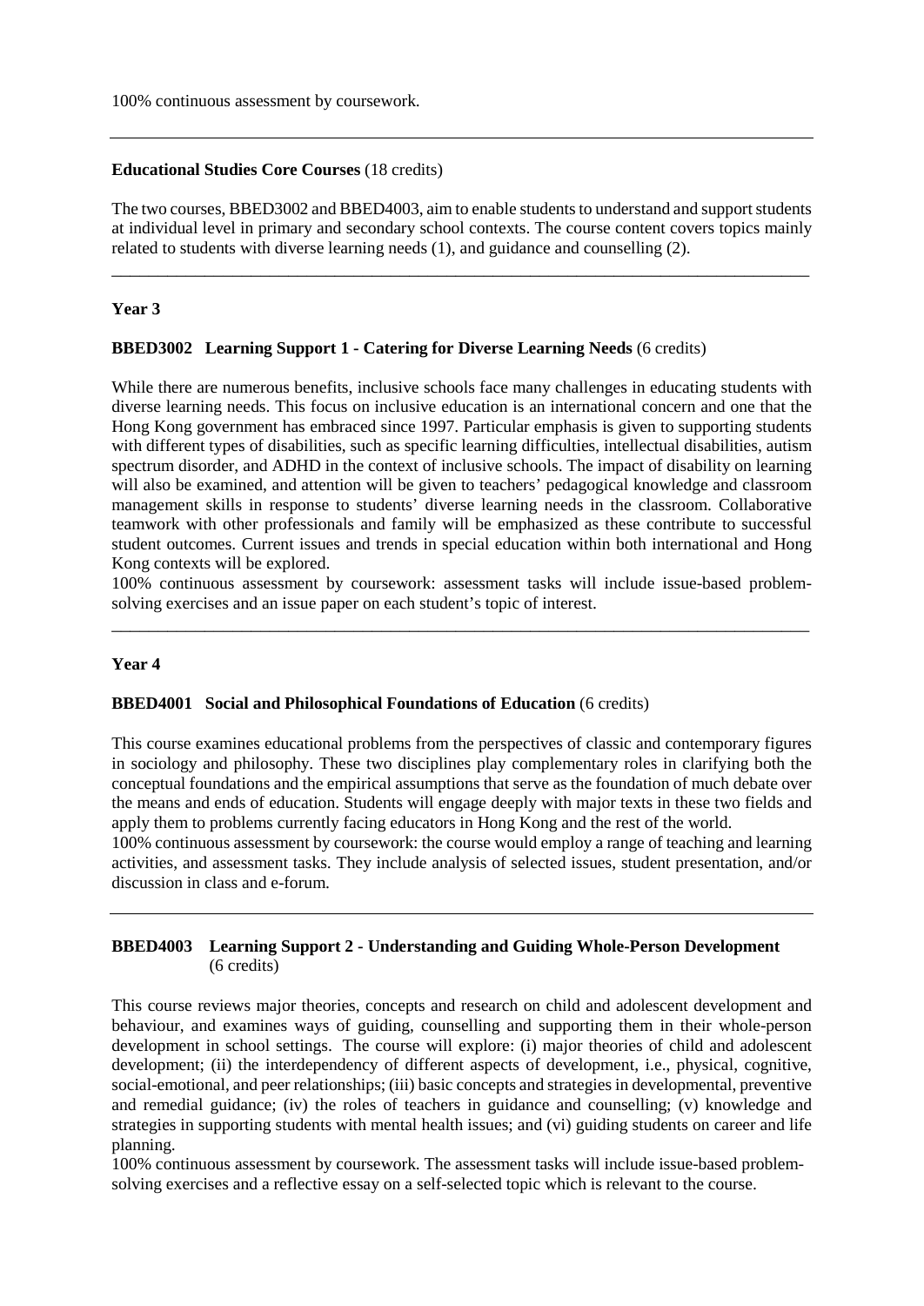100% continuous assessment by coursework.

---

**Educational Studies Core Courses** (18 credits)

The two courses, BBED3002 and BBED4003, aim to enable students to understand and support students at individual level in primary and secondary school contexts. The course content covers topics mainly related to students with diverse learning needs (1), and guidance and counselling (2).

---

**Year 3**

**BBED3002 Learning Support 1 - Catering for Diverse Learning Needs** (6 credits)

While there are numerous benefits, inclusive schools face many challenges in educating students with diverse learning needs. This focus on inclusive education is an international concern and one that the Hong Kong government has embraced since 1997. Particular emphasis is given to supporting students with different types of disabilities, such as specific learning difficulties, intellectual disabilities, autism spectrum disorder, and ADHD in the context of inclusive schools. The impact of disability on learning will also be examined, and attention will be given to teachers' pedagogical knowledge and classroom management skills in response to students' diverse learning needs in the classroom. Collaborative teamwork with other professionals and family will be emphasized as these contribute to successful student outcomes. Current issues and trends in special education within both international and Hong Kong contexts will be explored.
100% continuous assessment by coursework: assessment tasks will include issue-based problem-solving exercises and an issue paper on each student's topic of interest.

---

**Year 4**

**BBED4001 Social and Philosophical Foundations of Education** (6 credits)

This course examines educational problems from the perspectives of classic and contemporary figures in sociology and philosophy. These two disciplines play complementary roles in clarifying both the conceptual foundations and the empirical assumptions that serve as the foundation of much debate over the means and ends of education. Students will engage deeply with major texts in these two fields and apply them to problems currently facing educators in Hong Kong and the rest of the world.
100% continuous assessment by coursework: the course would employ a range of teaching and learning activities, and assessment tasks. They include analysis of selected issues, student presentation, and/or discussion in class and e-forum.

---

**BBED4003 Learning Support 2 - Understanding and Guiding Whole-Person Development** (6 credits)

This course reviews major theories, concepts and research on child and adolescent development and behaviour, and examines ways of guiding, counselling and supporting them in their whole-person development in school settings. The course will explore: (i) major theories of child and adolescent development; (ii) the interdependency of different aspects of development, i.e., physical, cognitive, social-emotional, and peer relationships; (iii) basic concepts and strategies in developmental, preventive and remedial guidance; (iv) the roles of teachers in guidance and counselling; (v) knowledge and strategies in supporting students with mental health issues; and (vi) guiding students on career and life planning.
100% continuous assessment by coursework. The assessment tasks will include issue-based problem-solving exercises and a reflective essay on a self-selected topic which is relevant to the course.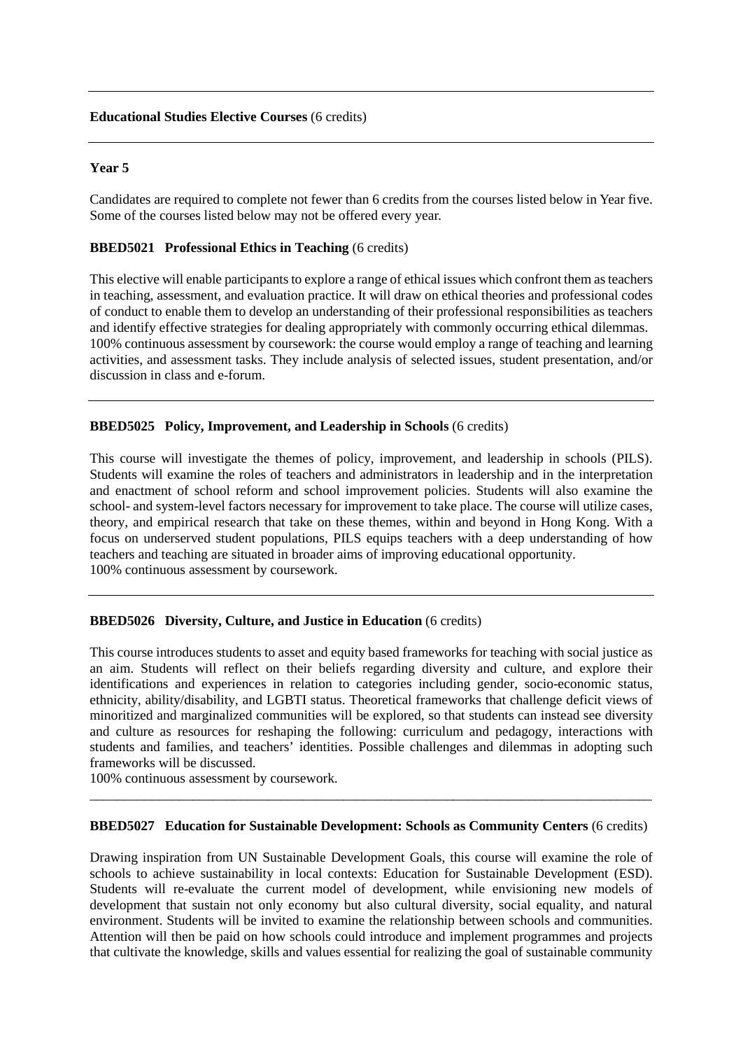---

**Educational Studies Elective Courses** (6 credits)

---

**Year 5**

Candidates are required to complete not fewer than 6 credits from the courses listed below in Year five. Some of the courses listed below may not be offered every year.

**BBED5021 Professional Ethics in Teaching** (6 credits)

This elective will enable participants to explore a range of ethical issues which confront them as teachers in teaching, assessment, and evaluation practice. It will draw on ethical theories and professional codes of conduct to enable them to develop an understanding of their professional responsibilities as teachers and identify effective strategies for dealing appropriately with commonly occurring ethical dilemmas.
100% continuous assessment by coursework: the course would employ a range of teaching and learning activities, and assessment tasks. They include analysis of selected issues, student presentation, and/or discussion in class and e-forum.

---

**BBED5025 Policy, Improvement, and Leadership in Schools** (6 credits)

This course will investigate the themes of policy, improvement, and leadership in schools (PILS). Students will examine the roles of teachers and administrators in leadership and in the interpretation and enactment of school reform and school improvement policies. Students will also examine the school- and system-level factors necessary for improvement to take place. The course will utilize cases, theory, and empirical research that take on these themes, within and beyond in Hong Kong. With a focus on underserved student populations, PILS equips teachers with a deep understanding of how teachers and teaching are situated in broader aims of improving educational opportunity.
100% continuous assessment by coursework.

---

**BBED5026 Diversity, Culture, and Justice in Education** (6 credits)

This course introduces students to asset and equity based frameworks for teaching with social justice as an aim. Students will reflect on their beliefs regarding diversity and culture, and explore their identifications and experiences in relation to categories including gender, socio-economic status, ethnicity, ability/disability, and LGBTI status. Theoretical frameworks that challenge deficit views of minoritized and marginalized communities will be explored, so that students can instead see diversity and culture as resources for reshaping the following: curriculum and pedagogy, interactions with students and families, and teachers' identities. Possible challenges and dilemmas in adopting such frameworks will be discussed.
100% continuous assessment by coursework.

---

**BBED5027 Education for Sustainable Development: Schools as Community Centers** (6 credits)

Drawing inspiration from UN Sustainable Development Goals, this course will examine the role of schools to achieve sustainability in local contexts: Education for Sustainable Development (ESD). Students will re-evaluate the current model of development, while envisioning new models of development that sustain not only economy but also cultural diversity, social equality, and natural environment. Students will be invited to examine the relationship between schools and communities. Attention will then be paid on how schools could introduce and implement programmes and projects that cultivate the knowledge, skills and values essential for realizing the goal of sustainable community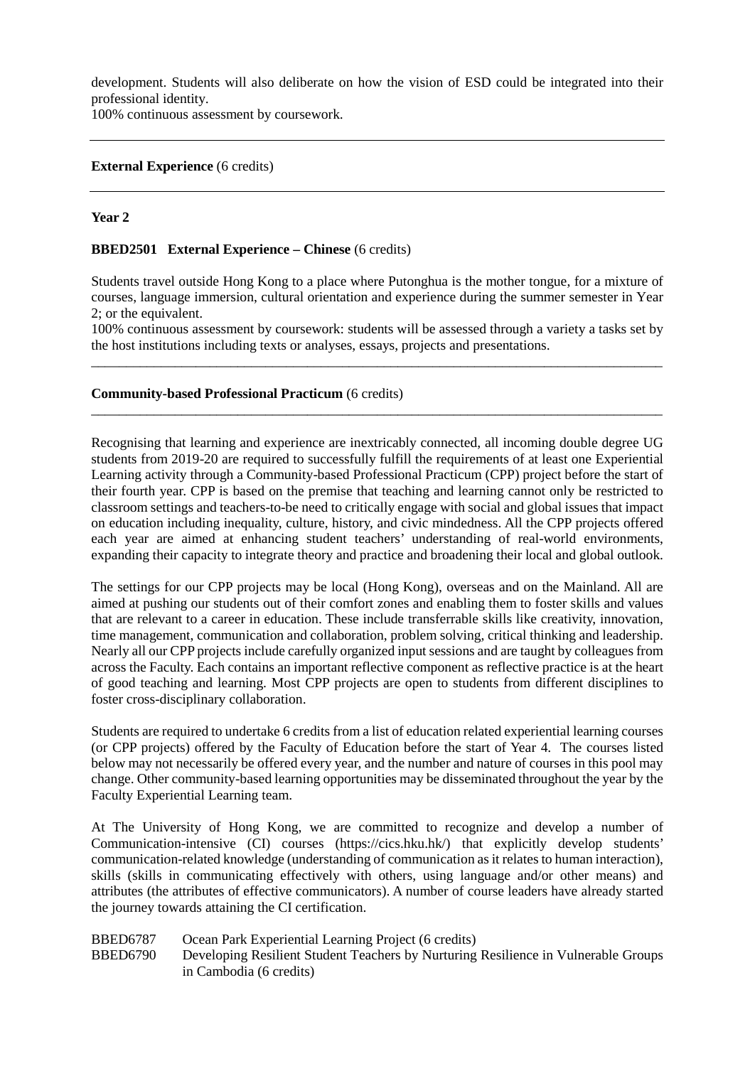development. Students will also deliberate on how the vision of ESD could be integrated into their professional identity.
100% continuous assessment by coursework.

---

**External Experience** (6 credits)

---

**Year 2**

**BBED2501 External Experience – Chinese** (6 credits)

Students travel outside Hong Kong to a place where Putonghua is the mother tongue, for a mixture of courses, language immersion, cultural orientation and experience during the summer semester in Year 2; or the equivalent.
100% continuous assessment by coursework: students will be assessed through a variety a tasks set by the host institutions including texts or analyses, essays, projects and presentations.

---

**Community-based Professional Practicum** (6 credits)

---

Recognising that learning and experience are inextricably connected, all incoming double degree UG students from 2019-20 are required to successfully fulfill the requirements of at least one Experiential Learning activity through a Community-based Professional Practicum (CPP) project before the start of their fourth year. CPP is based on the premise that teaching and learning cannot only be restricted to classroom settings and teachers-to-be need to critically engage with social and global issues that impact on education including inequality, culture, history, and civic mindedness. All the CPP projects offered each year are aimed at enhancing student teachers' understanding of real-world environments, expanding their capacity to integrate theory and practice and broadening their local and global outlook.

The settings for our CPP projects may be local (Hong Kong), overseas and on the Mainland. All are aimed at pushing our students out of their comfort zones and enabling them to foster skills and values that are relevant to a career in education. These include transferrable skills like creativity, innovation, time management, communication and collaboration, problem solving, critical thinking and leadership. Nearly all our CPP projects include carefully organized input sessions and are taught by colleagues from across the Faculty. Each contains an important reflective component as reflective practice is at the heart of good teaching and learning. Most CPP projects are open to students from different disciplines to foster cross-disciplinary collaboration.

Students are required to undertake 6 credits from a list of education related experiential learning courses (or CPP projects) offered by the Faculty of Education before the start of Year 4. The courses listed below may not necessarily be offered every year, and the number and nature of courses in this pool may change. Other community-based learning opportunities may be disseminated throughout the year by the Faculty Experiential Learning team.

At The University of Hong Kong, we are committed to recognize and develop a number of Communication-intensive (CI) courses (https://cics.hku.hk/) that explicitly develop students' communication-related knowledge (understanding of communication as it relates to human interaction), skills (skills in communicating effectively with others, using language and/or other means) and attributes (the attributes of effective communicators). A number of course leaders have already started the journey towards attaining the CI certification.

BBED6787 Ocean Park Experiential Learning Project (6 credits)
BBED6790 Developing Resilient Student Teachers by Nurturing Resilience in Vulnerable Groups in Cambodia (6 credits)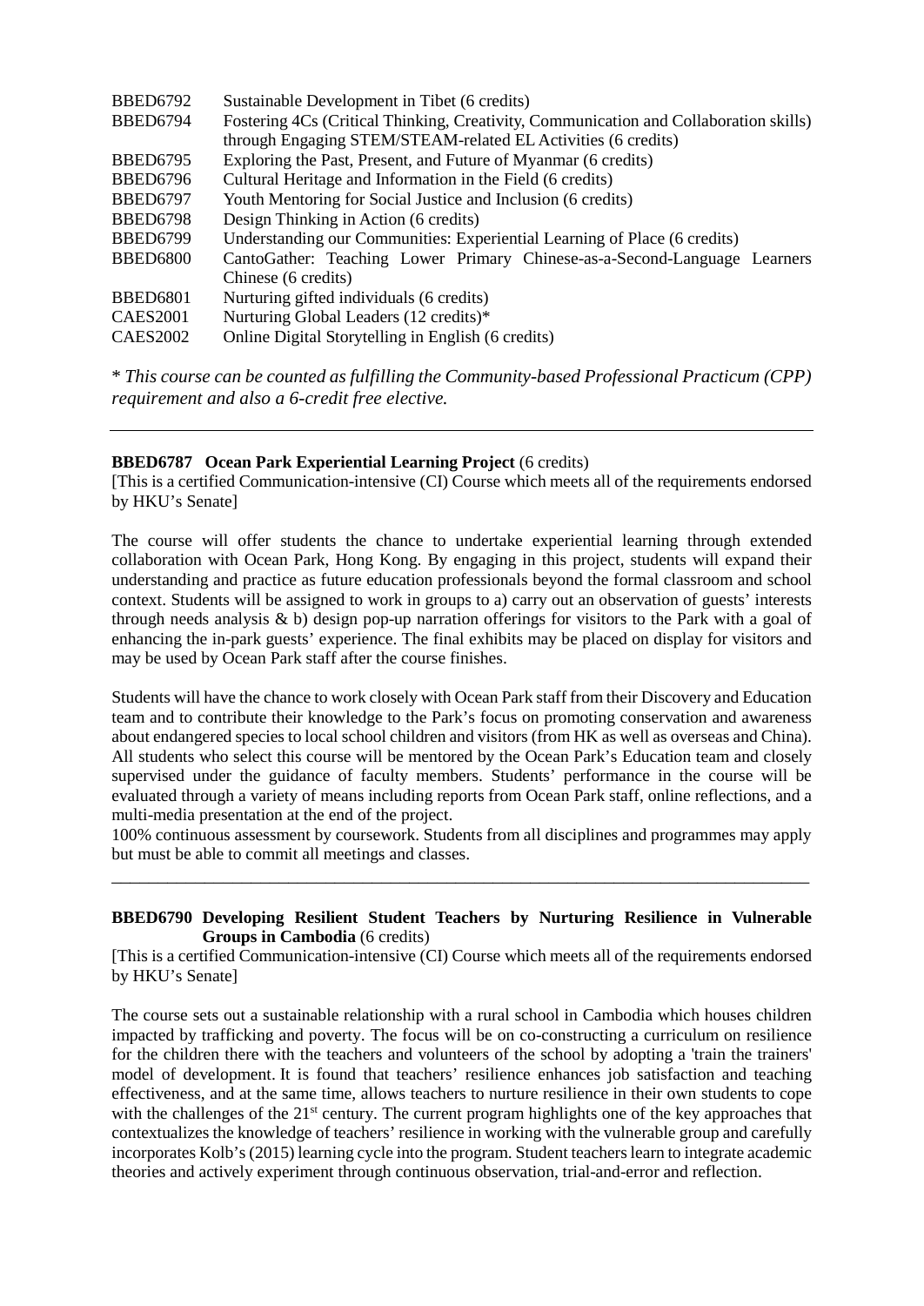| | |
|---|---|
| BBED6792 | Sustainable Development in Tibet (6 credits) |
| BBED6794 | Fostering 4Cs (Critical Thinking, Creativity, Communication and Collaboration skills) through Engaging STEM/STEAM-related EL Activities (6 credits) |
| BBED6795 | Exploring the Past, Present, and Future of Myanmar (6 credits) |
| BBED6796 | Cultural Heritage and Information in the Field (6 credits) |
| BBED6797 | Youth Mentoring for Social Justice and Inclusion (6 credits) |
| BBED6798 | Design Thinking in Action (6 credits) |
| BBED6799 | Understanding our Communities: Experiential Learning of Place (6 credits) |
| BBED6800 | CantoGather: Teaching Lower Primary Chinese-as-a-Second-Language Learners Chinese (6 credits) |
| BBED6801 | Nurturing gifted individuals (6 credits) |
| CAES2001 | Nurturing Global Leaders (12 credits)* |
| CAES2002 | Online Digital Storytelling in English (6 credits) |

*\* This course can be counted as fulfilling the Community-based Professional Practicum (CPP) requirement and also a 6-credit free elective.*

---

**BBED6787 Ocean Park Experiential Learning Project** (6 credits)
[This is a certified Communication-intensive (CI) Course which meets all of the requirements endorsed by HKU's Senate]

The course will offer students the chance to undertake experiential learning through extended collaboration with Ocean Park, Hong Kong. By engaging in this project, students will expand their understanding and practice as future education professionals beyond the formal classroom and school context. Students will be assigned to work in groups to a) carry out an observation of guests' interests through needs analysis & b) design pop-up narration offerings for visitors to the Park with a goal of enhancing the in-park guests' experience. The final exhibits may be placed on display for visitors and may be used by Ocean Park staff after the course finishes.

Students will have the chance to work closely with Ocean Park staff from their Discovery and Education team and to contribute their knowledge to the Park's focus on promoting conservation and awareness about endangered species to local school children and visitors (from HK as well as overseas and China). All students who select this course will be mentored by the Ocean Park's Education team and closely supervised under the guidance of faculty members. Students' performance in the course will be evaluated through a variety of means including reports from Ocean Park staff, online reflections, and a multi-media presentation at the end of the project.
100% continuous assessment by coursework. Students from all disciplines and programmes may apply but must be able to commit all meetings and classes.

---

**BBED6790 Developing Resilient Student Teachers by Nurturing Resilience in Vulnerable Groups in Cambodia** (6 credits)
[This is a certified Communication-intensive (CI) Course which meets all of the requirements endorsed by HKU's Senate]

The course sets out a sustainable relationship with a rural school in Cambodia which houses children impacted by trafficking and poverty. The focus will be on co-constructing a curriculum on resilience for the children there with the teachers and volunteers of the school by adopting a 'train the trainers' model of development. It is found that teachers' resilience enhances job satisfaction and teaching effectiveness, and at the same time, allows teachers to nurture resilience in their own students to cope with the challenges of the 21st century. The current program highlights one of the key approaches that contextualizes the knowledge of teachers' resilience in working with the vulnerable group and carefully incorporates Kolb's (2015) learning cycle into the program. Student teachers learn to integrate academic theories and actively experiment through continuous observation, trial-and-error and reflection.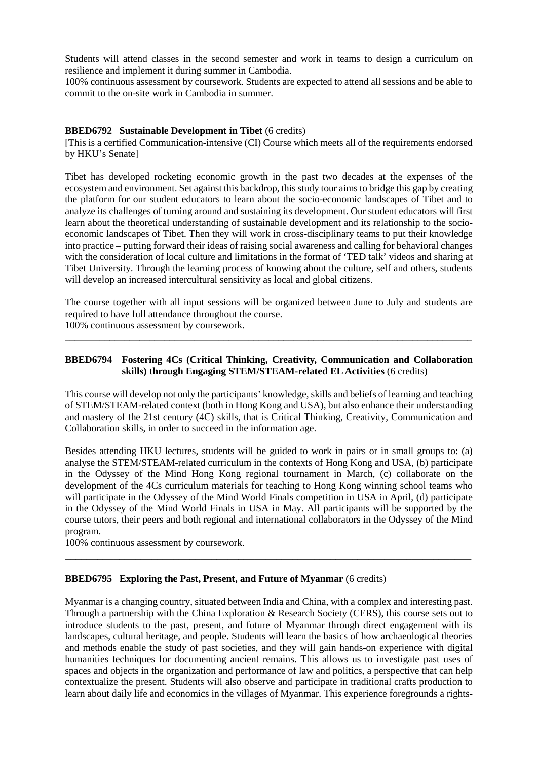Students will attend classes in the second semester and work in teams to design a curriculum on resilience and implement it during summer in Cambodia.
100% continuous assessment by coursework. Students are expected to attend all sessions and be able to commit to the on-site work in Cambodia in summer.

---

**BBED6792 Sustainable Development in Tibet** (6 credits)
[This is a certified Communication-intensive (CI) Course which meets all of the requirements endorsed by HKU's Senate]

Tibet has developed rocketing economic growth in the past two decades at the expenses of the ecosystem and environment. Set against this backdrop, this study tour aims to bridge this gap by creating the platform for our student educators to learn about the socio-economic landscapes of Tibet and to analyze its challenges of turning around and sustaining its development. Our student educators will first learn about the theoretical understanding of sustainable development and its relationship to the socio-economic landscapes of Tibet. Then they will work in cross-disciplinary teams to put their knowledge into practice – putting forward their ideas of raising social awareness and calling for behavioral changes with the consideration of local culture and limitations in the format of 'TED talk' videos and sharing at Tibet University. Through the learning process of knowing about the culture, self and others, students will develop an increased intercultural sensitivity as local and global citizens.

The course together with all input sessions will be organized between June to July and students are required to have full attendance throughout the course.
100% continuous assessment by coursework.

---

**BBED6794 Fostering 4Cs (Critical Thinking, Creativity, Communication and Collaboration skills) through Engaging STEM/STEAM-related EL Activities** (6 credits)

This course will develop not only the participants' knowledge, skills and beliefs of learning and teaching of STEM/STEAM-related context (both in Hong Kong and USA), but also enhance their understanding and mastery of the 21st century (4C) skills, that is Critical Thinking, Creativity, Communication and Collaboration skills, in order to succeed in the information age.

Besides attending HKU lectures, students will be guided to work in pairs or in small groups to: (a) analyse the STEM/STEAM-related curriculum in the contexts of Hong Kong and USA, (b) participate in the Odyssey of the Mind Hong Kong regional tournament in March, (c) collaborate on the development of the 4Cs curriculum materials for teaching to Hong Kong winning school teams who will participate in the Odyssey of the Mind World Finals competition in USA in April, (d) participate in the Odyssey of the Mind World Finals in USA in May. All participants will be supported by the course tutors, their peers and both regional and international collaborators in the Odyssey of the Mind program.
100% continuous assessment by coursework.

---

**BBED6795 Exploring the Past, Present, and Future of Myanmar** (6 credits)

Myanmar is a changing country, situated between India and China, with a complex and interesting past. Through a partnership with the China Exploration & Research Society (CERS), this course sets out to introduce students to the past, present, and future of Myanmar through direct engagement with its landscapes, cultural heritage, and people. Students will learn the basics of how archaeological theories and methods enable the study of past societies, and they will gain hands-on experience with digital humanities techniques for documenting ancient remains. This allows us to investigate past uses of spaces and objects in the organization and performance of law and politics, a perspective that can help contextualize the present. Students will also observe and participate in traditional crafts production to learn about daily life and economics in the villages of Myanmar. This experience foregrounds a rights-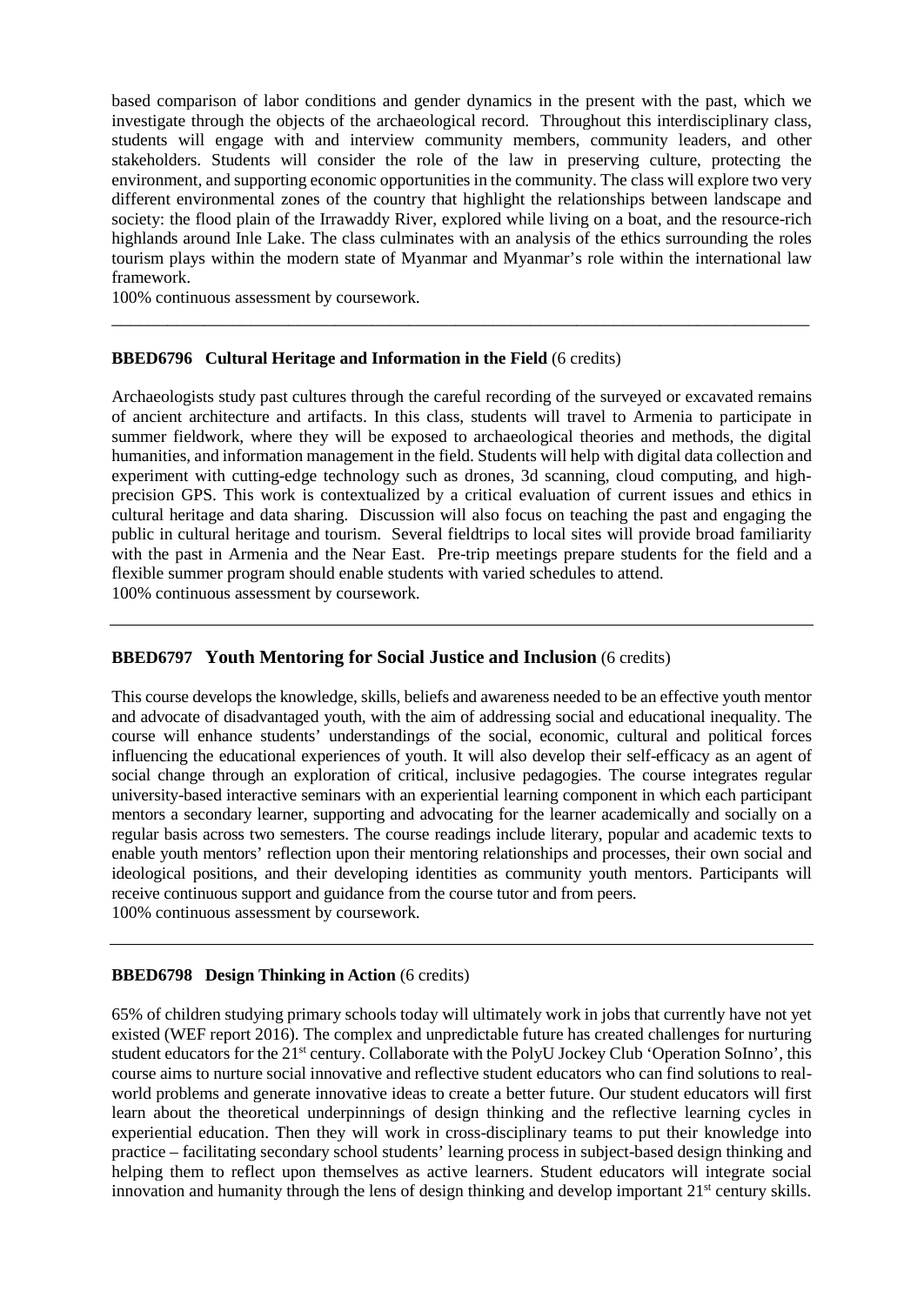based comparison of labor conditions and gender dynamics in the present with the past, which we investigate through the objects of the archaeological record. Throughout this interdisciplinary class, students will engage with and interview community members, community leaders, and other stakeholders. Students will consider the role of the law in preserving culture, protecting the environment, and supporting economic opportunities in the community. The class will explore two very different environmental zones of the country that highlight the relationships between landscape and society: the flood plain of the Irrawaddy River, explored while living on a boat, and the resource-rich highlands around Inle Lake. The class culminates with an analysis of the ethics surrounding the roles tourism plays within the modern state of Myanmar and Myanmar's role within the international law framework.
100% continuous assessment by coursework.

---

**BBED6796 Cultural Heritage and Information in the Field** (6 credits)

Archaeologists study past cultures through the careful recording of the surveyed or excavated remains of ancient architecture and artifacts. In this class, students will travel to Armenia to participate in summer fieldwork, where they will be exposed to archaeological theories and methods, the digital humanities, and information management in the field. Students will help with digital data collection and experiment with cutting-edge technology such as drones, 3d scanning, cloud computing, and high-precision GPS. This work is contextualized by a critical evaluation of current issues and ethics in cultural heritage and data sharing. Discussion will also focus on teaching the past and engaging the public in cultural heritage and tourism. Several fieldtrips to local sites will provide broad familiarity with the past in Armenia and the Near East. Pre-trip meetings prepare students for the field and a flexible summer program should enable students with varied schedules to attend.
100% continuous assessment by coursework.

---

**BBED6797 Youth Mentoring for Social Justice and Inclusion** (6 credits)

This course develops the knowledge, skills, beliefs and awareness needed to be an effective youth mentor and advocate of disadvantaged youth, with the aim of addressing social and educational inequality. The course will enhance students' understandings of the social, economic, cultural and political forces influencing the educational experiences of youth. It will also develop their self-efficacy as an agent of social change through an exploration of critical, inclusive pedagogies. The course integrates regular university-based interactive seminars with an experiential learning component in which each participant mentors a secondary learner, supporting and advocating for the learner academically and socially on a regular basis across two semesters. The course readings include literary, popular and academic texts to enable youth mentors' reflection upon their mentoring relationships and processes, their own social and ideological positions, and their developing identities as community youth mentors. Participants will receive continuous support and guidance from the course tutor and from peers.
100% continuous assessment by coursework.

---

**BBED6798 Design Thinking in Action** (6 credits)

65% of children studying primary schools today will ultimately work in jobs that currently have not yet existed (WEF report 2016). The complex and unpredictable future has created challenges for nurturing student educators for the 21st century. Collaborate with the PolyU Jockey Club 'Operation SoInno', this course aims to nurture social innovative and reflective student educators who can find solutions to real-world problems and generate innovative ideas to create a better future. Our student educators will first learn about the theoretical underpinnings of design thinking and the reflective learning cycles in experiential education. Then they will work in cross-disciplinary teams to put their knowledge into practice – facilitating secondary school students' learning process in subject-based design thinking and helping them to reflect upon themselves as active learners. Student educators will integrate social innovation and humanity through the lens of design thinking and develop important 21st century skills.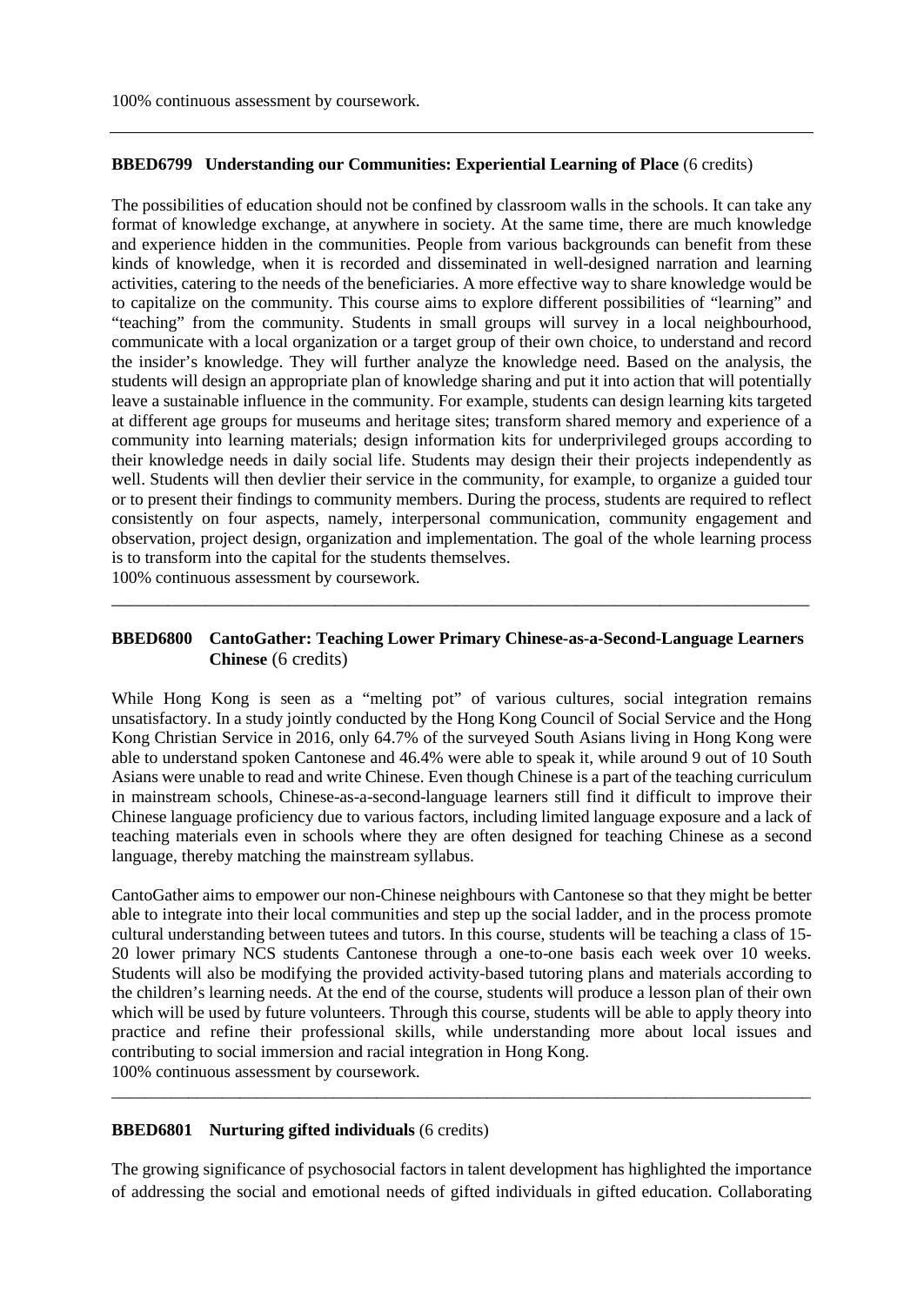100% continuous assessment by coursework.

---

**BBED6799 Understanding our Communities: Experiential Learning of Place** (6 credits)

The possibilities of education should not be confined by classroom walls in the schools. It can take any format of knowledge exchange, at anywhere in society. At the same time, there are much knowledge and experience hidden in the communities. People from various backgrounds can benefit from these kinds of knowledge, when it is recorded and disseminated in well-designed narration and learning activities, catering to the needs of the beneficiaries. A more effective way to share knowledge would be to capitalize on the community. This course aims to explore different possibilities of "learning" and "teaching" from the community. Students in small groups will survey in a local neighbourhood, communicate with a local organization or a target group of their own choice, to understand and record the insider's knowledge. They will further analyze the knowledge need. Based on the analysis, the students will design an appropriate plan of knowledge sharing and put it into action that will potentially leave a sustainable influence in the community. For example, students can design learning kits targeted at different age groups for museums and heritage sites; transform shared memory and experience of a community into learning materials; design information kits for underprivileged groups according to their knowledge needs in daily social life. Students may design their their projects independently as well. Students will then devlier their service in the community, for example, to organize a guided tour or to present their findings to community members. During the process, students are required to reflect consistently on four aspects, namely, interpersonal communication, community engagement and observation, project design, organization and implementation. The goal of the whole learning process is to transform into the capital for the students themselves.
100% continuous assessment by coursework.

---

**BBED6800 CantoGather: Teaching Lower Primary Chinese-as-a-Second-Language Learners Chinese** (6 credits)

While Hong Kong is seen as a "melting pot" of various cultures, social integration remains unsatisfactory. In a study jointly conducted by the Hong Kong Council of Social Service and the Hong Kong Christian Service in 2016, only 64.7% of the surveyed South Asians living in Hong Kong were able to understand spoken Cantonese and 46.4% were able to speak it, while around 9 out of 10 South Asians were unable to read and write Chinese. Even though Chinese is a part of the teaching curriculum in mainstream schools, Chinese-as-a-second-language learners still find it difficult to improve their Chinese language proficiency due to various factors, including limited language exposure and a lack of teaching materials even in schools where they are often designed for teaching Chinese as a second language, thereby matching the mainstream syllabus.

CantoGather aims to empower our non-Chinese neighbours with Cantonese so that they might be better able to integrate into their local communities and step up the social ladder, and in the process promote cultural understanding between tutees and tutors. In this course, students will be teaching a class of 15-20 lower primary NCS students Cantonese through a one-to-one basis each week over 10 weeks. Students will also be modifying the provided activity-based tutoring plans and materials according to the children's learning needs. At the end of the course, students will produce a lesson plan of their own which will be used by future volunteers. Through this course, students will be able to apply theory into practice and refine their professional skills, while understanding more about local issues and contributing to social immersion and racial integration in Hong Kong.
100% continuous assessment by coursework.

---

**BBED6801 Nurturing gifted individuals** (6 credits)

The growing significance of psychosocial factors in talent development has highlighted the importance of addressing the social and emotional needs of gifted individuals in gifted education. Collaborating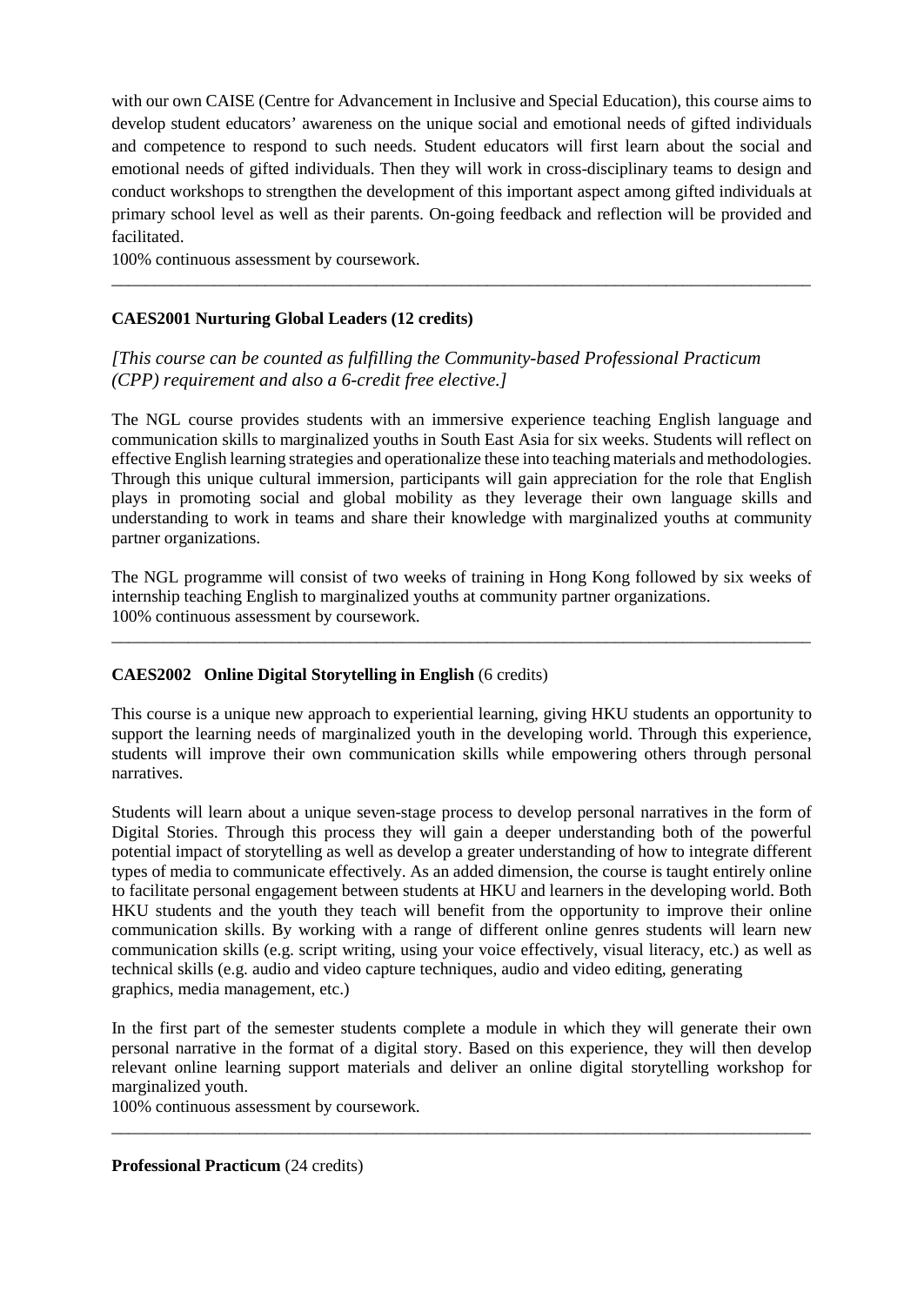with our own CAISE (Centre for Advancement in Inclusive and Special Education), this course aims to develop student educators' awareness on the unique social and emotional needs of gifted individuals and competence to respond to such needs. Student educators will first learn about the social and emotional needs of gifted individuals. Then they will work in cross-disciplinary teams to design and conduct workshops to strengthen the development of this important aspect among gifted individuals at primary school level as well as their parents. On-going feedback and reflection will be provided and facilitated.
100% continuous assessment by coursework.

---

**CAES2001 Nurturing Global Leaders (12 credits)**

*[This course can be counted as fulfilling the Community-based Professional Practicum (CPP) requirement and also a 6-credit free elective.]*

The NGL course provides students with an immersive experience teaching English language and communication skills to marginalized youths in South East Asia for six weeks. Students will reflect on effective English learning strategies and operationalize these into teaching materials and methodologies. Through this unique cultural immersion, participants will gain appreciation for the role that English plays in promoting social and global mobility as they leverage their own language skills and understanding to work in teams and share their knowledge with marginalized youths at community partner organizations.

The NGL programme will consist of two weeks of training in Hong Kong followed by six weeks of internship teaching English to marginalized youths at community partner organizations.
100% continuous assessment by coursework.

---

**CAES2002 Online Digital Storytelling in English** (6 credits)

This course is a unique new approach to experiential learning, giving HKU students an opportunity to support the learning needs of marginalized youth in the developing world. Through this experience, students will improve their own communication skills while empowering others through personal narratives.

Students will learn about a unique seven-stage process to develop personal narratives in the form of Digital Stories. Through this process they will gain a deeper understanding both of the powerful potential impact of storytelling as well as develop a greater understanding of how to integrate different types of media to communicate effectively. As an added dimension, the course is taught entirely online to facilitate personal engagement between students at HKU and learners in the developing world. Both HKU students and the youth they teach will benefit from the opportunity to improve their online communication skills. By working with a range of different online genres students will learn new communication skills (e.g. script writing, using your voice effectively, visual literacy, etc.) as well as technical skills (e.g. audio and video capture techniques, audio and video editing, generating graphics, media management, etc.)

In the first part of the semester students complete a module in which they will generate their own personal narrative in the format of a digital story. Based on this experience, they will then develop relevant online learning support materials and deliver an online digital storytelling workshop for marginalized youth.
100% continuous assessment by coursework.

---

**Professional Practicum** (24 credits)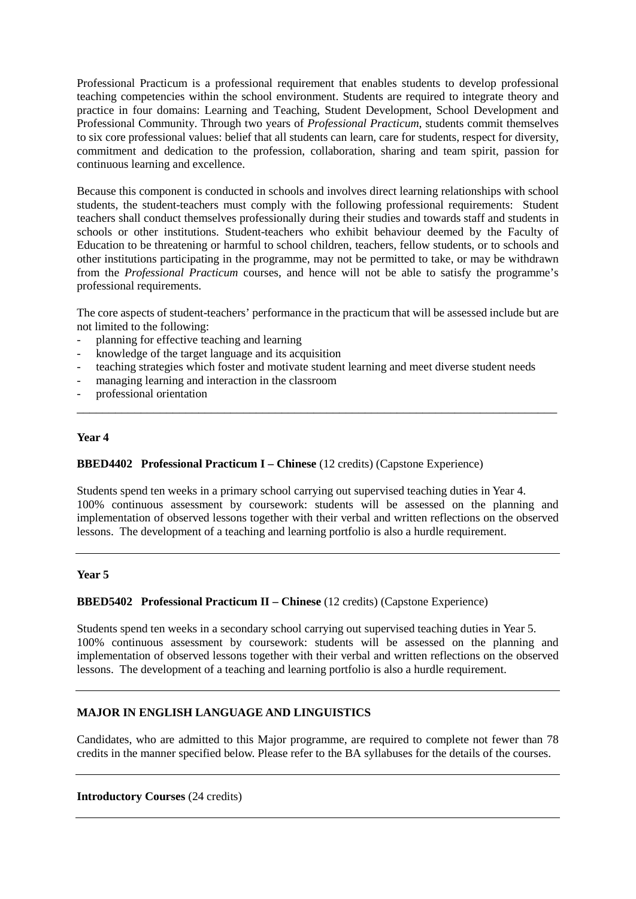Professional Practicum is a professional requirement that enables students to develop professional teaching competencies within the school environment. Students are required to integrate theory and practice in four domains: Learning and Teaching, Student Development, School Development and Professional Community. Through two years of *Professional Practicum*, students commit themselves to six core professional values: belief that all students can learn, care for students, respect for diversity, commitment and dedication to the profession, collaboration, sharing and team spirit, passion for continuous learning and excellence.

Because this component is conducted in schools and involves direct learning relationships with school students, the student-teachers must comply with the following professional requirements: Student teachers shall conduct themselves professionally during their studies and towards staff and students in schools or other institutions. Student-teachers who exhibit behaviour deemed by the Faculty of Education to be threatening or harmful to school children, teachers, fellow students, or to schools and other institutions participating in the programme, may not be permitted to take, or may be withdrawn from the *Professional Practicum* courses, and hence will not be able to satisfy the programme's professional requirements.

The core aspects of student-teachers' performance in the practicum that will be assessed include but are not limited to the following:

- planning for effective teaching and learning
- knowledge of the target language and its acquisition
- teaching strategies which foster and motivate student learning and meet diverse student needs
- managing learning and interaction in the classroom
- professional orientation

---

**Year 4**

**BBED4402 Professional Practicum I – Chinese** (12 credits) (Capstone Experience)

Students spend ten weeks in a primary school carrying out supervised teaching duties in Year 4.
100% continuous assessment by coursework: students will be assessed on the planning and implementation of observed lessons together with their verbal and written reflections on the observed lessons. The development of a teaching and learning portfolio is also a hurdle requirement.

---

**Year 5**

**BBED5402 Professional Practicum II – Chinese** (12 credits) (Capstone Experience)

Students spend ten weeks in a secondary school carrying out supervised teaching duties in Year 5.
100% continuous assessment by coursework: students will be assessed on the planning and implementation of observed lessons together with their verbal and written reflections on the observed lessons. The development of a teaching and learning portfolio is also a hurdle requirement.

---

**MAJOR IN ENGLISH LANGUAGE AND LINGUISTICS**

Candidates, who are admitted to this Major programme, are required to complete not fewer than 78 credits in the manner specified below. Please refer to the BA syllabuses for the details of the courses.

---

**Introductory Courses** (24 credits)

---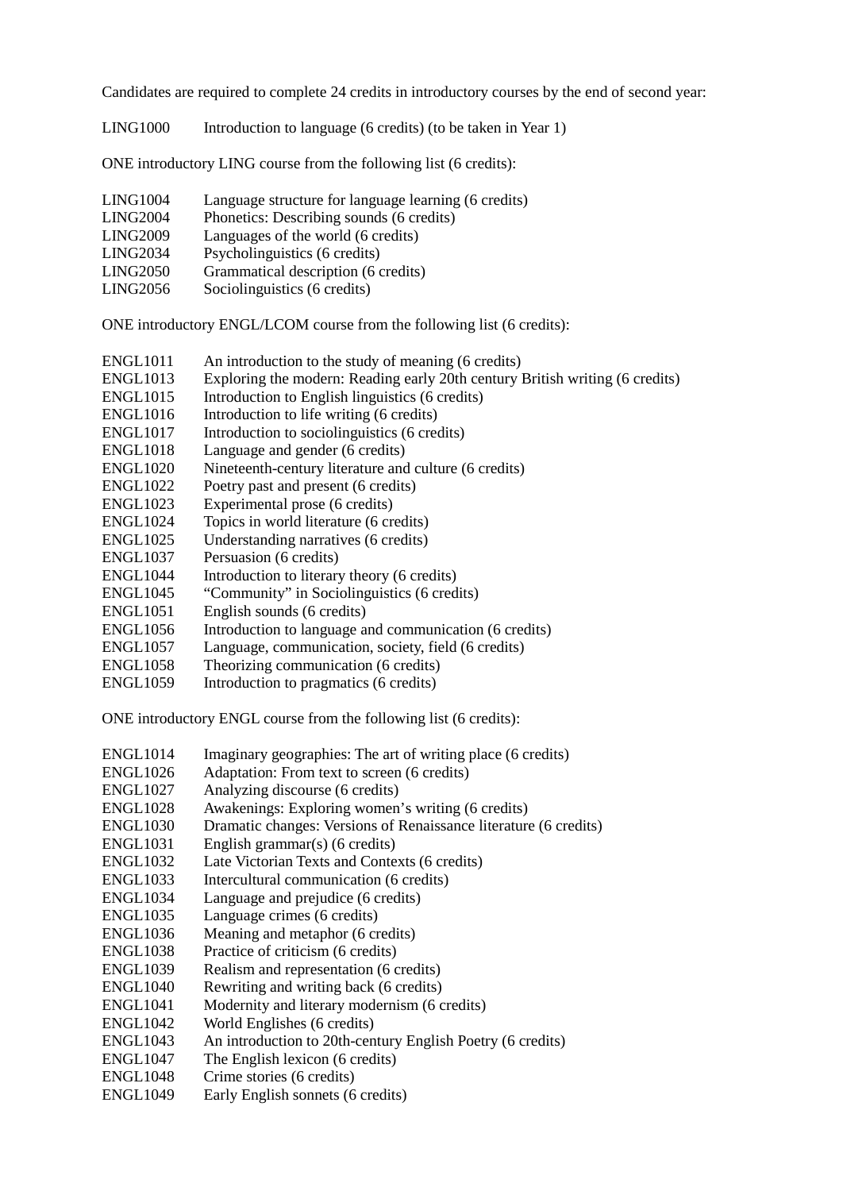Candidates are required to complete 24 credits in introductory courses by the end of second year:

LING1000 Introduction to language (6 credits) (to be taken in Year 1)

ONE introductory LING course from the following list (6 credits):

LING1004 Language structure for language learning (6 credits)
LING2004 Phonetics: Describing sounds (6 credits)
LING2009 Languages of the world (6 credits)
LING2034 Psycholinguistics (6 credits)
LING2050 Grammatical description (6 credits)
LING2056 Sociolinguistics (6 credits)

ONE introductory ENGL/LCOM course from the following list (6 credits):

ENGL1011 An introduction to the study of meaning (6 credits)
ENGL1013 Exploring the modern: Reading early 20th century British writing (6 credits)
ENGL1015 Introduction to English linguistics (6 credits)
ENGL1016 Introduction to life writing (6 credits)
ENGL1017 Introduction to sociolinguistics (6 credits)
ENGL1018 Language and gender (6 credits)
ENGL1020 Nineteenth-century literature and culture (6 credits)
ENGL1022 Poetry past and present (6 credits)
ENGL1023 Experimental prose (6 credits)
ENGL1024 Topics in world literature (6 credits)
ENGL1025 Understanding narratives (6 credits)
ENGL1037 Persuasion (6 credits)
ENGL1044 Introduction to literary theory (6 credits)
ENGL1045 "Community" in Sociolinguistics (6 credits)
ENGL1051 English sounds (6 credits)
ENGL1056 Introduction to language and communication (6 credits)
ENGL1057 Language, communication, society, field (6 credits)
ENGL1058 Theorizing communication (6 credits)
ENGL1059 Introduction to pragmatics (6 credits)

ONE introductory ENGL course from the following list (6 credits):

ENGL1014 Imaginary geographies: The art of writing place (6 credits)
ENGL1026 Adaptation: From text to screen (6 credits)
ENGL1027 Analyzing discourse (6 credits)
ENGL1028 Awakenings: Exploring women's writing (6 credits)
ENGL1030 Dramatic changes: Versions of Renaissance literature (6 credits)
ENGL1031 English grammar(s) (6 credits)
ENGL1032 Late Victorian Texts and Contexts (6 credits)
ENGL1033 Intercultural communication (6 credits)
ENGL1034 Language and prejudice (6 credits)
ENGL1035 Language crimes (6 credits)
ENGL1036 Meaning and metaphor (6 credits)
ENGL1038 Practice of criticism (6 credits)
ENGL1039 Realism and representation (6 credits)
ENGL1040 Rewriting and writing back (6 credits)
ENGL1041 Modernity and literary modernism (6 credits)
ENGL1042 World Englishes (6 credits)
ENGL1043 An introduction to 20th-century English Poetry (6 credits)
ENGL1047 The English lexicon (6 credits)
ENGL1048 Crime stories (6 credits)
ENGL1049 Early English sonnets (6 credits)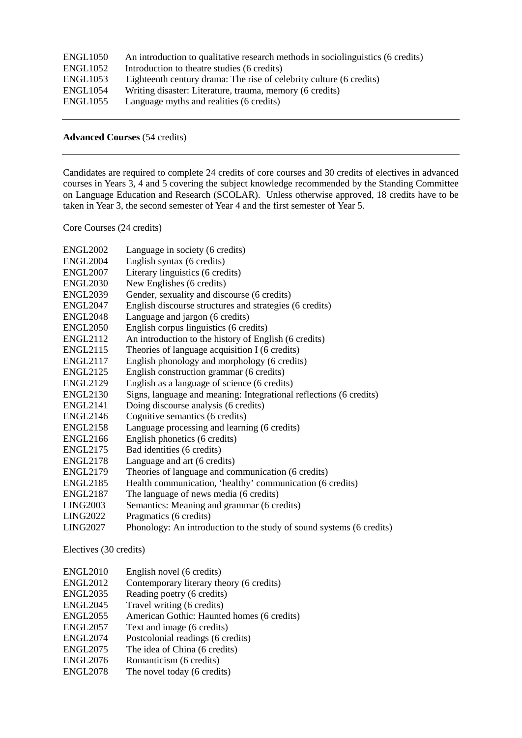ENGL1050 An introduction to qualitative research methods in sociolinguistics (6 credits)
ENGL1052 Introduction to theatre studies (6 credits)
ENGL1053 Eighteenth century drama: The rise of celebrity culture (6 credits)
ENGL1054 Writing disaster: Literature, trauma, memory (6 credits)
ENGL1055 Language myths and realities (6 credits)

---

**Advanced Courses** (54 credits)

---

Candidates are required to complete 24 credits of core courses and 30 credits of electives in advanced courses in Years 3, 4 and 5 covering the subject knowledge recommended by the Standing Committee on Language Education and Research (SCOLAR). Unless otherwise approved, 18 credits have to be taken in Year 3, the second semester of Year 4 and the first semester of Year 5.

Core Courses (24 credits)

ENGL2002 Language in society (6 credits)
ENGL2004 English syntax (6 credits)
ENGL2007 Literary linguistics (6 credits)
ENGL2030 New Englishes (6 credits)
ENGL2039 Gender, sexuality and discourse (6 credits)
ENGL2047 English discourse structures and strategies (6 credits)
ENGL2048 Language and jargon (6 credits)
ENGL2050 English corpus linguistics (6 credits)
ENGL2112 An introduction to the history of English (6 credits)
ENGL2115 Theories of language acquisition I (6 credits)
ENGL2117 English phonology and morphology (6 credits)
ENGL2125 English construction grammar (6 credits)
ENGL2129 English as a language of science (6 credits)
ENGL2130 Signs, language and meaning: Integrational reflections (6 credits)
ENGL2141 Doing discourse analysis (6 credits)
ENGL2146 Cognitive semantics (6 credits)
ENGL2158 Language processing and learning (6 credits)
ENGL2166 English phonetics (6 credits)
ENGL2175 Bad identities (6 credits)
ENGL2178 Language and art (6 credits)
ENGL2179 Theories of language and communication (6 credits)
ENGL2185 Health communication, 'healthy' communication (6 credits)
ENGL2187 The language of news media (6 credits)
LING2003 Semantics: Meaning and grammar (6 credits)
LING2022 Pragmatics (6 credits)
LING2027 Phonology: An introduction to the study of sound systems (6 credits)

Electives (30 credits)

ENGL2010 English novel (6 credits)
ENGL2012 Contemporary literary theory (6 credits)
ENGL2035 Reading poetry (6 credits)
ENGL2045 Travel writing (6 credits)
ENGL2055 American Gothic: Haunted homes (6 credits)
ENGL2057 Text and image (6 credits)
ENGL2074 Postcolonial readings (6 credits)
ENGL2075 The idea of China (6 credits)
ENGL2076 Romanticism (6 credits)
ENGL2078 The novel today (6 credits)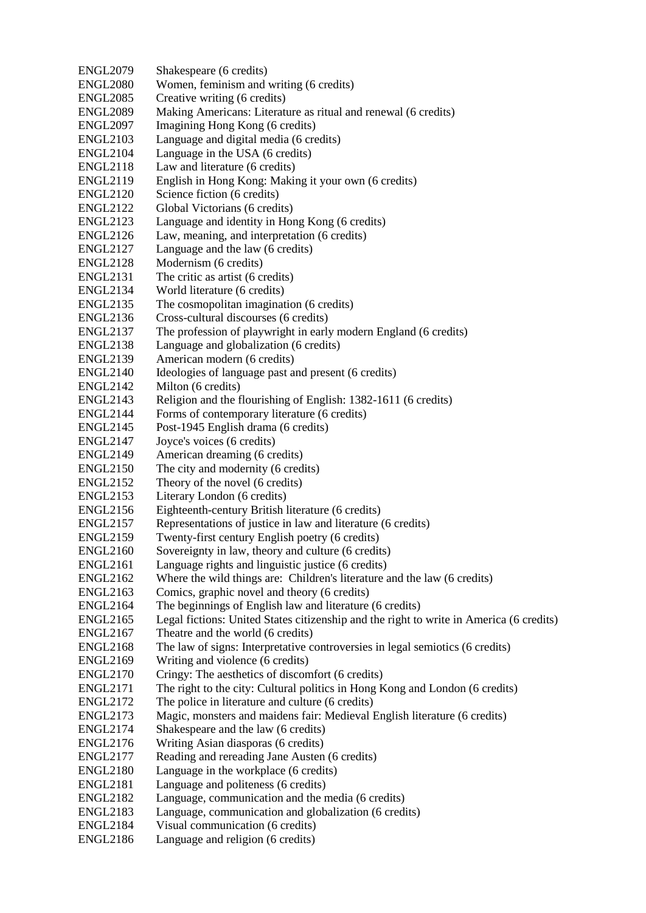ENGL2079 Shakespeare (6 credits)
ENGL2080 Women, feminism and writing (6 credits)
ENGL2085 Creative writing (6 credits)
ENGL2089 Making Americans: Literature as ritual and renewal (6 credits)
ENGL2097 Imagining Hong Kong (6 credits)
ENGL2103 Language and digital media (6 credits)
ENGL2104 Language in the USA (6 credits)
ENGL2118 Law and literature (6 credits)
ENGL2119 English in Hong Kong: Making it your own (6 credits)
ENGL2120 Science fiction (6 credits)
ENGL2122 Global Victorians (6 credits)
ENGL2123 Language and identity in Hong Kong (6 credits)
ENGL2126 Law, meaning, and interpretation (6 credits)
ENGL2127 Language and the law (6 credits)
ENGL2128 Modernism (6 credits)
ENGL2131 The critic as artist (6 credits)
ENGL2134 World literature (6 credits)
ENGL2135 The cosmopolitan imagination (6 credits)
ENGL2136 Cross-cultural discourses (6 credits)
ENGL2137 The profession of playwright in early modern England (6 credits)
ENGL2138 Language and globalization (6 credits)
ENGL2139 American modern (6 credits)
ENGL2140 Ideologies of language past and present (6 credits)
ENGL2142 Milton (6 credits)
ENGL2143 Religion and the flourishing of English: 1382-1611 (6 credits)
ENGL2144 Forms of contemporary literature (6 credits)
ENGL2145 Post-1945 English drama (6 credits)
ENGL2147 Joyce's voices (6 credits)
ENGL2149 American dreaming (6 credits)
ENGL2150 The city and modernity (6 credits)
ENGL2152 Theory of the novel (6 credits)
ENGL2153 Literary London (6 credits)
ENGL2156 Eighteenth-century British literature (6 credits)
ENGL2157 Representations of justice in law and literature (6 credits)
ENGL2159 Twenty-first century English poetry (6 credits)
ENGL2160 Sovereignty in law, theory and culture (6 credits)
ENGL2161 Language rights and linguistic justice (6 credits)
ENGL2162 Where the wild things are: Children's literature and the law (6 credits)
ENGL2163 Comics, graphic novel and theory (6 credits)
ENGL2164 The beginnings of English law and literature (6 credits)
ENGL2165 Legal fictions: United States citizenship and the right to write in America (6 credits)
ENGL2167 Theatre and the world (6 credits)
ENGL2168 The law of signs: Interpretative controversies in legal semiotics (6 credits)
ENGL2169 Writing and violence (6 credits)
ENGL2170 Cringy: The aesthetics of discomfort (6 credits)
ENGL2171 The right to the city: Cultural politics in Hong Kong and London (6 credits)
ENGL2172 The police in literature and culture (6 credits)
ENGL2173 Magic, monsters and maidens fair: Medieval English literature (6 credits)
ENGL2174 Shakespeare and the law (6 credits)
ENGL2176 Writing Asian diasporas (6 credits)
ENGL2177 Reading and rereading Jane Austen (6 credits)
ENGL2180 Language in the workplace (6 credits)
ENGL2181 Language and politeness (6 credits)
ENGL2182 Language, communication and the media (6 credits)
ENGL2183 Language, communication and globalization (6 credits)
ENGL2184 Visual communication (6 credits)
ENGL2186 Language and religion (6 credits)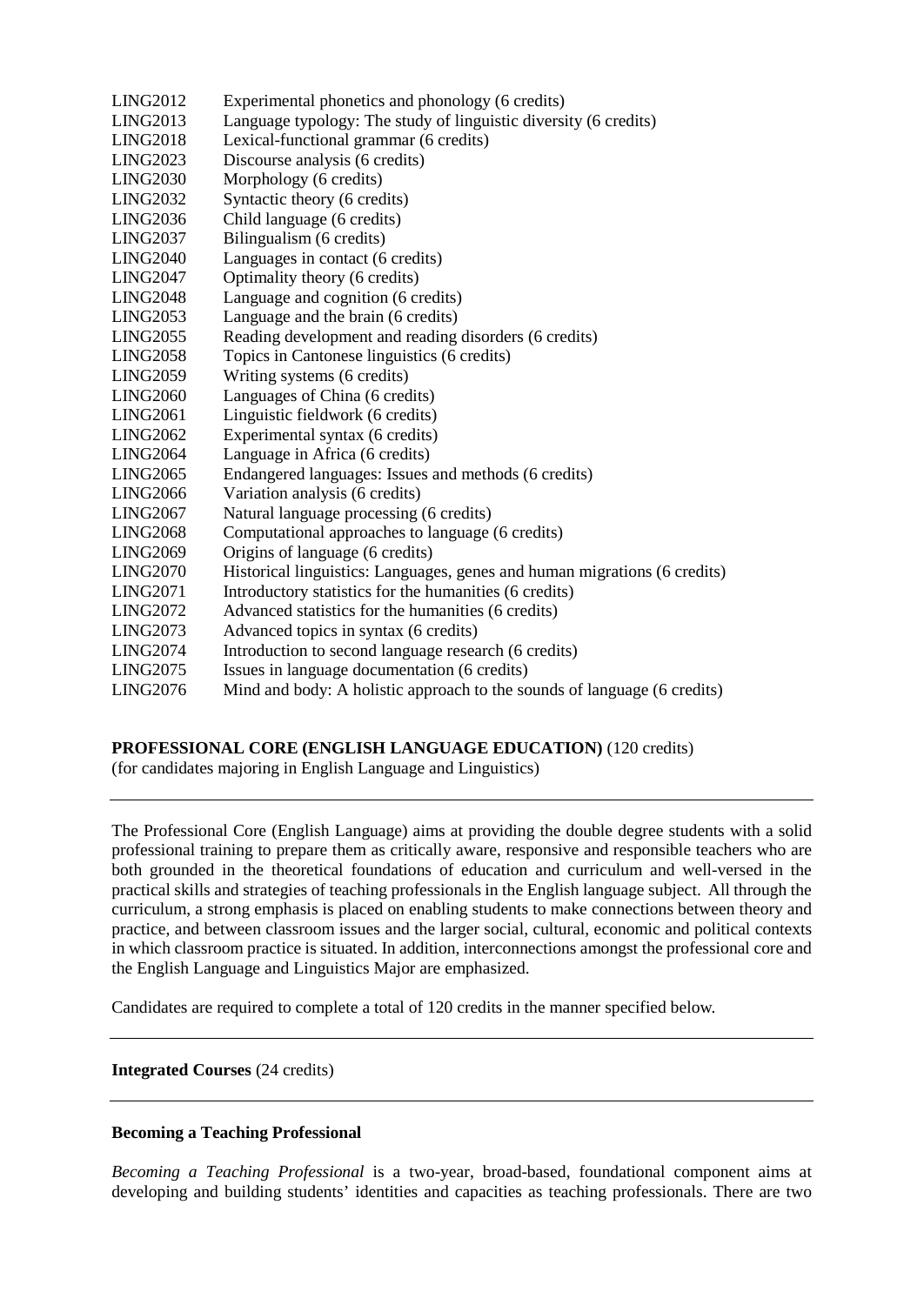| | |
|---|---|
| LING2012 | Experimental phonetics and phonology (6 credits) |
| LING2013 | Language typology: The study of linguistic diversity (6 credits) |
| LING2018 | Lexical-functional grammar (6 credits) |
| LING2023 | Discourse analysis (6 credits) |
| LING2030 | Morphology (6 credits) |
| LING2032 | Syntactic theory (6 credits) |
| LING2036 | Child language (6 credits) |
| LING2037 | Bilingualism (6 credits) |
| LING2040 | Languages in contact (6 credits) |
| LING2047 | Optimality theory (6 credits) |
| LING2048 | Language and cognition (6 credits) |
| LING2053 | Language and the brain (6 credits) |
| LING2055 | Reading development and reading disorders (6 credits) |
| LING2058 | Topics in Cantonese linguistics (6 credits) |
| LING2059 | Writing systems (6 credits) |
| LING2060 | Languages of China (6 credits) |
| LING2061 | Linguistic fieldwork (6 credits) |
| LING2062 | Experimental syntax (6 credits) |
| LING2064 | Language in Africa (6 credits) |
| LING2065 | Endangered languages: Issues and methods (6 credits) |
| LING2066 | Variation analysis (6 credits) |
| LING2067 | Natural language processing (6 credits) |
| LING2068 | Computational approaches to language (6 credits) |
| LING2069 | Origins of language (6 credits) |
| LING2070 | Historical linguistics: Languages, genes and human migrations (6 credits) |
| LING2071 | Introductory statistics for the humanities (6 credits) |
| LING2072 | Advanced statistics for the humanities (6 credits) |
| LING2073 | Advanced topics in syntax (6 credits) |
| LING2074 | Introduction to second language research (6 credits) |
| LING2075 | Issues in language documentation (6 credits) |
| LING2076 | Mind and body: A holistic approach to the sounds of language (6 credits) |

**PROFESSIONAL CORE (ENGLISH LANGUAGE EDUCATION)** (120 credits)
(for candidates majoring in English Language and Linguistics)

---

The Professional Core (English Language) aims at providing the double degree students with a solid professional training to prepare them as critically aware, responsive and responsible teachers who are both grounded in the theoretical foundations of education and curriculum and well-versed in the practical skills and strategies of teaching professionals in the English language subject. All through the curriculum, a strong emphasis is placed on enabling students to make connections between theory and practice, and between classroom issues and the larger social, cultural, economic and political contexts in which classroom practice is situated. In addition, interconnections amongst the professional core and the English Language and Linguistics Major are emphasized.

Candidates are required to complete a total of 120 credits in the manner specified below.

---

**Integrated Courses** (24 credits)

---

**Becoming a Teaching Professional**

*Becoming a Teaching Professional* is a two-year, broad-based, foundational component aims at developing and building students' identities and capacities as teaching professionals. There are two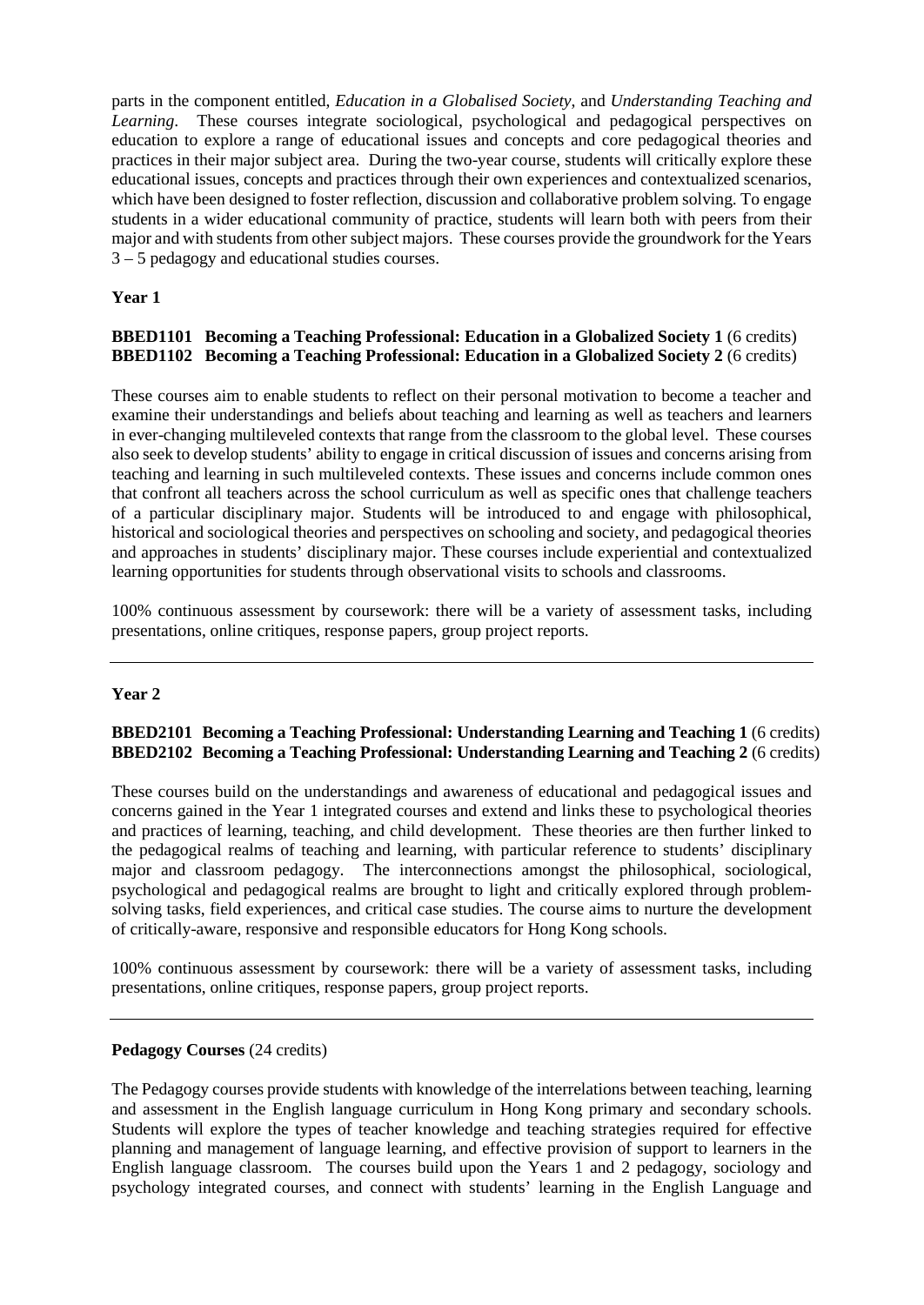parts in the component entitled, *Education in a Globalised Society*, and *Understanding Teaching and Learning*. These courses integrate sociological, psychological and pedagogical perspectives on education to explore a range of educational issues and concepts and core pedagogical theories and practices in their major subject area. During the two-year course, students will critically explore these educational issues, concepts and practices through their own experiences and contextualized scenarios, which have been designed to foster reflection, discussion and collaborative problem solving. To engage students in a wider educational community of practice, students will learn both with peers from their major and with students from other subject majors. These courses provide the groundwork for the Years 3 – 5 pedagogy and educational studies courses.

**Year 1**

**BBED1101 Becoming a Teaching Professional: Education in a Globalized Society 1** (6 credits)
**BBED1102 Becoming a Teaching Professional: Education in a Globalized Society 2** (6 credits)

These courses aim to enable students to reflect on their personal motivation to become a teacher and examine their understandings and beliefs about teaching and learning as well as teachers and learners in ever-changing multileveled contexts that range from the classroom to the global level. These courses also seek to develop students' ability to engage in critical discussion of issues and concerns arising from teaching and learning in such multileveled contexts. These issues and concerns include common ones that confront all teachers across the school curriculum as well as specific ones that challenge teachers of a particular disciplinary major. Students will be introduced to and engage with philosophical, historical and sociological theories and perspectives on schooling and society, and pedagogical theories and approaches in students' disciplinary major. These courses include experiential and contextualized learning opportunities for students through observational visits to schools and classrooms.

100% continuous assessment by coursework: there will be a variety of assessment tasks, including presentations, online critiques, response papers, group project reports.

---

**Year 2**

**BBED2101 Becoming a Teaching Professional: Understanding Learning and Teaching 1** (6 credits)
**BBED2102 Becoming a Teaching Professional: Understanding Learning and Teaching 2** (6 credits)

These courses build on the understandings and awareness of educational and pedagogical issues and concerns gained in the Year 1 integrated courses and extend and links these to psychological theories and practices of learning, teaching, and child development. These theories are then further linked to the pedagogical realms of teaching and learning, with particular reference to students' disciplinary major and classroom pedagogy. The interconnections amongst the philosophical, sociological, psychological and pedagogical realms are brought to light and critically explored through problem-solving tasks, field experiences, and critical case studies. The course aims to nurture the development of critically-aware, responsive and responsible educators for Hong Kong schools.

100% continuous assessment by coursework: there will be a variety of assessment tasks, including presentations, online critiques, response papers, group project reports.

---

**Pedagogy Courses** (24 credits)

The Pedagogy courses provide students with knowledge of the interrelations between teaching, learning and assessment in the English language curriculum in Hong Kong primary and secondary schools. Students will explore the types of teacher knowledge and teaching strategies required for effective planning and management of language learning, and effective provision of support to learners in the English language classroom. The courses build upon the Years 1 and 2 pedagogy, sociology and psychology integrated courses, and connect with students' learning in the English Language and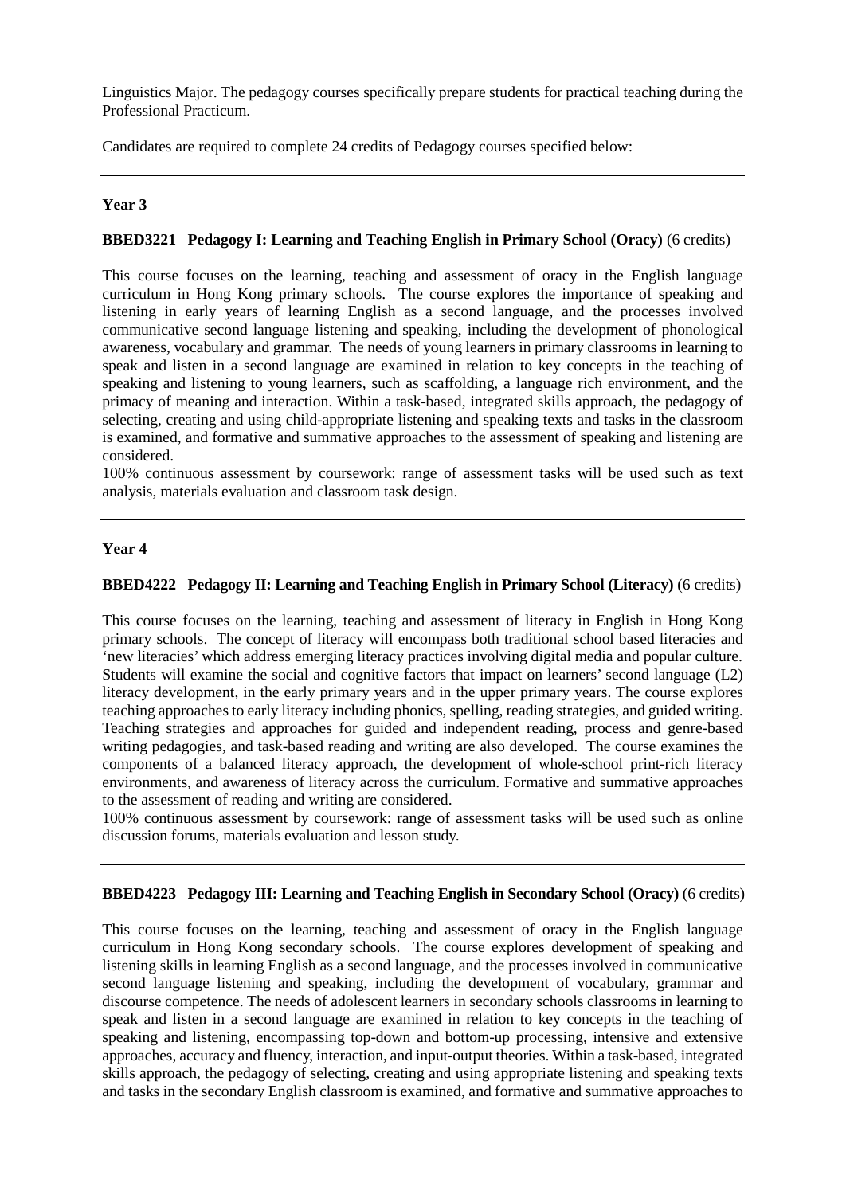Linguistics Major. The pedagogy courses specifically prepare students for practical teaching during the Professional Practicum.

Candidates are required to complete 24 credits of Pedagogy courses specified below:

---

**Year 3**

**BBED3221 Pedagogy I: Learning and Teaching English in Primary School (Oracy)** (6 credits)

This course focuses on the learning, teaching and assessment of oracy in the English language curriculum in Hong Kong primary schools. The course explores the importance of speaking and listening in early years of learning English as a second language, and the processes involved communicative second language listening and speaking, including the development of phonological awareness, vocabulary and grammar. The needs of young learners in primary classrooms in learning to speak and listen in a second language are examined in relation to key concepts in the teaching of speaking and listening to young learners, such as scaffolding, a language rich environment, and the primacy of meaning and interaction. Within a task-based, integrated skills approach, the pedagogy of selecting, creating and using child-appropriate listening and speaking texts and tasks in the classroom is examined, and formative and summative approaches to the assessment of speaking and listening are considered.
100% continuous assessment by coursework: range of assessment tasks will be used such as text analysis, materials evaluation and classroom task design.

---

**Year 4**

**BBED4222 Pedagogy II: Learning and Teaching English in Primary School (Literacy)** (6 credits)

This course focuses on the learning, teaching and assessment of literacy in English in Hong Kong primary schools. The concept of literacy will encompass both traditional school based literacies and 'new literacies' which address emerging literacy practices involving digital media and popular culture. Students will examine the social and cognitive factors that impact on learners' second language (L2) literacy development, in the early primary years and in the upper primary years. The course explores teaching approaches to early literacy including phonics, spelling, reading strategies, and guided writing. Teaching strategies and approaches for guided and independent reading, process and genre-based writing pedagogies, and task-based reading and writing are also developed. The course examines the components of a balanced literacy approach, the development of whole-school print-rich literacy environments, and awareness of literacy across the curriculum. Formative and summative approaches to the assessment of reading and writing are considered.
100% continuous assessment by coursework: range of assessment tasks will be used such as online discussion forums, materials evaluation and lesson study.

---

**BBED4223 Pedagogy III: Learning and Teaching English in Secondary School (Oracy)** (6 credits)

This course focuses on the learning, teaching and assessment of oracy in the English language curriculum in Hong Kong secondary schools. The course explores development of speaking and listening skills in learning English as a second language, and the processes involved in communicative second language listening and speaking, including the development of vocabulary, grammar and discourse competence. The needs of adolescent learners in secondary schools classrooms in learning to speak and listen in a second language are examined in relation to key concepts in the teaching of speaking and listening, encompassing top-down and bottom-up processing, intensive and extensive approaches, accuracy and fluency, interaction, and input-output theories. Within a task-based, integrated skills approach, the pedagogy of selecting, creating and using appropriate listening and speaking texts and tasks in the secondary English classroom is examined, and formative and summative approaches to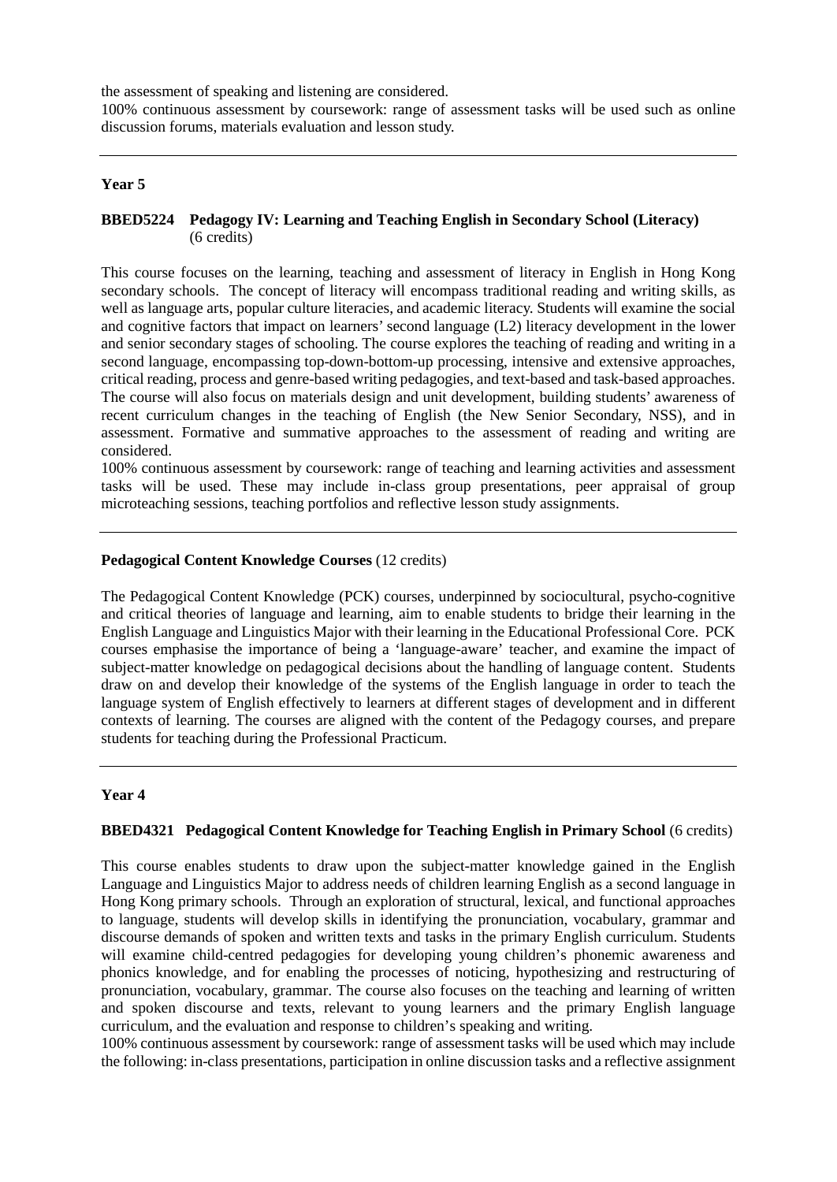the assessment of speaking and listening are considered.
100% continuous assessment by coursework: range of assessment tasks will be used such as online discussion forums, materials evaluation and lesson study.

---

**Year 5**

**BBED5224 Pedagogy IV: Learning and Teaching English in Secondary School (Literacy)** (6 credits)

This course focuses on the learning, teaching and assessment of literacy in English in Hong Kong secondary schools. The concept of literacy will encompass traditional reading and writing skills, as well as language arts, popular culture literacies, and academic literacy. Students will examine the social and cognitive factors that impact on learners' second language (L2) literacy development in the lower and senior secondary stages of schooling. The course explores the teaching of reading and writing in a second language, encompassing top-down-bottom-up processing, intensive and extensive approaches, critical reading, process and genre-based writing pedagogies, and text-based and task-based approaches. The course will also focus on materials design and unit development, building students' awareness of recent curriculum changes in the teaching of English (the New Senior Secondary, NSS), and in assessment. Formative and summative approaches to the assessment of reading and writing are considered.
100% continuous assessment by coursework: range of teaching and learning activities and assessment tasks will be used. These may include in-class group presentations, peer appraisal of group microteaching sessions, teaching portfolios and reflective lesson study assignments.

---

**Pedagogical Content Knowledge Courses** (12 credits)

The Pedagogical Content Knowledge (PCK) courses, underpinned by sociocultural, psycho-cognitive and critical theories of language and learning, aim to enable students to bridge their learning in the English Language and Linguistics Major with their learning in the Educational Professional Core. PCK courses emphasise the importance of being a 'language-aware' teacher, and examine the impact of subject-matter knowledge on pedagogical decisions about the handling of language content. Students draw on and develop their knowledge of the systems of the English language in order to teach the language system of English effectively to learners at different stages of development and in different contexts of learning. The courses are aligned with the content of the Pedagogy courses, and prepare students for teaching during the Professional Practicum.

---

**Year 4**

**BBED4321 Pedagogical Content Knowledge for Teaching English in Primary School** (6 credits)

This course enables students to draw upon the subject-matter knowledge gained in the English Language and Linguistics Major to address needs of children learning English as a second language in Hong Kong primary schools. Through an exploration of structural, lexical, and functional approaches to language, students will develop skills in identifying the pronunciation, vocabulary, grammar and discourse demands of spoken and written texts and tasks in the primary English curriculum. Students will examine child-centred pedagogies for developing young children's phonemic awareness and phonics knowledge, and for enabling the processes of noticing, hypothesizing and restructuring of pronunciation, vocabulary, grammar. The course also focuses on the teaching and learning of written and spoken discourse and texts, relevant to young learners and the primary English language curriculum, and the evaluation and response to children's speaking and writing.
100% continuous assessment by coursework: range of assessment tasks will be used which may include the following: in-class presentations, participation in online discussion tasks and a reflective assignment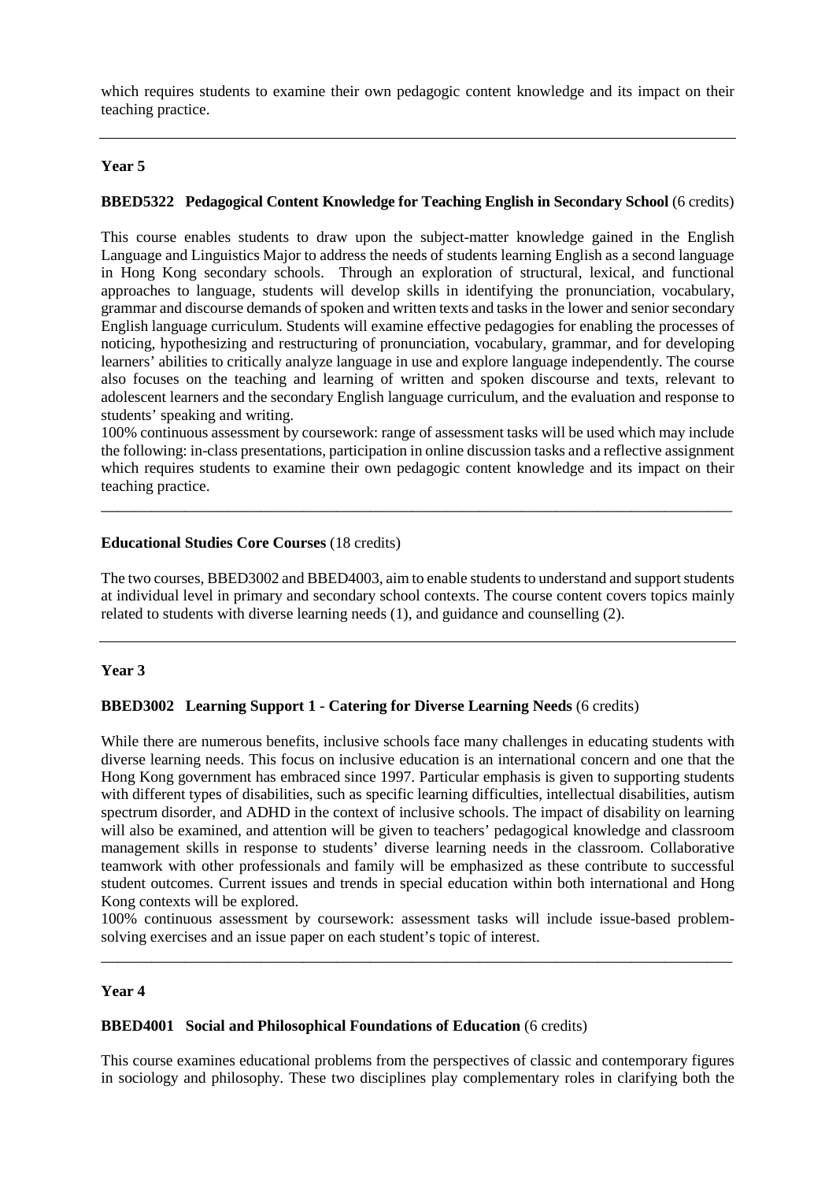which requires students to examine their own pedagogic content knowledge and its impact on their teaching practice.

---

### Year 5

**BBED5322 Pedagogical Content Knowledge for Teaching English in Secondary School** (6 credits)

This course enables students to draw upon the subject-matter knowledge gained in the English Language and Linguistics Major to address the needs of students learning English as a second language in Hong Kong secondary schools. Through an exploration of structural, lexical, and functional approaches to language, students will develop skills in identifying the pronunciation, vocabulary, grammar and discourse demands of spoken and written texts and tasks in the lower and senior secondary English language curriculum. Students will examine effective pedagogies for enabling the processes of noticing, hypothesizing and restructuring of pronunciation, vocabulary, grammar, and for developing learners' abilities to critically analyze language in use and explore language independently. The course also focuses on the teaching and learning of written and spoken discourse and texts, relevant to adolescent learners and the secondary English language curriculum, and the evaluation and response to students' speaking and writing.
100% continuous assessment by coursework: range of assessment tasks will be used which may include the following: in-class presentations, participation in online discussion tasks and a reflective assignment which requires students to examine their own pedagogic content knowledge and its impact on their teaching practice.

---

**Educational Studies Core Courses** (18 credits)

The two courses, BBED3002 and BBED4003, aim to enable students to understand and support students at individual level in primary and secondary school contexts. The course content covers topics mainly related to students with diverse learning needs (1), and guidance and counselling (2).

---

### Year 3

**BBED3002 Learning Support 1 - Catering for Diverse Learning Needs** (6 credits)

While there are numerous benefits, inclusive schools face many challenges in educating students with diverse learning needs. This focus on inclusive education is an international concern and one that the Hong Kong government has embraced since 1997. Particular emphasis is given to supporting students with different types of disabilities, such as specific learning difficulties, intellectual disabilities, autism spectrum disorder, and ADHD in the context of inclusive schools. The impact of disability on learning will also be examined, and attention will be given to teachers' pedagogical knowledge and classroom management skills in response to students' diverse learning needs in the classroom. Collaborative teamwork with other professionals and family will be emphasized as these contribute to successful student outcomes. Current issues and trends in special education within both international and Hong Kong contexts will be explored.
100% continuous assessment by coursework: assessment tasks will include issue-based problem-solving exercises and an issue paper on each student's topic of interest.

---

### Year 4

**BBED4001 Social and Philosophical Foundations of Education** (6 credits)

This course examines educational problems from the perspectives of classic and contemporary figures in sociology and philosophy. These two disciplines play complementary roles in clarifying both the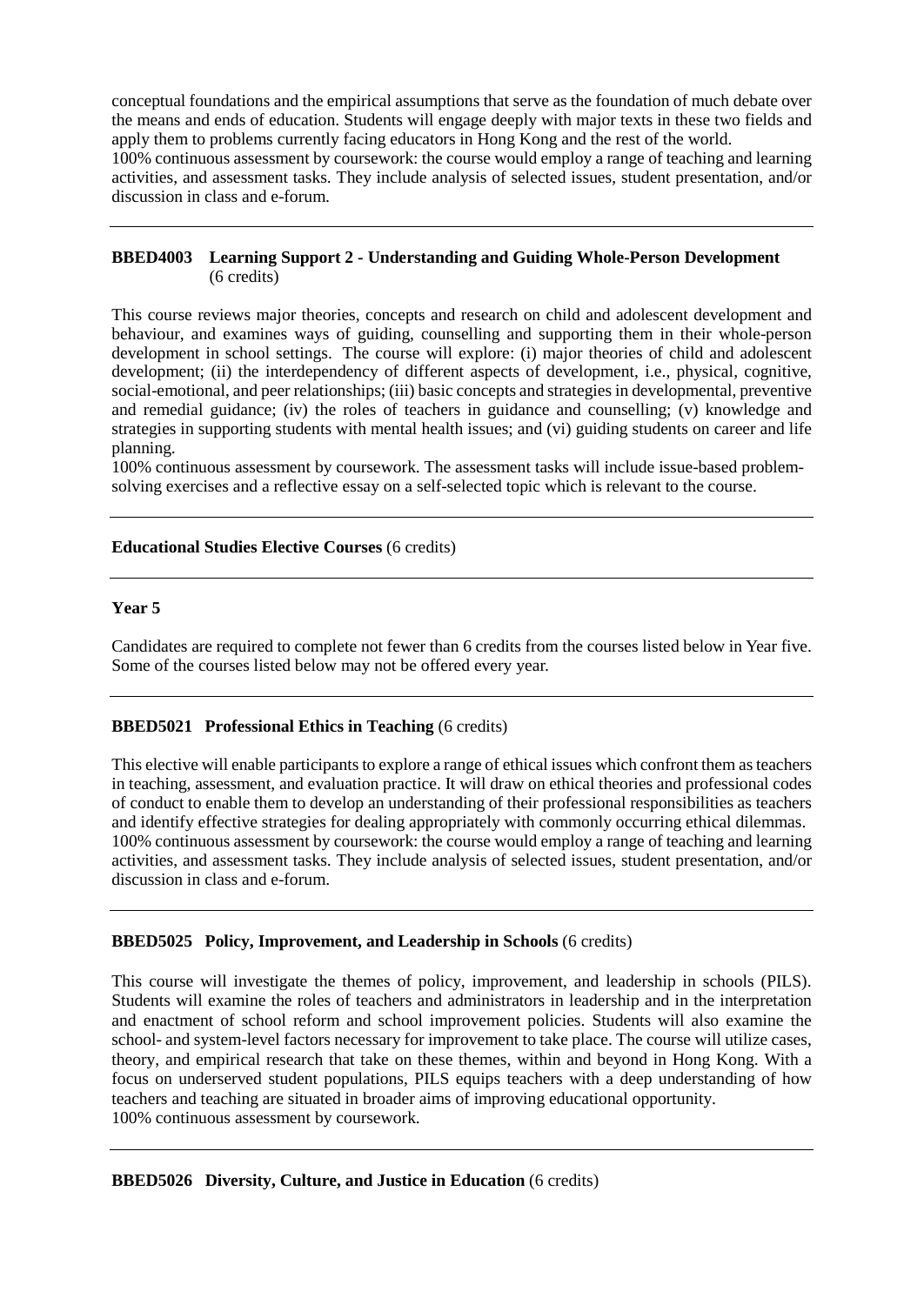conceptual foundations and the empirical assumptions that serve as the foundation of much debate over the means and ends of education. Students will engage deeply with major texts in these two fields and apply them to problems currently facing educators in Hong Kong and the rest of the world.
100% continuous assessment by coursework: the course would employ a range of teaching and learning activities, and assessment tasks. They include analysis of selected issues, student presentation, and/or discussion in class and e-forum.

---

**BBED4003 Learning Support 2 - Understanding and Guiding Whole-Person Development** (6 credits)

This course reviews major theories, concepts and research on child and adolescent development and behaviour, and examines ways of guiding, counselling and supporting them in their whole-person development in school settings. The course will explore: (i) major theories of child and adolescent development; (ii) the interdependency of different aspects of development, i.e., physical, cognitive, social-emotional, and peer relationships; (iii) basic concepts and strategies in developmental, preventive and remedial guidance; (iv) the roles of teachers in guidance and counselling; (v) knowledge and strategies in supporting students with mental health issues; and (vi) guiding students on career and life planning.
100% continuous assessment by coursework. The assessment tasks will include issue-based problem-solving exercises and a reflective essay on a self-selected topic which is relevant to the course.

---

**Educational Studies Elective Courses** (6 credits)

---

**Year 5**

Candidates are required to complete not fewer than 6 credits from the courses listed below in Year five. Some of the courses listed below may not be offered every year.

---

**BBED5021 Professional Ethics in Teaching** (6 credits)

This elective will enable participants to explore a range of ethical issues which confront them as teachers in teaching, assessment, and evaluation practice. It will draw on ethical theories and professional codes of conduct to enable them to develop an understanding of their professional responsibilities as teachers and identify effective strategies for dealing appropriately with commonly occurring ethical dilemmas.
100% continuous assessment by coursework: the course would employ a range of teaching and learning activities, and assessment tasks. They include analysis of selected issues, student presentation, and/or discussion in class and e-forum.

---

**BBED5025 Policy, Improvement, and Leadership in Schools** (6 credits)

This course will investigate the themes of policy, improvement, and leadership in schools (PILS). Students will examine the roles of teachers and administrators in leadership and in the interpretation and enactment of school reform and school improvement policies. Students will also examine the school- and system-level factors necessary for improvement to take place. The course will utilize cases, theory, and empirical research that take on these themes, within and beyond in Hong Kong. With a focus on underserved student populations, PILS equips teachers with a deep understanding of how teachers and teaching are situated in broader aims of improving educational opportunity.
100% continuous assessment by coursework.

---

**BBED5026 Diversity, Culture, and Justice in Education** (6 credits)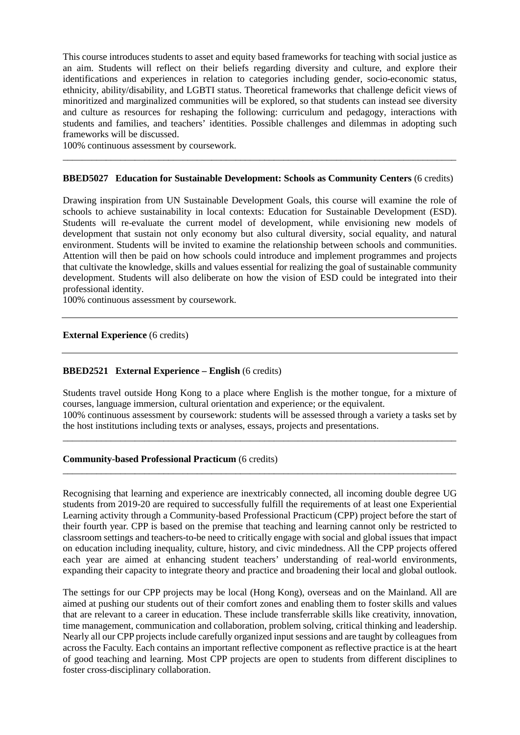This course introduces students to asset and equity based frameworks for teaching with social justice as an aim. Students will reflect on their beliefs regarding diversity and culture, and explore their identifications and experiences in relation to categories including gender, socio-economic status, ethnicity, ability/disability, and LGBTI status. Theoretical frameworks that challenge deficit views of minoritized and marginalized communities will be explored, so that students can instead see diversity and culture as resources for reshaping the following: curriculum and pedagogy, interactions with students and families, and teachers' identities. Possible challenges and dilemmas in adopting such frameworks will be discussed.
100% continuous assessment by coursework.

---

**BBED5027 Education for Sustainable Development: Schools as Community Centers** (6 credits)

Drawing inspiration from UN Sustainable Development Goals, this course will examine the role of schools to achieve sustainability in local contexts: Education for Sustainable Development (ESD). Students will re-evaluate the current model of development, while envisioning new models of development that sustain not only economy but also cultural diversity, social equality, and natural environment. Students will be invited to examine the relationship between schools and communities. Attention will then be paid on how schools could introduce and implement programmes and projects that cultivate the knowledge, skills and values essential for realizing the goal of sustainable community development. Students will also deliberate on how the vision of ESD could be integrated into their professional identity.
100% continuous assessment by coursework.

---

**External Experience** (6 credits)

---

**BBED2521 External Experience – English** (6 credits)

Students travel outside Hong Kong to a place where English is the mother tongue, for a mixture of courses, language immersion, cultural orientation and experience; or the equivalent.
100% continuous assessment by coursework: students will be assessed through a variety a tasks set by the host institutions including texts or analyses, essays, projects and presentations.

---

**Community-based Professional Practicum** (6 credits)

---

Recognising that learning and experience are inextricably connected, all incoming double degree UG students from 2019-20 are required to successfully fulfill the requirements of at least one Experiential Learning activity through a Community-based Professional Practicum (CPP) project before the start of their fourth year. CPP is based on the premise that teaching and learning cannot only be restricted to classroom settings and teachers-to-be need to critically engage with social and global issues that impact on education including inequality, culture, history, and civic mindedness. All the CPP projects offered each year are aimed at enhancing student teachers' understanding of real-world environments, expanding their capacity to integrate theory and practice and broadening their local and global outlook.

The settings for our CPP projects may be local (Hong Kong), overseas and on the Mainland. All are aimed at pushing our students out of their comfort zones and enabling them to foster skills and values that are relevant to a career in education. These include transferrable skills like creativity, innovation, time management, communication and collaboration, problem solving, critical thinking and leadership. Nearly all our CPP projects include carefully organized input sessions and are taught by colleagues from across the Faculty. Each contains an important reflective component as reflective practice is at the heart of good teaching and learning. Most CPP projects are open to students from different disciplines to foster cross-disciplinary collaboration.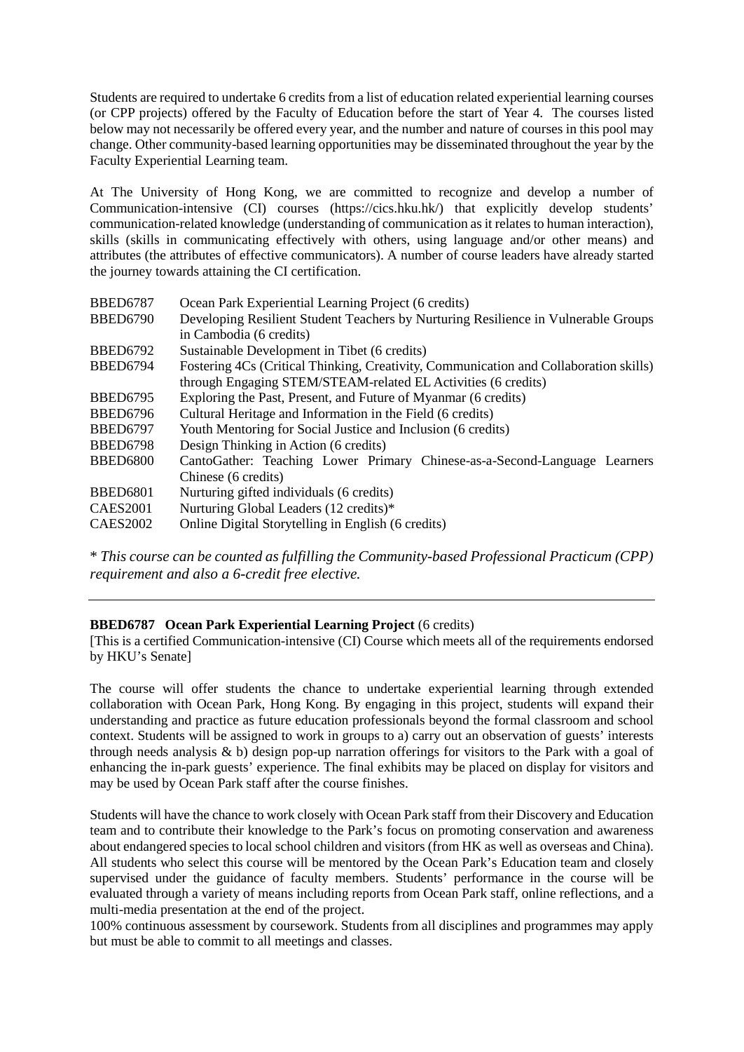Students are required to undertake 6 credits from a list of education related experiential learning courses (or CPP projects) offered by the Faculty of Education before the start of Year 4. The courses listed below may not necessarily be offered every year, and the number and nature of courses in this pool may change. Other community-based learning opportunities may be disseminated throughout the year by the Faculty Experiential Learning team.

At The University of Hong Kong, we are committed to recognize and develop a number of Communication-intensive (CI) courses (https://cics.hku.hk/) that explicitly develop students' communication-related knowledge (understanding of communication as it relates to human interaction), skills (skills in communicating effectively with others, using language and/or other means) and attributes (the attributes of effective communicators). A number of course leaders have already started the journey towards attaining the CI certification.

| | |
|---|---|
| BBED6787 | Ocean Park Experiential Learning Project (6 credits) |
| BBED6790 | Developing Resilient Student Teachers by Nurturing Resilience in Vulnerable Groups in Cambodia (6 credits) |
| BBED6792 | Sustainable Development in Tibet (6 credits) |
| BBED6794 | Fostering 4Cs (Critical Thinking, Creativity, Communication and Collaboration skills) through Engaging STEM/STEAM-related EL Activities (6 credits) |
| BBED6795 | Exploring the Past, Present, and Future of Myanmar (6 credits) |
| BBED6796 | Cultural Heritage and Information in the Field (6 credits) |
| BBED6797 | Youth Mentoring for Social Justice and Inclusion (6 credits) |
| BBED6798 | Design Thinking in Action (6 credits) |
| BBED6800 | CantoGather: Teaching Lower Primary Chinese-as-a-Second-Language Learners Chinese (6 credits) |
| BBED6801 | Nurturing gifted individuals (6 credits) |
| CAES2001 | Nurturing Global Leaders (12 credits)* |
| CAES2002 | Online Digital Storytelling in English (6 credits) |

*\* This course can be counted as fulfilling the Community-based Professional Practicum (CPP) requirement and also a 6-credit free elective.*

---

**BBED6787 Ocean Park Experiential Learning Project** (6 credits)
[This is a certified Communication-intensive (CI) Course which meets all of the requirements endorsed by HKU's Senate]

The course will offer students the chance to undertake experiential learning through extended collaboration with Ocean Park, Hong Kong. By engaging in this project, students will expand their understanding and practice as future education professionals beyond the formal classroom and school context. Students will be assigned to work in groups to a) carry out an observation of guests' interests through needs analysis & b) design pop-up narration offerings for visitors to the Park with a goal of enhancing the in-park guests' experience. The final exhibits may be placed on display for visitors and may be used by Ocean Park staff after the course finishes.

Students will have the chance to work closely with Ocean Park staff from their Discovery and Education team and to contribute their knowledge to the Park's focus on promoting conservation and awareness about endangered species to local school children and visitors (from HK as well as overseas and China). All students who select this course will be mentored by the Ocean Park's Education team and closely supervised under the guidance of faculty members. Students' performance in the course will be evaluated through a variety of means including reports from Ocean Park staff, online reflections, and a multi-media presentation at the end of the project.
100% continuous assessment by coursework. Students from all disciplines and programmes may apply but must be able to commit to all meetings and classes.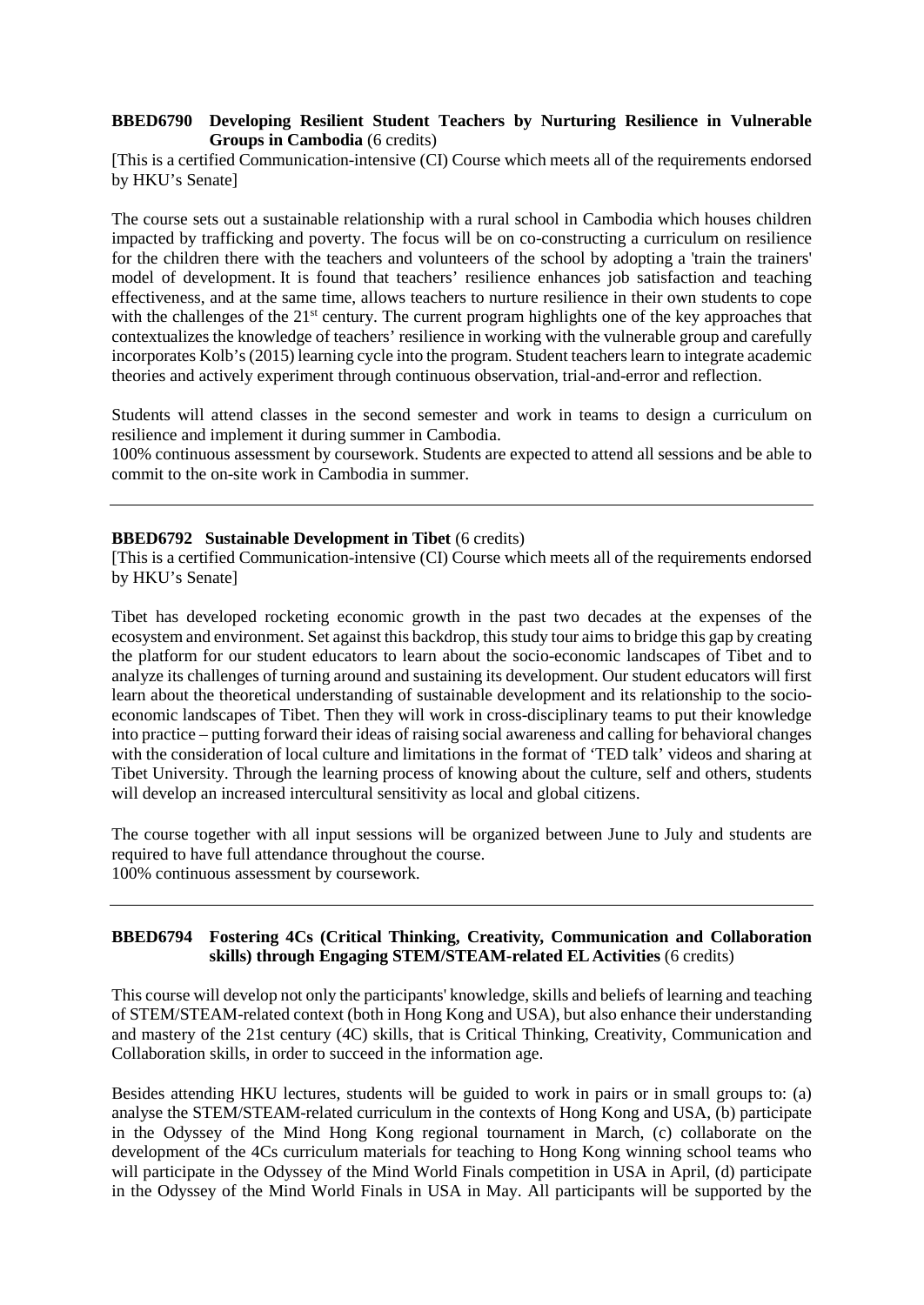**BBED6790 Developing Resilient Student Teachers by Nurturing Resilience in Vulnerable Groups in Cambodia** (6 credits)

[This is a certified Communication-intensive (CI) Course which meets all of the requirements endorsed by HKU's Senate]

The course sets out a sustainable relationship with a rural school in Cambodia which houses children impacted by trafficking and poverty. The focus will be on co-constructing a curriculum on resilience for the children there with the teachers and volunteers of the school by adopting a 'train the trainers' model of development. It is found that teachers' resilience enhances job satisfaction and teaching effectiveness, and at the same time, allows teachers to nurture resilience in their own students to cope with the challenges of the 21st century. The current program highlights one of the key approaches that contextualizes the knowledge of teachers' resilience in working with the vulnerable group and carefully incorporates Kolb's (2015) learning cycle into the program. Student teachers learn to integrate academic theories and actively experiment through continuous observation, trial-and-error and reflection.

Students will attend classes in the second semester and work in teams to design a curriculum on resilience and implement it during summer in Cambodia.
100% continuous assessment by coursework. Students are expected to attend all sessions and be able to commit to the on-site work in Cambodia in summer.

---

**BBED6792 Sustainable Development in Tibet** (6 credits)

[This is a certified Communication-intensive (CI) Course which meets all of the requirements endorsed by HKU's Senate]

Tibet has developed rocketing economic growth in the past two decades at the expenses of the ecosystem and environment. Set against this backdrop, this study tour aims to bridge this gap by creating the platform for our student educators to learn about the socio-economic landscapes of Tibet and to analyze its challenges of turning around and sustaining its development. Our student educators will first learn about the theoretical understanding of sustainable development and its relationship to the socio-economic landscapes of Tibet. Then they will work in cross-disciplinary teams to put their knowledge into practice – putting forward their ideas of raising social awareness and calling for behavioral changes with the consideration of local culture and limitations in the format of 'TED talk' videos and sharing at Tibet University. Through the learning process of knowing about the culture, self and others, students will develop an increased intercultural sensitivity as local and global citizens.

The course together with all input sessions will be organized between June to July and students are required to have full attendance throughout the course.
100% continuous assessment by coursework.

---

**BBED6794 Fostering 4Cs (Critical Thinking, Creativity, Communication and Collaboration skills) through Engaging STEM/STEAM-related EL Activities** (6 credits)

This course will develop not only the participants' knowledge, skills and beliefs of learning and teaching of STEM/STEAM-related context (both in Hong Kong and USA), but also enhance their understanding and mastery of the 21st century (4C) skills, that is Critical Thinking, Creativity, Communication and Collaboration skills, in order to succeed in the information age.

Besides attending HKU lectures, students will be guided to work in pairs or in small groups to: (a) analyse the STEM/STEAM-related curriculum in the contexts of Hong Kong and USA, (b) participate in the Odyssey of the Mind Hong Kong regional tournament in March, (c) collaborate on the development of the 4Cs curriculum materials for teaching to Hong Kong winning school teams who will participate in the Odyssey of the Mind World Finals competition in USA in April, (d) participate in the Odyssey of the Mind World Finals in USA in May. All participants will be supported by the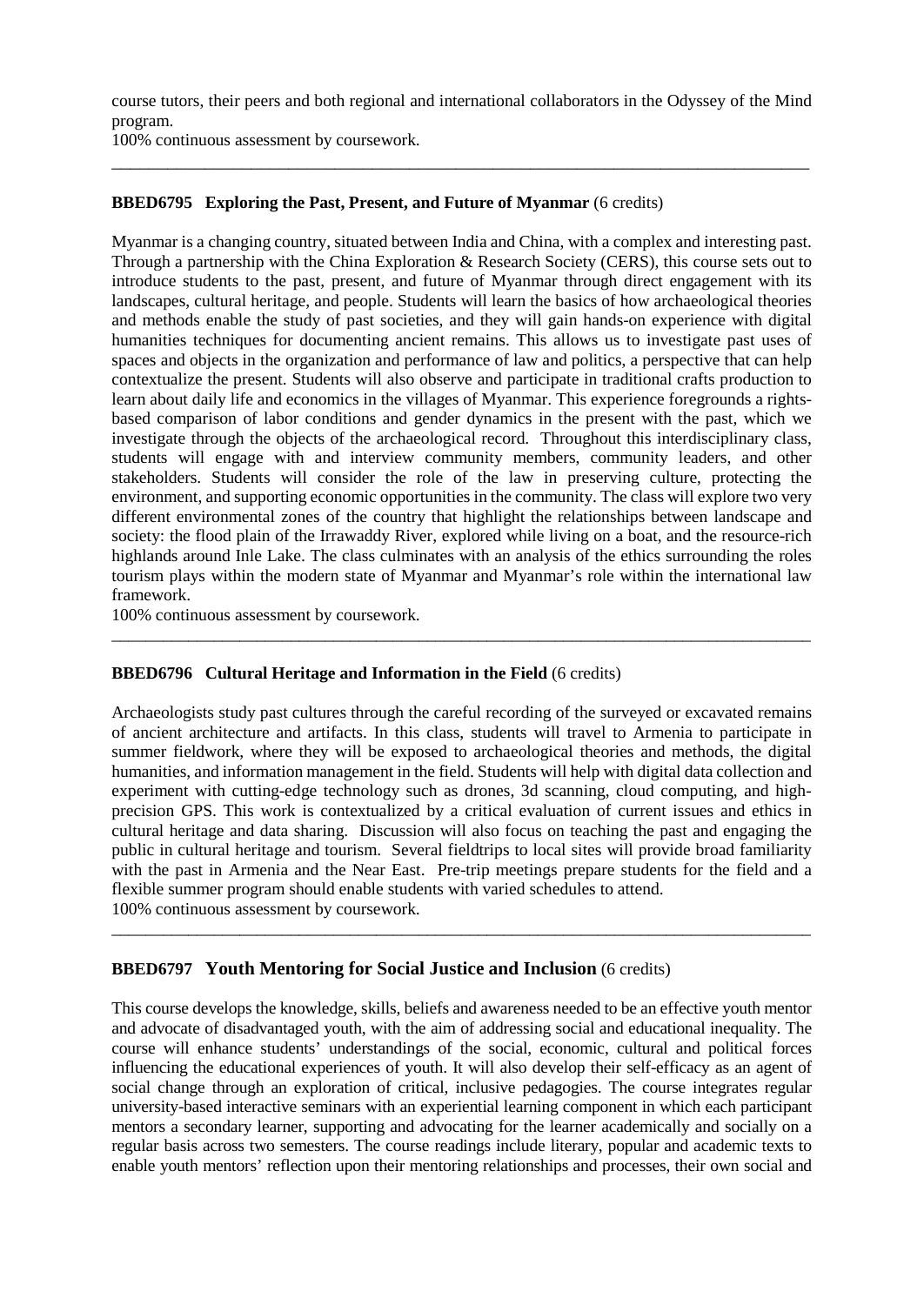course tutors, their peers and both regional and international collaborators in the Odyssey of the Mind program.
100% continuous assessment by coursework.

---

**BBED6795 Exploring the Past, Present, and Future of Myanmar** (6 credits)

Myanmar is a changing country, situated between India and China, with a complex and interesting past. Through a partnership with the China Exploration & Research Society (CERS), this course sets out to introduce students to the past, present, and future of Myanmar through direct engagement with its landscapes, cultural heritage, and people. Students will learn the basics of how archaeological theories and methods enable the study of past societies, and they will gain hands-on experience with digital humanities techniques for documenting ancient remains. This allows us to investigate past uses of spaces and objects in the organization and performance of law and politics, a perspective that can help contextualize the present. Students will also observe and participate in traditional crafts production to learn about daily life and economics in the villages of Myanmar. This experience foregrounds a rights-based comparison of labor conditions and gender dynamics in the present with the past, which we investigate through the objects of the archaeological record. Throughout this interdisciplinary class, students will engage with and interview community members, community leaders, and other stakeholders. Students will consider the role of the law in preserving culture, protecting the environment, and supporting economic opportunities in the community. The class will explore two very different environmental zones of the country that highlight the relationships between landscape and society: the flood plain of the Irrawaddy River, explored while living on a boat, and the resource-rich highlands around Inle Lake. The class culminates with an analysis of the ethics surrounding the roles tourism plays within the modern state of Myanmar and Myanmar's role within the international law framework.
100% continuous assessment by coursework.

---

**BBED6796 Cultural Heritage and Information in the Field** (6 credits)

Archaeologists study past cultures through the careful recording of the surveyed or excavated remains of ancient architecture and artifacts. In this class, students will travel to Armenia to participate in summer fieldwork, where they will be exposed to archaeological theories and methods, the digital humanities, and information management in the field. Students will help with digital data collection and experiment with cutting-edge technology such as drones, 3d scanning, cloud computing, and high-precision GPS. This work is contextualized by a critical evaluation of current issues and ethics in cultural heritage and data sharing. Discussion will also focus on teaching the past and engaging the public in cultural heritage and tourism. Several fieldtrips to local sites will provide broad familiarity with the past in Armenia and the Near East. Pre-trip meetings prepare students for the field and a flexible summer program should enable students with varied schedules to attend.
100% continuous assessment by coursework.

---

**BBED6797 Youth Mentoring for Social Justice and Inclusion** (6 credits)

This course develops the knowledge, skills, beliefs and awareness needed to be an effective youth mentor and advocate of disadvantaged youth, with the aim of addressing social and educational inequality. The course will enhance students' understandings of the social, economic, cultural and political forces influencing the educational experiences of youth. It will also develop their self-efficacy as an agent of social change through an exploration of critical, inclusive pedagogies. The course integrates regular university-based interactive seminars with an experiential learning component in which each participant mentors a secondary learner, supporting and advocating for the learner academically and socially on a regular basis across two semesters. The course readings include literary, popular and academic texts to enable youth mentors' reflection upon their mentoring relationships and processes, their own social and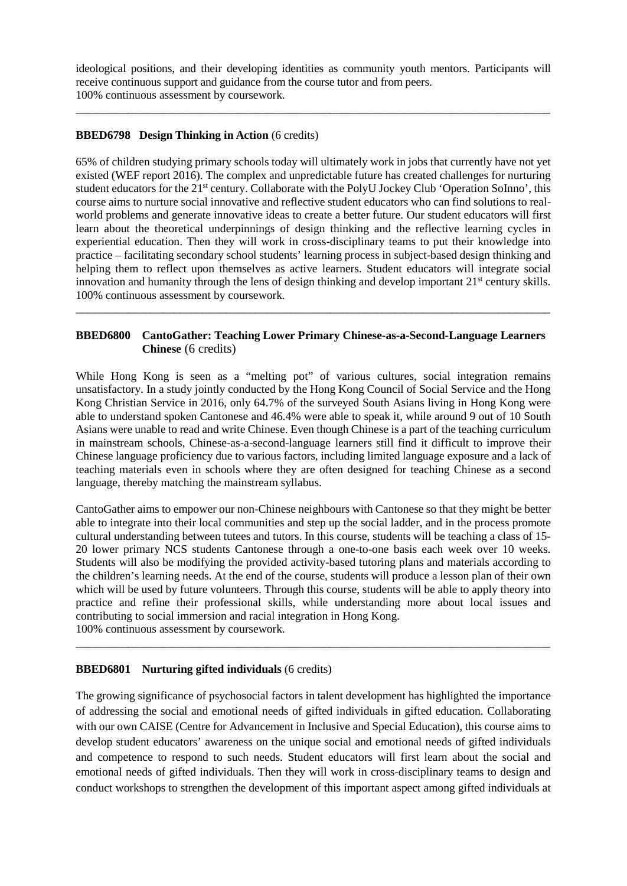ideological positions, and their developing identities as community youth mentors. Participants will receive continuous support and guidance from the course tutor and from peers.
100% continuous assessment by coursework.

---

**BBED6798 Design Thinking in Action** (6 credits)

65% of children studying primary schools today will ultimately work in jobs that currently have not yet existed (WEF report 2016). The complex and unpredictable future has created challenges for nurturing student educators for the 21st century. Collaborate with the PolyU Jockey Club 'Operation SoInno', this course aims to nurture social innovative and reflective student educators who can find solutions to real-world problems and generate innovative ideas to create a better future. Our student educators will first learn about the theoretical underpinnings of design thinking and the reflective learning cycles in experiential education. Then they will work in cross-disciplinary teams to put their knowledge into practice – facilitating secondary school students' learning process in subject-based design thinking and helping them to reflect upon themselves as active learners. Student educators will integrate social innovation and humanity through the lens of design thinking and develop important 21st century skills.
100% continuous assessment by coursework.

---

**BBED6800 CantoGather: Teaching Lower Primary Chinese-as-a-Second-Language Learners Chinese** (6 credits)

While Hong Kong is seen as a "melting pot" of various cultures, social integration remains unsatisfactory. In a study jointly conducted by the Hong Kong Council of Social Service and the Hong Kong Christian Service in 2016, only 64.7% of the surveyed South Asians living in Hong Kong were able to understand spoken Cantonese and 46.4% were able to speak it, while around 9 out of 10 South Asians were unable to read and write Chinese. Even though Chinese is a part of the teaching curriculum in mainstream schools, Chinese-as-a-second-language learners still find it difficult to improve their Chinese language proficiency due to various factors, including limited language exposure and a lack of teaching materials even in schools where they are often designed for teaching Chinese as a second language, thereby matching the mainstream syllabus.

CantoGather aims to empower our non-Chinese neighbours with Cantonese so that they might be better able to integrate into their local communities and step up the social ladder, and in the process promote cultural understanding between tutees and tutors. In this course, students will be teaching a class of 15-20 lower primary NCS students Cantonese through a one-to-one basis each week over 10 weeks. Students will also be modifying the provided activity-based tutoring plans and materials according to the children's learning needs. At the end of the course, students will produce a lesson plan of their own which will be used by future volunteers. Through this course, students will be able to apply theory into practice and refine their professional skills, while understanding more about local issues and contributing to social immersion and racial integration in Hong Kong.
100% continuous assessment by coursework.

---

**BBED6801 Nurturing gifted individuals** (6 credits)

The growing significance of psychosocial factors in talent development has highlighted the importance of addressing the social and emotional needs of gifted individuals in gifted education. Collaborating with our own CAISE (Centre for Advancement in Inclusive and Special Education), this course aims to develop student educators' awareness on the unique social and emotional needs of gifted individuals and competence to respond to such needs. Student educators will first learn about the social and emotional needs of gifted individuals. Then they will work in cross-disciplinary teams to design and conduct workshops to strengthen the development of this important aspect among gifted individuals at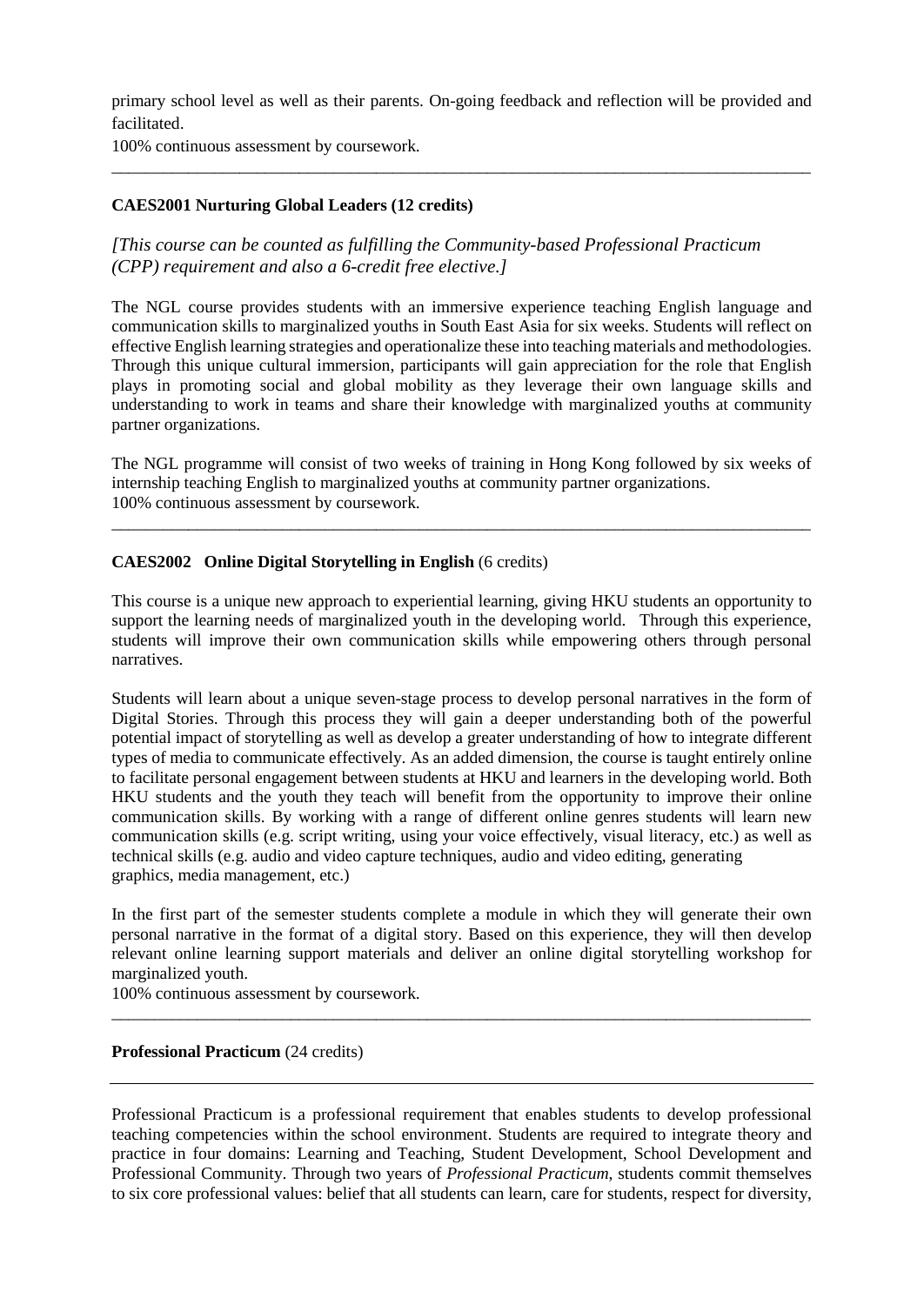primary school level as well as their parents. On-going feedback and reflection will be provided and facilitated.
100% continuous assessment by coursework.

---

**CAES2001 Nurturing Global Leaders (12 credits)**

*[This course can be counted as fulfilling the Community-based Professional Practicum (CPP) requirement and also a 6-credit free elective.]*

The NGL course provides students with an immersive experience teaching English language and communication skills to marginalized youths in South East Asia for six weeks. Students will reflect on effective English learning strategies and operationalize these into teaching materials and methodologies. Through this unique cultural immersion, participants will gain appreciation for the role that English plays in promoting social and global mobility as they leverage their own language skills and understanding to work in teams and share their knowledge with marginalized youths at community partner organizations.

The NGL programme will consist of two weeks of training in Hong Kong followed by six weeks of internship teaching English to marginalized youths at community partner organizations.
100% continuous assessment by coursework.

---

**CAES2002 Online Digital Storytelling in English** (6 credits)

This course is a unique new approach to experiential learning, giving HKU students an opportunity to support the learning needs of marginalized youth in the developing world. Through this experience, students will improve their own communication skills while empowering others through personal narratives.

Students will learn about a unique seven-stage process to develop personal narratives in the form of Digital Stories. Through this process they will gain a deeper understanding both of the powerful potential impact of storytelling as well as develop a greater understanding of how to integrate different types of media to communicate effectively. As an added dimension, the course is taught entirely online to facilitate personal engagement between students at HKU and learners in the developing world. Both HKU students and the youth they teach will benefit from the opportunity to improve their online communication skills. By working with a range of different online genres students will learn new communication skills (e.g. script writing, using your voice effectively, visual literacy, etc.) as well as technical skills (e.g. audio and video capture techniques, audio and video editing, generating graphics, media management, etc.)

In the first part of the semester students complete a module in which they will generate their own personal narrative in the format of a digital story. Based on this experience, they will then develop relevant online learning support materials and deliver an online digital storytelling workshop for marginalized youth.
100% continuous assessment by coursework.

---

**Professional Practicum** (24 credits)

---

Professional Practicum is a professional requirement that enables students to develop professional teaching competencies within the school environment. Students are required to integrate theory and practice in four domains: Learning and Teaching, Student Development, School Development and Professional Community. Through two years of *Professional Practicum*, students commit themselves to six core professional values: belief that all students can learn, care for students, respect for diversity,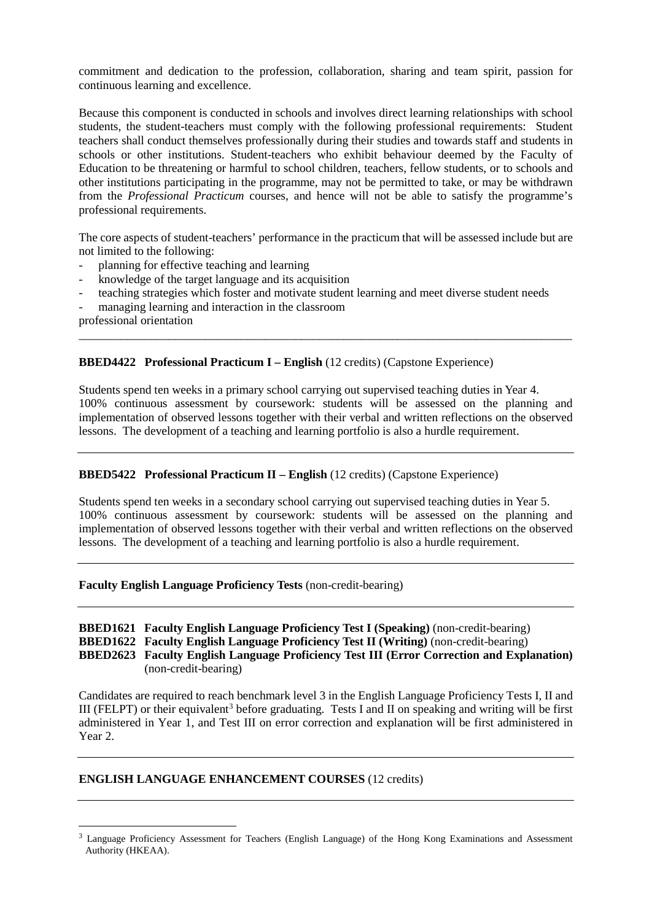commitment and dedication to the profession, collaboration, sharing and team spirit, passion for continuous learning and excellence.

Because this component is conducted in schools and involves direct learning relationships with school students, the student-teachers must comply with the following professional requirements: Student teachers shall conduct themselves professionally during their studies and towards staff and students in schools or other institutions. Student-teachers who exhibit behaviour deemed by the Faculty of Education to be threatening or harmful to school children, teachers, fellow students, or to schools and other institutions participating in the programme, may not be permitted to take, or may be withdrawn from the *Professional Practicum* courses, and hence will not be able to satisfy the programme's professional requirements.

The core aspects of student-teachers' performance in the practicum that will be assessed include but are not limited to the following:

- planning for effective teaching and learning
- knowledge of the target language and its acquisition
- teaching strategies which foster and motivate student learning and meet diverse student needs
- managing learning and interaction in the classroom

professional orientation

---

**BBED4422 Professional Practicum I – English** (12 credits) (Capstone Experience)

Students spend ten weeks in a primary school carrying out supervised teaching duties in Year 4.
100% continuous assessment by coursework: students will be assessed on the planning and implementation of observed lessons together with their verbal and written reflections on the observed lessons. The development of a teaching and learning portfolio is also a hurdle requirement.

---

**BBED5422 Professional Practicum II – English** (12 credits) (Capstone Experience)

Students spend ten weeks in a secondary school carrying out supervised teaching duties in Year 5.
100% continuous assessment by coursework: students will be assessed on the planning and implementation of observed lessons together with their verbal and written reflections on the observed lessons. The development of a teaching and learning portfolio is also a hurdle requirement.

---

**Faculty English Language Proficiency Tests** (non-credit-bearing)

---

**BBED1621 Faculty English Language Proficiency Test I (Speaking)** (non-credit-bearing)
**BBED1622 Faculty English Language Proficiency Test II (Writing)** (non-credit-bearing)
**BBED2623 Faculty English Language Proficiency Test III (Error Correction and Explanation)** (non-credit-bearing)

Candidates are required to reach benchmark level 3 in the English Language Proficiency Tests I, II and III (FELPT) or their equivalent[3] before graduating. Tests I and II on speaking and writing will be first administered in Year 1, and Test III on error correction and explanation will be first administered in Year 2.

---

**ENGLISH LANGUAGE ENHANCEMENT COURSES** (12 credits)

---

[3] Language Proficiency Assessment for Teachers (English Language) of the Hong Kong Examinations and Assessment Authority (HKEAA).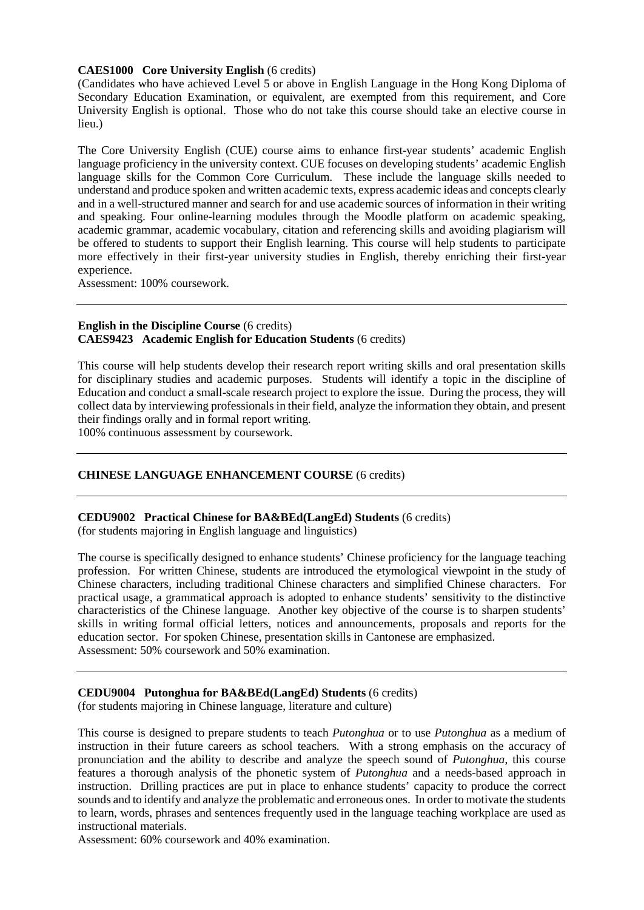**CAES1000 Core University English** (6 credits)
(Candidates who have achieved Level 5 or above in English Language in the Hong Kong Diploma of Secondary Education Examination, or equivalent, are exempted from this requirement, and Core University English is optional. Those who do not take this course should take an elective course in lieu.)

The Core University English (CUE) course aims to enhance first-year students' academic English language proficiency in the university context. CUE focuses on developing students' academic English language skills for the Common Core Curriculum. These include the language skills needed to understand and produce spoken and written academic texts, express academic ideas and concepts clearly and in a well-structured manner and search for and use academic sources of information in their writing and speaking. Four online-learning modules through the Moodle platform on academic speaking, academic grammar, academic vocabulary, citation and referencing skills and avoiding plagiarism will be offered to students to support their English learning. This course will help students to participate more effectively in their first-year university studies in English, thereby enriching their first-year experience.
Assessment: 100% coursework.

---

**English in the Discipline Course** (6 credits)
**CAES9423 Academic English for Education Students** (6 credits)

This course will help students develop their research report writing skills and oral presentation skills for disciplinary studies and academic purposes. Students will identify a topic in the discipline of Education and conduct a small-scale research project to explore the issue. During the process, they will collect data by interviewing professionals in their field, analyze the information they obtain, and present their findings orally and in formal report writing.
100% continuous assessment by coursework.

---

**CHINESE LANGUAGE ENHANCEMENT COURSE** (6 credits)

---

**CEDU9002 Practical Chinese for BA&BEd(LangEd) Students** (6 credits)
(for students majoring in English language and linguistics)

The course is specifically designed to enhance students' Chinese proficiency for the language teaching profession. For written Chinese, students are introduced the etymological viewpoint in the study of Chinese characters, including traditional Chinese characters and simplified Chinese characters. For practical usage, a grammatical approach is adopted to enhance students' sensitivity to the distinctive characteristics of the Chinese language. Another key objective of the course is to sharpen students' skills in writing formal official letters, notices and announcements, proposals and reports for the education sector. For spoken Chinese, presentation skills in Cantonese are emphasized.
Assessment: 50% coursework and 50% examination.

---

**CEDU9004 Putonghua for BA&BEd(LangEd) Students** (6 credits)
(for students majoring in Chinese language, literature and culture)

This course is designed to prepare students to teach *Putonghua* or to use *Putonghua* as a medium of instruction in their future careers as school teachers. With a strong emphasis on the accuracy of pronunciation and the ability to describe and analyze the speech sound of *Putonghua*, this course features a thorough analysis of the phonetic system of *Putonghua* and a needs-based approach in instruction. Drilling practices are put in place to enhance students' capacity to produce the correct sounds and to identify and analyze the problematic and erroneous ones. In order to motivate the students to learn, words, phrases and sentences frequently used in the language teaching workplace are used as instructional materials.
Assessment: 60% coursework and 40% examination.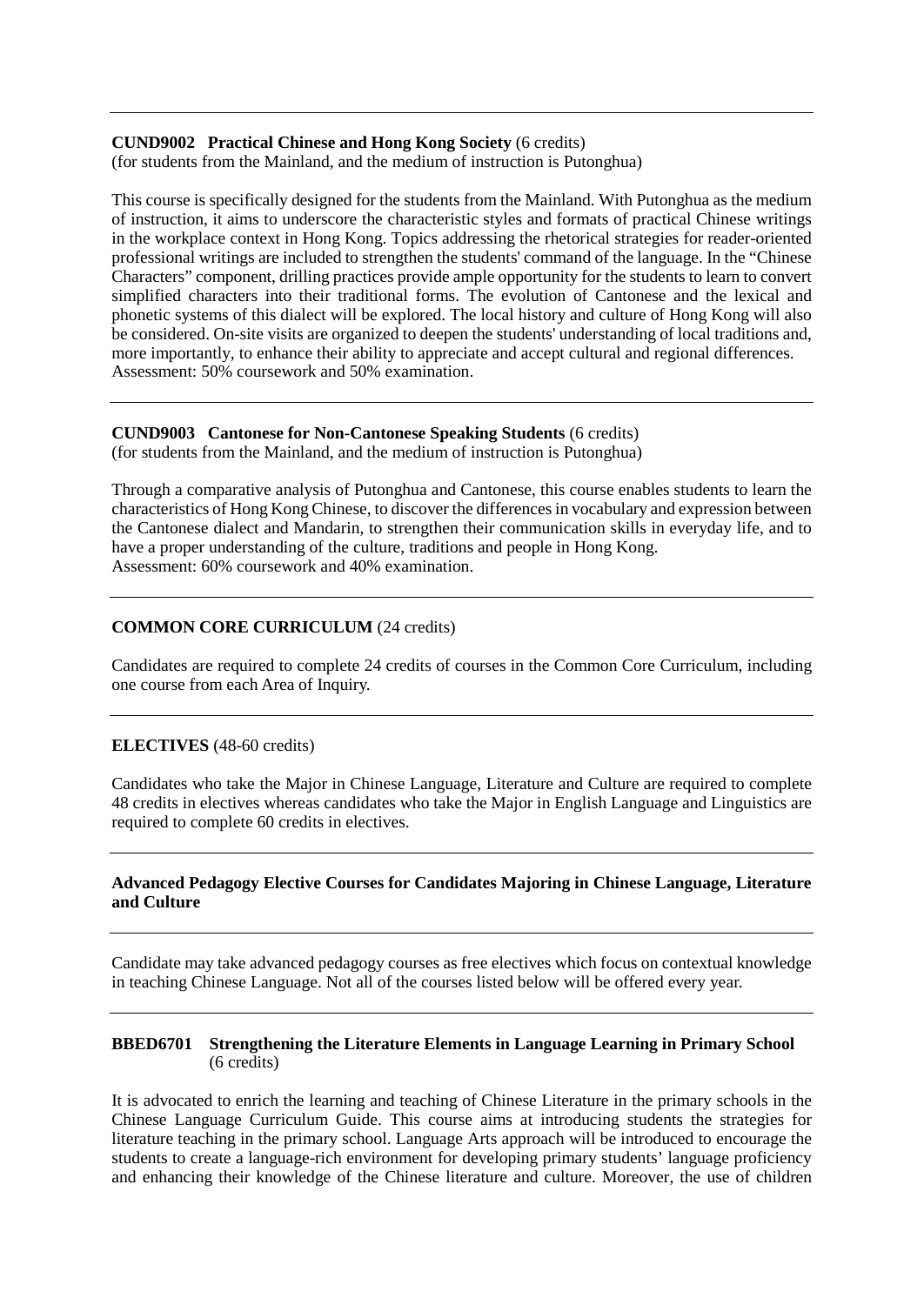**CUND9002 Practical Chinese and Hong Kong Society** (6 credits)
(for students from the Mainland, and the medium of instruction is Putonghua)

This course is specifically designed for the students from the Mainland. With Putonghua as the medium of instruction, it aims to underscore the characteristic styles and formats of practical Chinese writings in the workplace context in Hong Kong. Topics addressing the rhetorical strategies for reader-oriented professional writings are included to strengthen the students' command of the language. In the "Chinese Characters" component, drilling practices provide ample opportunity for the students to learn to convert simplified characters into their traditional forms. The evolution of Cantonese and the lexical and phonetic systems of this dialect will be explored. The local history and culture of Hong Kong will also be considered. On-site visits are organized to deepen the students' understanding of local traditions and, more importantly, to enhance their ability to appreciate and accept cultural and regional differences.
Assessment: 50% coursework and 50% examination.

---

**CUND9003 Cantonese for Non-Cantonese Speaking Students** (6 credits)
(for students from the Mainland, and the medium of instruction is Putonghua)

Through a comparative analysis of Putonghua and Cantonese, this course enables students to learn the characteristics of Hong Kong Chinese, to discover the differences in vocabulary and expression between the Cantonese dialect and Mandarin, to strengthen their communication skills in everyday life, and to have a proper understanding of the culture, traditions and people in Hong Kong.
Assessment: 60% coursework and 40% examination.

---

**COMMON CORE CURRICULUM** (24 credits)

Candidates are required to complete 24 credits of courses in the Common Core Curriculum, including one course from each Area of Inquiry.

---

**ELECTIVES** (48-60 credits)

Candidates who take the Major in Chinese Language, Literature and Culture are required to complete 48 credits in electives whereas candidates who take the Major in English Language and Linguistics are required to complete 60 credits in electives.

---

**Advanced Pedagogy Elective Courses for Candidates Majoring in Chinese Language, Literature and Culture**

---

Candidate may take advanced pedagogy courses as free electives which focus on contextual knowledge in teaching Chinese Language. Not all of the courses listed below will be offered every year.

---

**BBED6701 Strengthening the Literature Elements in Language Learning in Primary School** (6 credits)

It is advocated to enrich the learning and teaching of Chinese Literature in the primary schools in the Chinese Language Curriculum Guide. This course aims at introducing students the strategies for literature teaching in the primary school. Language Arts approach will be introduced to encourage the students to create a language-rich environment for developing primary students' language proficiency and enhancing their knowledge of the Chinese literature and culture. Moreover, the use of children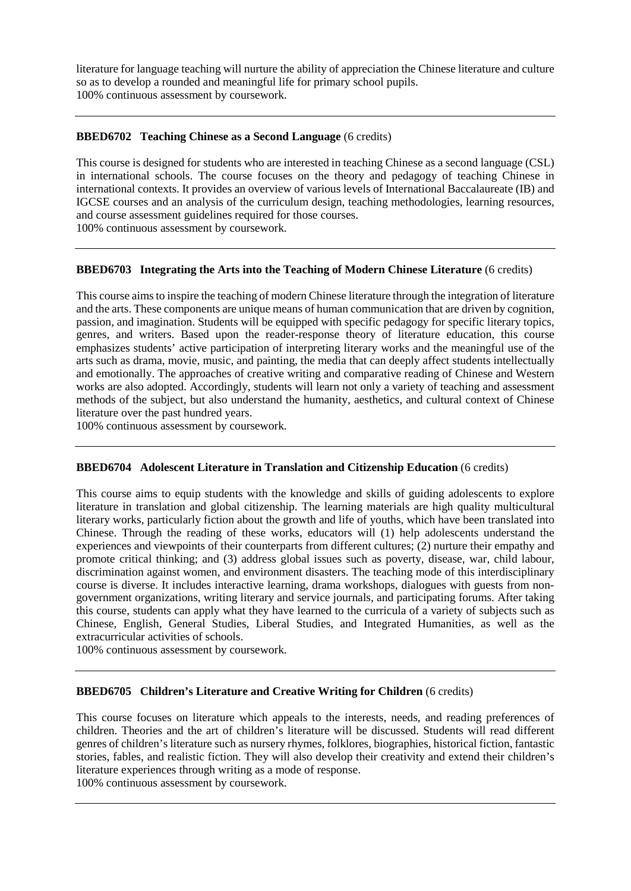literature for language teaching will nurture the ability of appreciation the Chinese literature and culture so as to develop a rounded and meaningful life for primary school pupils.
100% continuous assessment by coursework.

---

**BBED6702 Teaching Chinese as a Second Language** (6 credits)

This course is designed for students who are interested in teaching Chinese as a second language (CSL) in international schools. The course focuses on the theory and pedagogy of teaching Chinese in international contexts. It provides an overview of various levels of International Baccalaureate (IB) and IGCSE courses and an analysis of the curriculum design, teaching methodologies, learning resources, and course assessment guidelines required for those courses.
100% continuous assessment by coursework.

---

**BBED6703 Integrating the Arts into the Teaching of Modern Chinese Literature** (6 credits)

This course aims to inspire the teaching of modern Chinese literature through the integration of literature and the arts. These components are unique means of human communication that are driven by cognition, passion, and imagination. Students will be equipped with specific pedagogy for specific literary topics, genres, and writers. Based upon the reader-response theory of literature education, this course emphasizes students' active participation of interpreting literary works and the meaningful use of the arts such as drama, movie, music, and painting, the media that can deeply affect students intellectually and emotionally. The approaches of creative writing and comparative reading of Chinese and Western works are also adopted. Accordingly, students will learn not only a variety of teaching and assessment methods of the subject, but also understand the humanity, aesthetics, and cultural context of Chinese literature over the past hundred years.
100% continuous assessment by coursework.

---

**BBED6704 Adolescent Literature in Translation and Citizenship Education** (6 credits)

This course aims to equip students with the knowledge and skills of guiding adolescents to explore literature in translation and global citizenship. The learning materials are high quality multicultural literary works, particularly fiction about the growth and life of youths, which have been translated into Chinese. Through the reading of these works, educators will (1) help adolescents understand the experiences and viewpoints of their counterparts from different cultures; (2) nurture their empathy and promote critical thinking; and (3) address global issues such as poverty, disease, war, child labour, discrimination against women, and environment disasters. The teaching mode of this interdisciplinary course is diverse. It includes interactive learning, drama workshops, dialogues with guests from non-government organizations, writing literary and service journals, and participating forums. After taking this course, students can apply what they have learned to the curricula of a variety of subjects such as Chinese, English, General Studies, Liberal Studies, and Integrated Humanities, as well as the extracurricular activities of schools.
100% continuous assessment by coursework.

---

**BBED6705 Children's Literature and Creative Writing for Children** (6 credits)

This course focuses on literature which appeals to the interests, needs, and reading preferences of children. Theories and the art of children's literature will be discussed. Students will read different genres of children's literature such as nursery rhymes, folklores, biographies, historical fiction, fantastic stories, fables, and realistic fiction. They will also develop their creativity and extend their children's literature experiences through writing as a mode of response.
100% continuous assessment by coursework.

---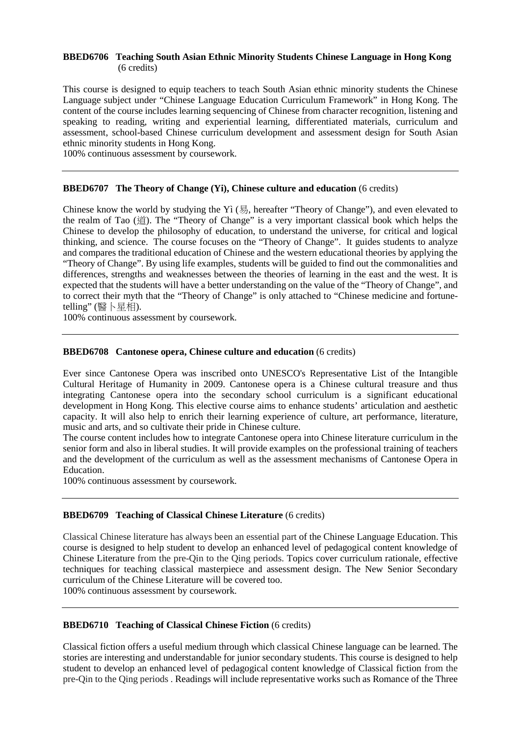**BBED6706 Teaching South Asian Ethnic Minority Students Chinese Language in Hong Kong** (6 credits)

This course is designed to equip teachers to teach South Asian ethnic minority students the Chinese Language subject under "Chinese Language Education Curriculum Framework" in Hong Kong. The content of the course includes learning sequencing of Chinese from character recognition, listening and speaking to reading, writing and experiential learning, differentiated materials, curriculum and assessment, school-based Chinese curriculum development and assessment design for South Asian ethnic minority students in Hong Kong.
100% continuous assessment by coursework.

---

**BBED6707 The Theory of Change (Yi), Chinese culture and education** (6 credits)

Chinese know the world by studying the Yì (易, hereafter "Theory of Change"), and even elevated to the realm of Tao (道). The "Theory of Change" is a very important classical book which helps the Chinese to develop the philosophy of education, to understand the universe, for critical and logical thinking, and science. The course focuses on the "Theory of Change". It guides students to analyze and compares the traditional education of Chinese and the western educational theories by applying the "Theory of Change". By using life examples, students will be guided to find out the commonalities and differences, strengths and weaknesses between the theories of learning in the east and the west. It is expected that the students will have a better understanding on the value of the "Theory of Change", and to correct their myth that the "Theory of Change" is only attached to "Chinese medicine and fortune-telling" (醫卜星相).
100% continuous assessment by coursework.

---

**BBED6708 Cantonese opera, Chinese culture and education** (6 credits)

Ever since Cantonese Opera was inscribed onto UNESCO's Representative List of the Intangible Cultural Heritage of Humanity in 2009. Cantonese opera is a Chinese cultural treasure and thus integrating Cantonese opera into the secondary school curriculum is a significant educational development in Hong Kong. This elective course aims to enhance students' articulation and aesthetic capacity. It will also help to enrich their learning experience of culture, art performance, literature, music and arts, and so cultivate their pride in Chinese culture.
The course content includes how to integrate Cantonese opera into Chinese literature curriculum in the senior form and also in liberal studies. It will provide examples on the professional training of teachers and the development of the curriculum as well as the assessment mechanisms of Cantonese Opera in Education.
100% continuous assessment by coursework.

---

**BBED6709 Teaching of Classical Chinese Literature** (6 credits)

Classical Chinese literature has always been an essential part of the Chinese Language Education. This course is designed to help student to develop an enhanced level of pedagogical content knowledge of Chinese Literature from the pre-Qin to the Qing periods. Topics cover curriculum rationale, effective techniques for teaching classical masterpiece and assessment design. The New Senior Secondary curriculum of the Chinese Literature will be covered too.
100% continuous assessment by coursework.

---

**BBED6710 Teaching of Classical Chinese Fiction** (6 credits)

Classical fiction offers a useful medium through which classical Chinese language can be learned. The stories are interesting and understandable for junior secondary students. This course is designed to help student to develop an enhanced level of pedagogical content knowledge of Classical fiction from the pre-Qin to the Qing periods . Readings will include representative works such as Romance of the Three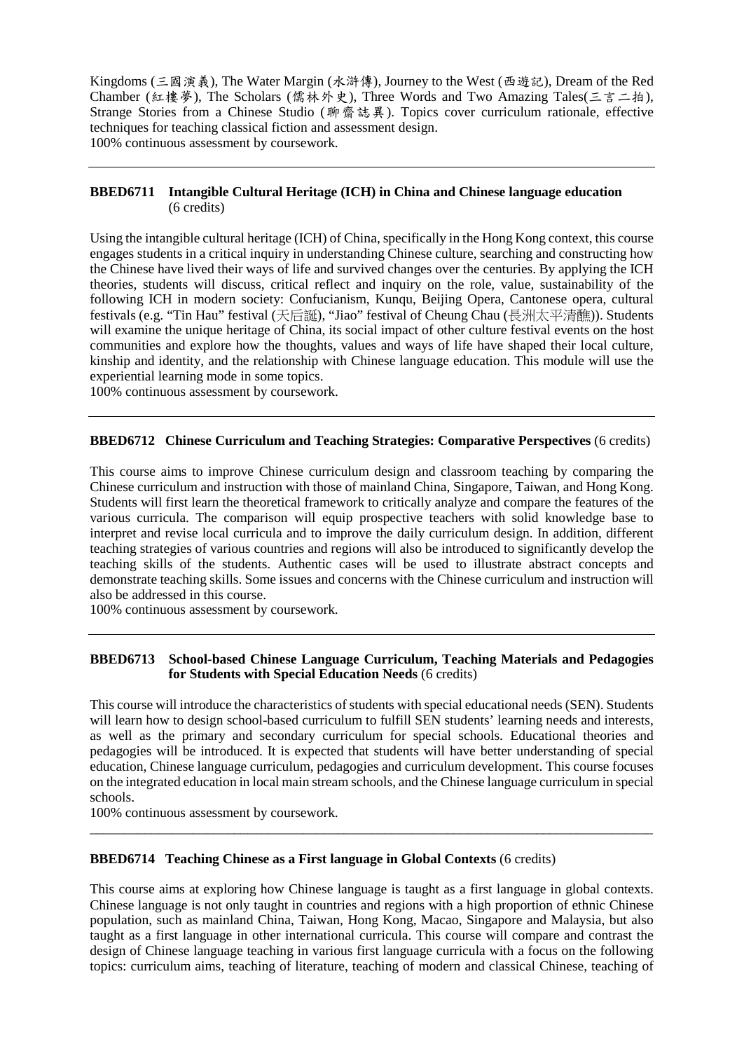Kingdoms (三國演義), The Water Margin (水滸傳), Journey to the West (西遊記), Dream of the Red Chamber (紅樓夢), The Scholars (儒林外史), Three Words and Two Amazing Tales(三言二拍), Strange Stories from a Chinese Studio (聊齋誌異). Topics cover curriculum rationale, effective techniques for teaching classical fiction and assessment design.
100% continuous assessment by coursework.

---

**BBED6711 Intangible Cultural Heritage (ICH) in China and Chinese language education** (6 credits)

Using the intangible cultural heritage (ICH) of China, specifically in the Hong Kong context, this course engages students in a critical inquiry in understanding Chinese culture, searching and constructing how the Chinese have lived their ways of life and survived changes over the centuries. By applying the ICH theories, students will discuss, critical reflect and inquiry on the role, value, sustainability of the following ICH in modern society: Confucianism, Kunqu, Beijing Opera, Cantonese opera, cultural festivals (e.g. "Tin Hau" festival (天后誕), "Jiao" festival of Cheung Chau (長洲太平清醮)). Students will examine the unique heritage of China, its social impact of other culture festival events on the host communities and explore how the thoughts, values and ways of life have shaped their local culture, kinship and identity, and the relationship with Chinese language education. This module will use the experiential learning mode in some topics.
100% continuous assessment by coursework.

---

**BBED6712 Chinese Curriculum and Teaching Strategies: Comparative Perspectives** (6 credits)

This course aims to improve Chinese curriculum design and classroom teaching by comparing the Chinese curriculum and instruction with those of mainland China, Singapore, Taiwan, and Hong Kong. Students will first learn the theoretical framework to critically analyze and compare the features of the various curricula. The comparison will equip prospective teachers with solid knowledge base to interpret and revise local curricula and to improve the daily curriculum design. In addition, different teaching strategies of various countries and regions will also be introduced to significantly develop the teaching skills of the students. Authentic cases will be used to illustrate abstract concepts and demonstrate teaching skills. Some issues and concerns with the Chinese curriculum and instruction will also be addressed in this course.
100% continuous assessment by coursework.

---

**BBED6713 School-based Chinese Language Curriculum, Teaching Materials and Pedagogies for Students with Special Education Needs** (6 credits)

This course will introduce the characteristics of students with special educational needs (SEN). Students will learn how to design school-based curriculum to fulfill SEN students' learning needs and interests, as well as the primary and secondary curriculum for special schools. Educational theories and pedagogies will be introduced. It is expected that students will have better understanding of special education, Chinese language curriculum, pedagogies and curriculum development. This course focuses on the integrated education in local main stream schools, and the Chinese language curriculum in special schools.
100% continuous assessment by coursework.

---

**BBED6714 Teaching Chinese as a First language in Global Contexts** (6 credits)

This course aims at exploring how Chinese language is taught as a first language in global contexts. Chinese language is not only taught in countries and regions with a high proportion of ethnic Chinese population, such as mainland China, Taiwan, Hong Kong, Macao, Singapore and Malaysia, but also taught as a first language in other international curricula. This course will compare and contrast the design of Chinese language teaching in various first language curricula with a focus on the following topics: curriculum aims, teaching of literature, teaching of modern and classical Chinese, teaching of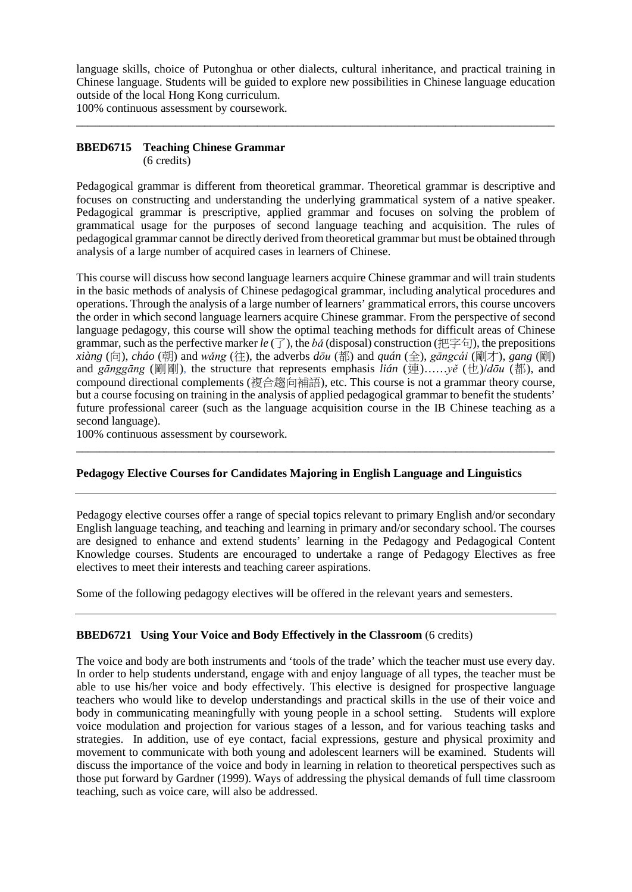language skills, choice of Putonghua or other dialects, cultural inheritance, and practical training in Chinese language. Students will be guided to explore new possibilities in Chinese language education outside of the local Hong Kong curriculum.
100% continuous assessment by coursework.

---

**BBED6715 Teaching Chinese Grammar**
(6 credits)

Pedagogical grammar is different from theoretical grammar. Theoretical grammar is descriptive and focuses on constructing and understanding the underlying grammatical system of a native speaker. Pedagogical grammar is prescriptive, applied grammar and focuses on solving the problem of grammatical usage for the purposes of second language teaching and acquisition. The rules of pedagogical grammar cannot be directly derived from theoretical grammar but must be obtained through analysis of a large number of acquired cases in learners of Chinese.

This course will discuss how second language learners acquire Chinese grammar and will train students in the basic methods of analysis of Chinese pedagogical grammar, including analytical procedures and operations. Through the analysis of a large number of learners' grammatical errors, this course uncovers the order in which second language learners acquire Chinese grammar. From the perspective of second language pedagogy, this course will show the optimal teaching methods for difficult areas of Chinese grammar, such as the perfective marker *le* (了), the *bǎ* (disposal) construction (把字句), the prepositions *xiàng* (向), *cháo* (朝) and *wǎng* (往), the adverbs *dōu* (都) and *quán* (全), *gāngcái* (剛才), *gang* (剛) and *gānggāng* (剛剛), the structure that represents emphasis *lián* (連)……*yě* (也)/*dōu* (都), and compound directional complements (複合趨向補語), etc. This course is not a grammar theory course, but a course focusing on training in the analysis of applied pedagogical grammar to benefit the students' future professional career (such as the language acquisition course in the IB Chinese teaching as a second language).
100% continuous assessment by coursework.

---

**Pedagogy Elective Courses for Candidates Majoring in English Language and Linguistics**

---

Pedagogy elective courses offer a range of special topics relevant to primary English and/or secondary English language teaching, and teaching and learning in primary and/or secondary school. The courses are designed to enhance and extend students' learning in the Pedagogy and Pedagogical Content Knowledge courses. Students are encouraged to undertake a range of Pedagogy Electives as free electives to meet their interests and teaching career aspirations.

Some of the following pedagogy electives will be offered in the relevant years and semesters.

---

**BBED6721 Using Your Voice and Body Effectively in the Classroom** (6 credits)

The voice and body are both instruments and 'tools of the trade' which the teacher must use every day. In order to help students understand, engage with and enjoy language of all types, the teacher must be able to use his/her voice and body effectively. This elective is designed for prospective language teachers who would like to develop understandings and practical skills in the use of their voice and body in communicating meaningfully with young people in a school setting. Students will explore voice modulation and projection for various stages of a lesson, and for various teaching tasks and strategies. In addition, use of eye contact, facial expressions, gesture and physical proximity and movement to communicate with both young and adolescent learners will be examined. Students will discuss the importance of the voice and body in learning in relation to theoretical perspectives such as those put forward by Gardner (1999). Ways of addressing the physical demands of full time classroom teaching, such as voice care, will also be addressed.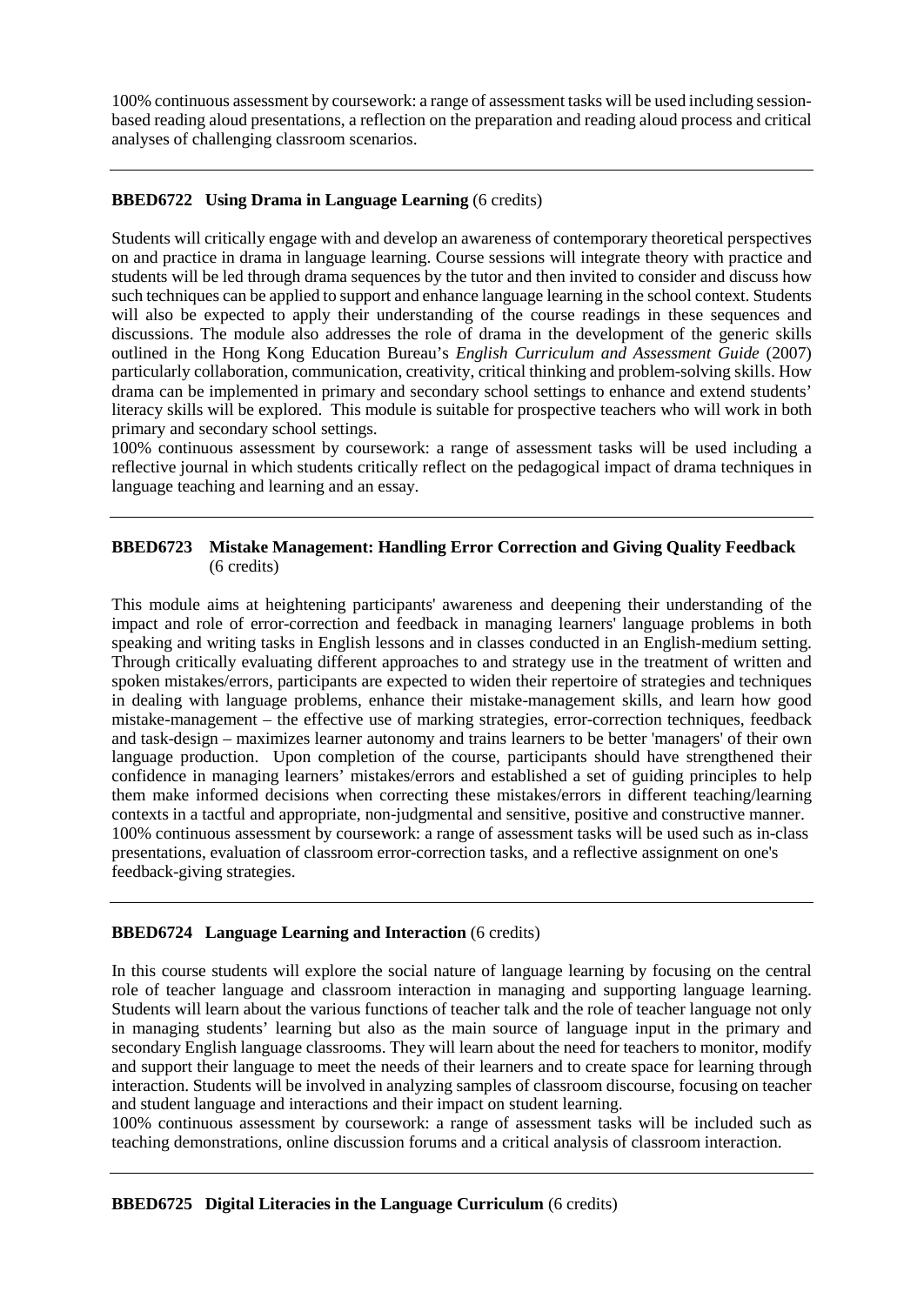100% continuous assessment by coursework: a range of assessment tasks will be used including session-based reading aloud presentations, a reflection on the preparation and reading aloud process and critical analyses of challenging classroom scenarios.

---

**BBED6722 Using Drama in Language Learning** (6 credits)

Students will critically engage with and develop an awareness of contemporary theoretical perspectives on and practice in drama in language learning. Course sessions will integrate theory with practice and students will be led through drama sequences by the tutor and then invited to consider and discuss how such techniques can be applied to support and enhance language learning in the school context. Students will also be expected to apply their understanding of the course readings in these sequences and discussions. The module also addresses the role of drama in the development of the generic skills outlined in the Hong Kong Education Bureau's *English Curriculum and Assessment Guide* (2007) particularly collaboration, communication, creativity, critical thinking and problem-solving skills. How drama can be implemented in primary and secondary school settings to enhance and extend students' literacy skills will be explored. This module is suitable for prospective teachers who will work in both primary and secondary school settings.
100% continuous assessment by coursework: a range of assessment tasks will be used including a reflective journal in which students critically reflect on the pedagogical impact of drama techniques in language teaching and learning and an essay.

---

**BBED6723 Mistake Management: Handling Error Correction and Giving Quality Feedback** (6 credits)

This module aims at heightening participants' awareness and deepening their understanding of the impact and role of error-correction and feedback in managing learners' language problems in both speaking and writing tasks in English lessons and in classes conducted in an English-medium setting. Through critically evaluating different approaches to and strategy use in the treatment of written and spoken mistakes/errors, participants are expected to widen their repertoire of strategies and techniques in dealing with language problems, enhance their mistake-management skills, and learn how good mistake-management – the effective use of marking strategies, error-correction techniques, feedback and task-design – maximizes learner autonomy and trains learners to be better 'managers' of their own language production. Upon completion of the course, participants should have strengthened their confidence in managing learners' mistakes/errors and established a set of guiding principles to help them make informed decisions when correcting these mistakes/errors in different teaching/learning contexts in a tactful and appropriate, non-judgmental and sensitive, positive and constructive manner.
100% continuous assessment by coursework: a range of assessment tasks will be used such as in-class presentations, evaluation of classroom error-correction tasks, and a reflective assignment on one's feedback-giving strategies.

---

**BBED6724 Language Learning and Interaction** (6 credits)

In this course students will explore the social nature of language learning by focusing on the central role of teacher language and classroom interaction in managing and supporting language learning. Students will learn about the various functions of teacher talk and the role of teacher language not only in managing students' learning but also as the main source of language input in the primary and secondary English language classrooms. They will learn about the need for teachers to monitor, modify and support their language to meet the needs of their learners and to create space for learning through interaction. Students will be involved in analyzing samples of classroom discourse, focusing on teacher and student language and interactions and their impact on student learning.
100% continuous assessment by coursework: a range of assessment tasks will be included such as teaching demonstrations, online discussion forums and a critical analysis of classroom interaction.

---

**BBED6725 Digital Literacies in the Language Curriculum** (6 credits)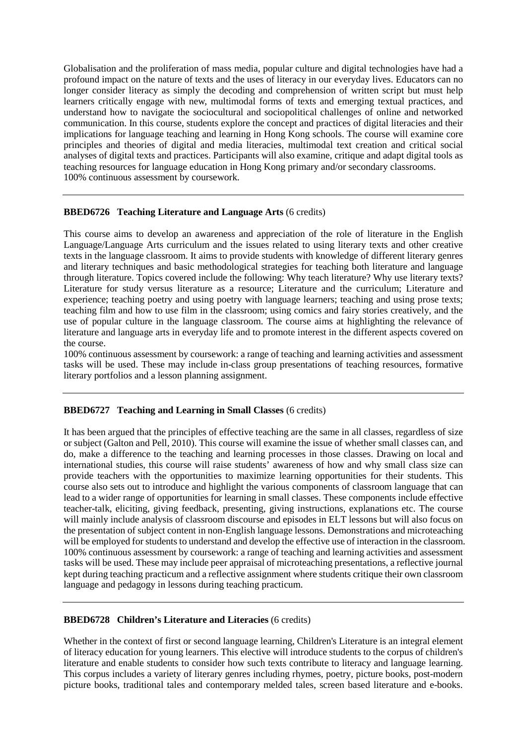Globalisation and the proliferation of mass media, popular culture and digital technologies have had a profound impact on the nature of texts and the uses of literacy in our everyday lives. Educators can no longer consider literacy as simply the decoding and comprehension of written script but must help learners critically engage with new, multimodal forms of texts and emerging textual practices, and understand how to navigate the sociocultural and sociopolitical challenges of online and networked communication. In this course, students explore the concept and practices of digital literacies and their implications for language teaching and learning in Hong Kong schools. The course will examine core principles and theories of digital and media literacies, multimodal text creation and critical social analyses of digital texts and practices. Participants will also examine, critique and adapt digital tools as teaching resources for language education in Hong Kong primary and/or secondary classrooms.
100% continuous assessment by coursework.

---

**BBED6726 Teaching Literature and Language Arts** (6 credits)

This course aims to develop an awareness and appreciation of the role of literature in the English Language/Language Arts curriculum and the issues related to using literary texts and other creative texts in the language classroom. It aims to provide students with knowledge of different literary genres and literary techniques and basic methodological strategies for teaching both literature and language through literature. Topics covered include the following: Why teach literature? Why use literary texts? Literature for study versus literature as a resource; Literature and the curriculum; Literature and experience; teaching poetry and using poetry with language learners; teaching and using prose texts; teaching film and how to use film in the classroom; using comics and fairy stories creatively, and the use of popular culture in the language classroom. The course aims at highlighting the relevance of literature and language arts in everyday life and to promote interest in the different aspects covered on the course.
100% continuous assessment by coursework: a range of teaching and learning activities and assessment tasks will be used. These may include in-class group presentations of teaching resources, formative literary portfolios and a lesson planning assignment.

---

**BBED6727 Teaching and Learning in Small Classes** (6 credits)

It has been argued that the principles of effective teaching are the same in all classes, regardless of size or subject (Galton and Pell, 2010). This course will examine the issue of whether small classes can, and do, make a difference to the teaching and learning processes in those classes. Drawing on local and international studies, this course will raise students' awareness of how and why small class size can provide teachers with the opportunities to maximize learning opportunities for their students. This course also sets out to introduce and highlight the various components of classroom language that can lead to a wider range of opportunities for learning in small classes. These components include effective teacher-talk, eliciting, giving feedback, presenting, giving instructions, explanations etc. The course will mainly include analysis of classroom discourse and episodes in ELT lessons but will also focus on the presentation of subject content in non-English language lessons. Demonstrations and microteaching will be employed for students to understand and develop the effective use of interaction in the classroom.
100% continuous assessment by coursework: a range of teaching and learning activities and assessment tasks will be used. These may include peer appraisal of microteaching presentations, a reflective journal kept during teaching practicum and a reflective assignment where students critique their own classroom language and pedagogy in lessons during teaching practicum.

---

**BBED6728 Children's Literature and Literacies** (6 credits)

Whether in the context of first or second language learning, Children's Literature is an integral element of literacy education for young learners. This elective will introduce students to the corpus of children's literature and enable students to consider how such texts contribute to literacy and language learning. This corpus includes a variety of literary genres including rhymes, poetry, picture books, post-modern picture books, traditional tales and contemporary melded tales, screen based literature and e-books.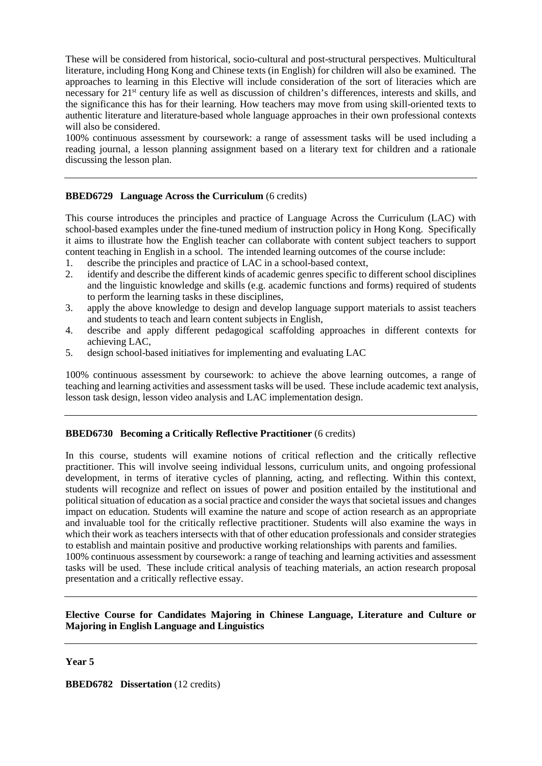These will be considered from historical, socio-cultural and post-structural perspectives. Multicultural literature, including Hong Kong and Chinese texts (in English) for children will also be examined. The approaches to learning in this Elective will include consideration of the sort of literacies which are necessary for 21st century life as well as discussion of children's differences, interests and skills, and the significance this has for their learning. How teachers may move from using skill-oriented texts to authentic literature and literature-based whole language approaches in their own professional contexts will also be considered.
100% continuous assessment by coursework: a range of assessment tasks will be used including a reading journal, a lesson planning assignment based on a literary text for children and a rationale discussing the lesson plan.

---

**BBED6729 Language Across the Curriculum** (6 credits)

This course introduces the principles and practice of Language Across the Curriculum (LAC) with school-based examples under the fine-tuned medium of instruction policy in Hong Kong. Specifically it aims to illustrate how the English teacher can collaborate with content subject teachers to support content teaching in English in a school. The intended learning outcomes of the course include:

1. describe the principles and practice of LAC in a school-based context,
2. identify and describe the different kinds of academic genres specific to different school disciplines and the linguistic knowledge and skills (e.g. academic functions and forms) required of students to perform the learning tasks in these disciplines,
3. apply the above knowledge to design and develop language support materials to assist teachers and students to teach and learn content subjects in English,
4. describe and apply different pedagogical scaffolding approaches in different contexts for achieving LAC,
5. design school-based initiatives for implementing and evaluating LAC

100% continuous assessment by coursework: to achieve the above learning outcomes, a range of teaching and learning activities and assessment tasks will be used. These include academic text analysis, lesson task design, lesson video analysis and LAC implementation design.

---

**BBED6730 Becoming a Critically Reflective Practitioner** (6 credits)

In this course, students will examine notions of critical reflection and the critically reflective practitioner. This will involve seeing individual lessons, curriculum units, and ongoing professional development, in terms of iterative cycles of planning, acting, and reflecting. Within this context, students will recognize and reflect on issues of power and position entailed by the institutional and political situation of education as a social practice and consider the ways that societal issues and changes impact on education. Students will examine the nature and scope of action research as an appropriate and invaluable tool for the critically reflective practitioner. Students will also examine the ways in which their work as teachers intersects with that of other education professionals and consider strategies to establish and maintain positive and productive working relationships with parents and families.
100% continuous assessment by coursework: a range of teaching and learning activities and assessment tasks will be used. These include critical analysis of teaching materials, an action research proposal presentation and a critically reflective essay.

---

**Elective Course for Candidates Majoring in Chinese Language, Literature and Culture or Majoring in English Language and Linguistics**

---

**Year 5**

**BBED6782 Dissertation** (12 credits)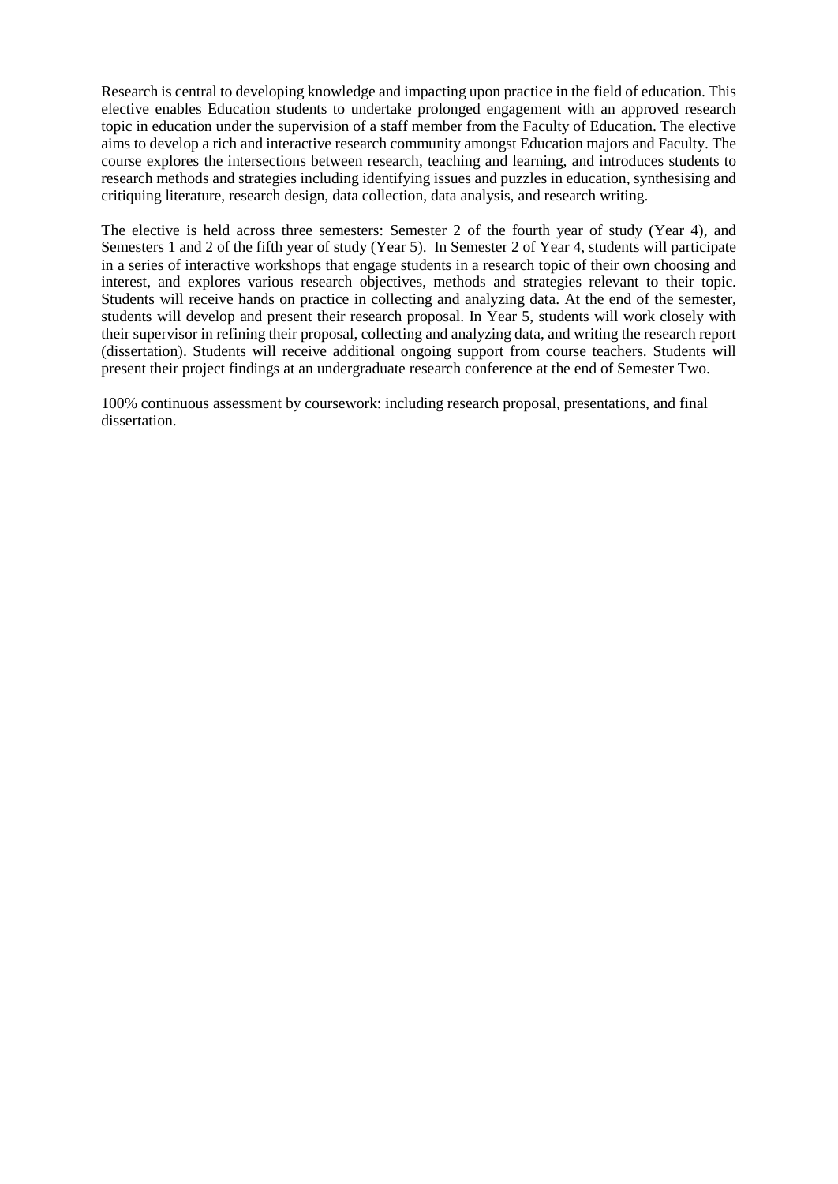Research is central to developing knowledge and impacting upon practice in the field of education. This elective enables Education students to undertake prolonged engagement with an approved research topic in education under the supervision of a staff member from the Faculty of Education. The elective aims to develop a rich and interactive research community amongst Education majors and Faculty. The course explores the intersections between research, teaching and learning, and introduces students to research methods and strategies including identifying issues and puzzles in education, synthesising and critiquing literature, research design, data collection, data analysis, and research writing.

The elective is held across three semesters: Semester 2 of the fourth year of study (Year 4), and Semesters 1 and 2 of the fifth year of study (Year 5). In Semester 2 of Year 4, students will participate in a series of interactive workshops that engage students in a research topic of their own choosing and interest, and explores various research objectives, methods and strategies relevant to their topic. Students will receive hands on practice in collecting and analyzing data. At the end of the semester, students will develop and present their research proposal. In Year 5, students will work closely with their supervisor in refining their proposal, collecting and analyzing data, and writing the research report (dissertation). Students will receive additional ongoing support from course teachers. Students will present their project findings at an undergraduate research conference at the end of Semester Two.

100% continuous assessment by coursework: including research proposal, presentations, and final dissertation.